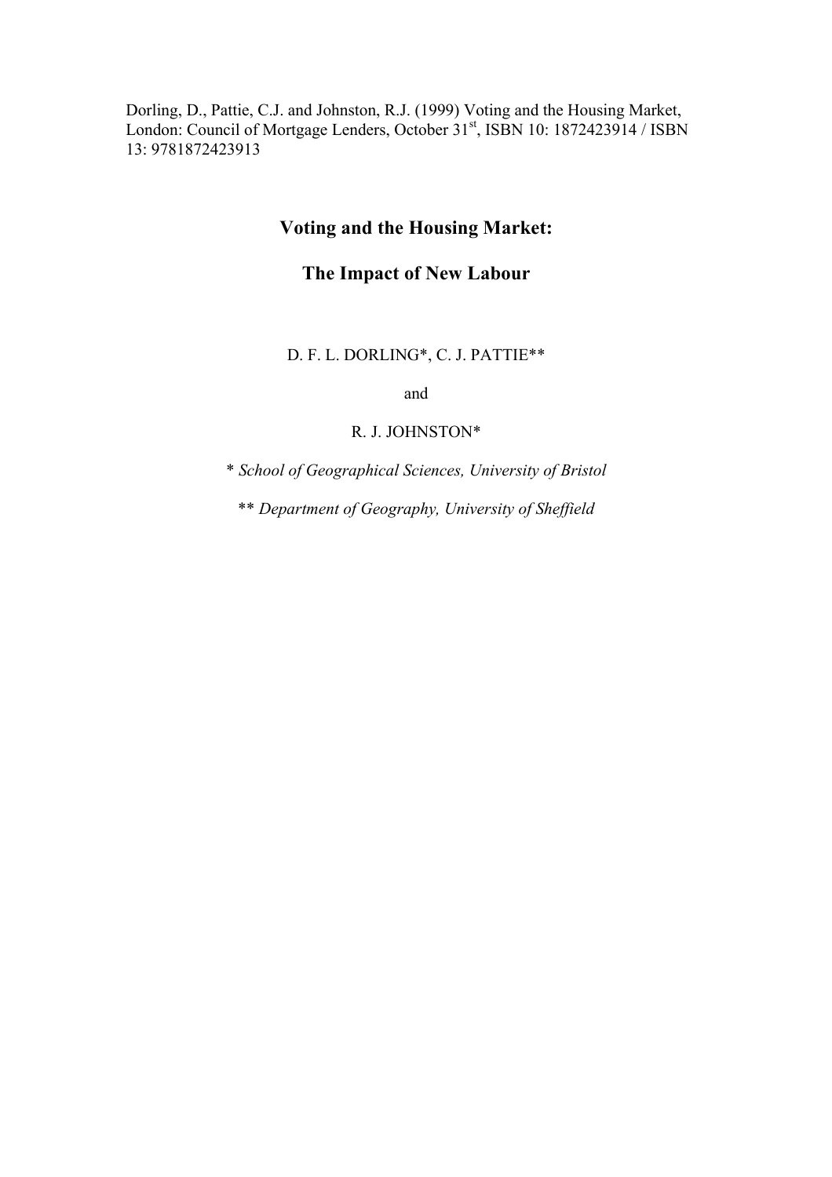Dorling, D., Pattie, C.J. and Johnston, R.J. (1999) Voting and the Housing Market, London: Council of Mortgage Lenders, October 31st, ISBN 10: 1872423914 / ISBN 13: 9781872423913

# Voting and the Housing Market:

# The Impact of New Labour

D. F. L. DORLING*, C. J. PATTIE**

and

R. J. JOHNSTON*

* *School of Geographical Sciences, University of Bristol*

** *Department of Geography, University of Sheffield*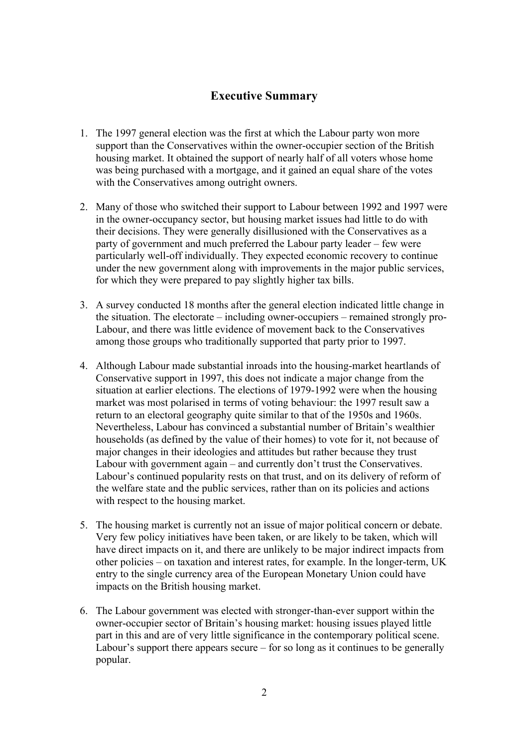## Executive Summary

1. The 1997 general election was the first at which the Labour party won more support than the Conservatives within the owner-occupier section of the British housing market. It obtained the support of nearly half of all voters whose home was being purchased with a mortgage, and it gained an equal share of the votes with the Conservatives among outright owners.

2. Many of those who switched their support to Labour between 1992 and 1997 were in the owner-occupancy sector, but housing market issues had little to do with their decisions. They were generally disillusioned with the Conservatives as a party of government and much preferred the Labour party leader – few were particularly well-off individually. They expected economic recovery to continue under the new government along with improvements in the major public services, for which they were prepared to pay slightly higher tax bills.

3. A survey conducted 18 months after the general election indicated little change in the situation. The electorate – including owner-occupiers – remained strongly pro-Labour, and there was little evidence of movement back to the Conservatives among those groups who traditionally supported that party prior to 1997.

4. Although Labour made substantial inroads into the housing-market heartlands of Conservative support in 1997, this does not indicate a major change from the situation at earlier elections. The elections of 1979-1992 were when the housing market was most polarised in terms of voting behaviour: the 1997 result saw a return to an electoral geography quite similar to that of the 1950s and 1960s. Nevertheless, Labour has convinced a substantial number of Britain's wealthier households (as defined by the value of their homes) to vote for it, not because of major changes in their ideologies and attitudes but rather because they trust Labour with government again – and currently don't trust the Conservatives. Labour's continued popularity rests on that trust, and on its delivery of reform of the welfare state and the public services, rather than on its policies and actions with respect to the housing market.

5. The housing market is currently not an issue of major political concern or debate. Very few policy initiatives have been taken, or are likely to be taken, which will have direct impacts on it, and there are unlikely to be major indirect impacts from other policies – on taxation and interest rates, for example. In the longer-term, UK entry to the single currency area of the European Monetary Union could have impacts on the British housing market.

6. The Labour government was elected with stronger-than-ever support within the owner-occupier sector of Britain's housing market: housing issues played little part in this and are of very little significance in the contemporary political scene. Labour's support there appears secure – for so long as it continues to be generally popular.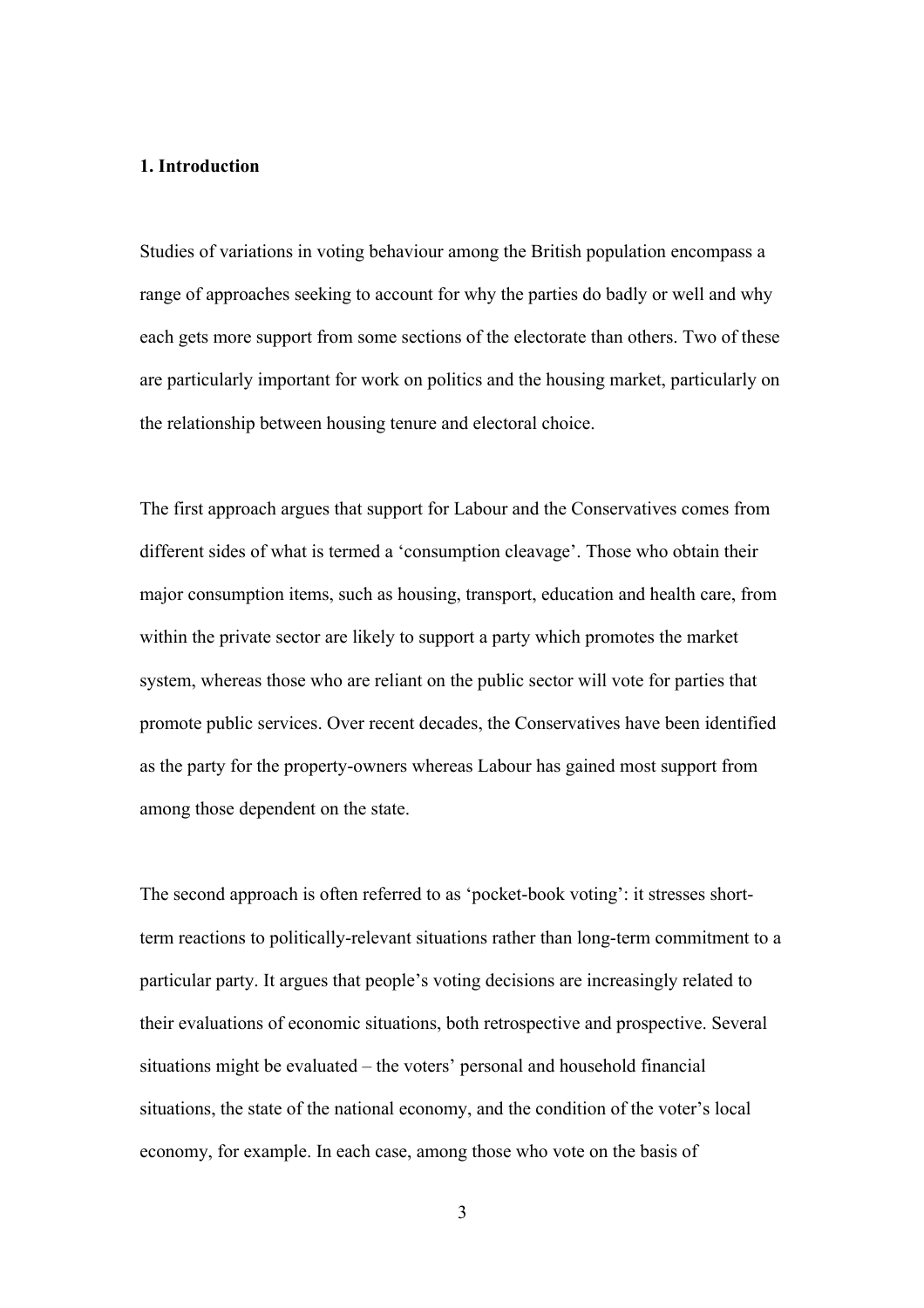## 1. Introduction

Studies of variations in voting behaviour among the British population encompass a range of approaches seeking to account for why the parties do badly or well and why each gets more support from some sections of the electorate than others. Two of these are particularly important for work on politics and the housing market, particularly on the relationship between housing tenure and electoral choice.

The first approach argues that support for Labour and the Conservatives comes from different sides of what is termed a 'consumption cleavage'. Those who obtain their major consumption items, such as housing, transport, education and health care, from within the private sector are likely to support a party which promotes the market system, whereas those who are reliant on the public sector will vote for parties that promote public services. Over recent decades, the Conservatives have been identified as the party for the property-owners whereas Labour has gained most support from among those dependent on the state.

The second approach is often referred to as 'pocket-book voting': it stresses short-term reactions to politically-relevant situations rather than long-term commitment to a particular party. It argues that people's voting decisions are increasingly related to their evaluations of economic situations, both retrospective and prospective. Several situations might be evaluated – the voters' personal and household financial situations, the state of the national economy, and the condition of the voter's local economy, for example. In each case, among those who vote on the basis of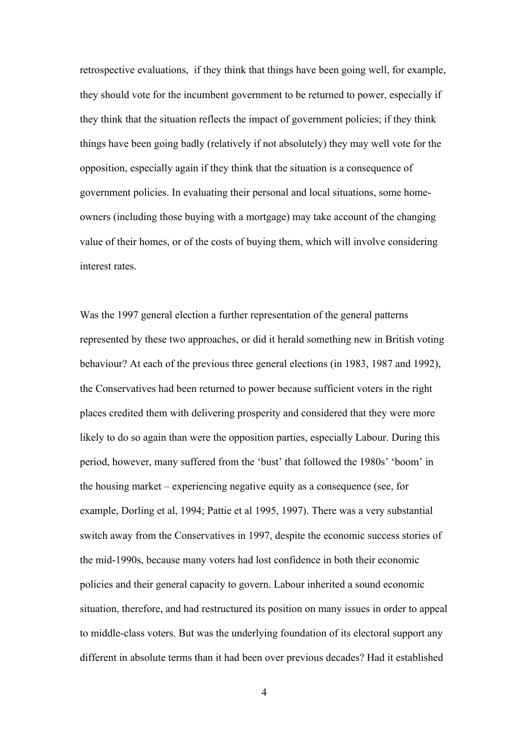retrospective evaluations, if they think that things have been going well, for example, they should vote for the incumbent government to be returned to power, especially if they think that the situation reflects the impact of government policies; if they think things have been going badly (relatively if not absolutely) they may well vote for the opposition, especially again if they think that the situation is a consequence of government policies. In evaluating their personal and local situations, some home-owners (including those buying with a mortgage) may take account of the changing value of their homes, or of the costs of buying them, which will involve considering interest rates.

Was the 1997 general election a further representation of the general patterns represented by these two approaches, or did it herald something new in British voting behaviour? At each of the previous three general elections (in 1983, 1987 and 1992), the Conservatives had been returned to power because sufficient voters in the right places credited them with delivering prosperity and considered that they were more likely to do so again than were the opposition parties, especially Labour. During this period, however, many suffered from the 'bust' that followed the 1980s' 'boom' in the housing market – experiencing negative equity as a consequence (see, for example, Dorling et al, 1994; Pattie et al 1995, 1997). There was a very substantial switch away from the Conservatives in 1997, despite the economic success stories of the mid-1990s, because many voters had lost confidence in both their economic policies and their general capacity to govern. Labour inherited a sound economic situation, therefore, and had restructured its position on many issues in order to appeal to middle-class voters. But was the underlying foundation of its electoral support any different in absolute terms than it had been over previous decades? Had it established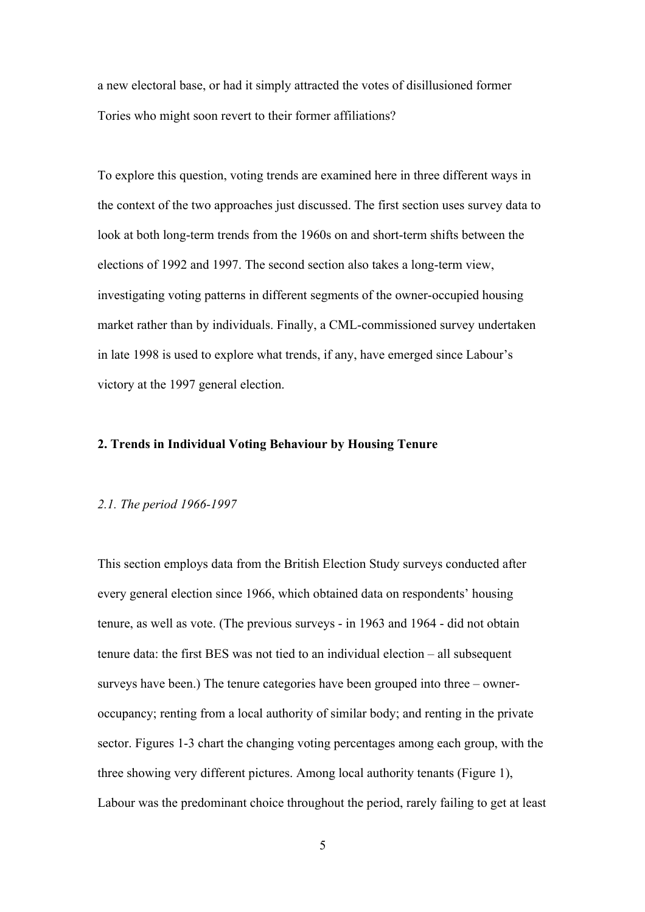a new electoral base, or had it simply attracted the votes of disillusioned former Tories who might soon revert to their former affiliations?

To explore this question, voting trends are examined here in three different ways in the context of the two approaches just discussed. The first section uses survey data to look at both long-term trends from the 1960s on and short-term shifts between the elections of 1992 and 1997. The second section also takes a long-term view, investigating voting patterns in different segments of the owner-occupied housing market rather than by individuals. Finally, a CML-commissioned survey undertaken in late 1998 is used to explore what trends, if any, have emerged since Labour's victory at the 1997 general election.

## 2. Trends in Individual Voting Behaviour by Housing Tenure

### *2.1. The period 1966-1997*

This section employs data from the British Election Study surveys conducted after every general election since 1966, which obtained data on respondents' housing tenure, as well as vote. (The previous surveys - in 1963 and 1964 - did not obtain tenure data: the first BES was not tied to an individual election – all subsequent surveys have been.) The tenure categories have been grouped into three – owner-occupancy; renting from a local authority of similar body; and renting in the private sector. Figures 1-3 chart the changing voting percentages among each group, with the three showing very different pictures. Among local authority tenants (Figure 1), Labour was the predominant choice throughout the period, rarely failing to get at least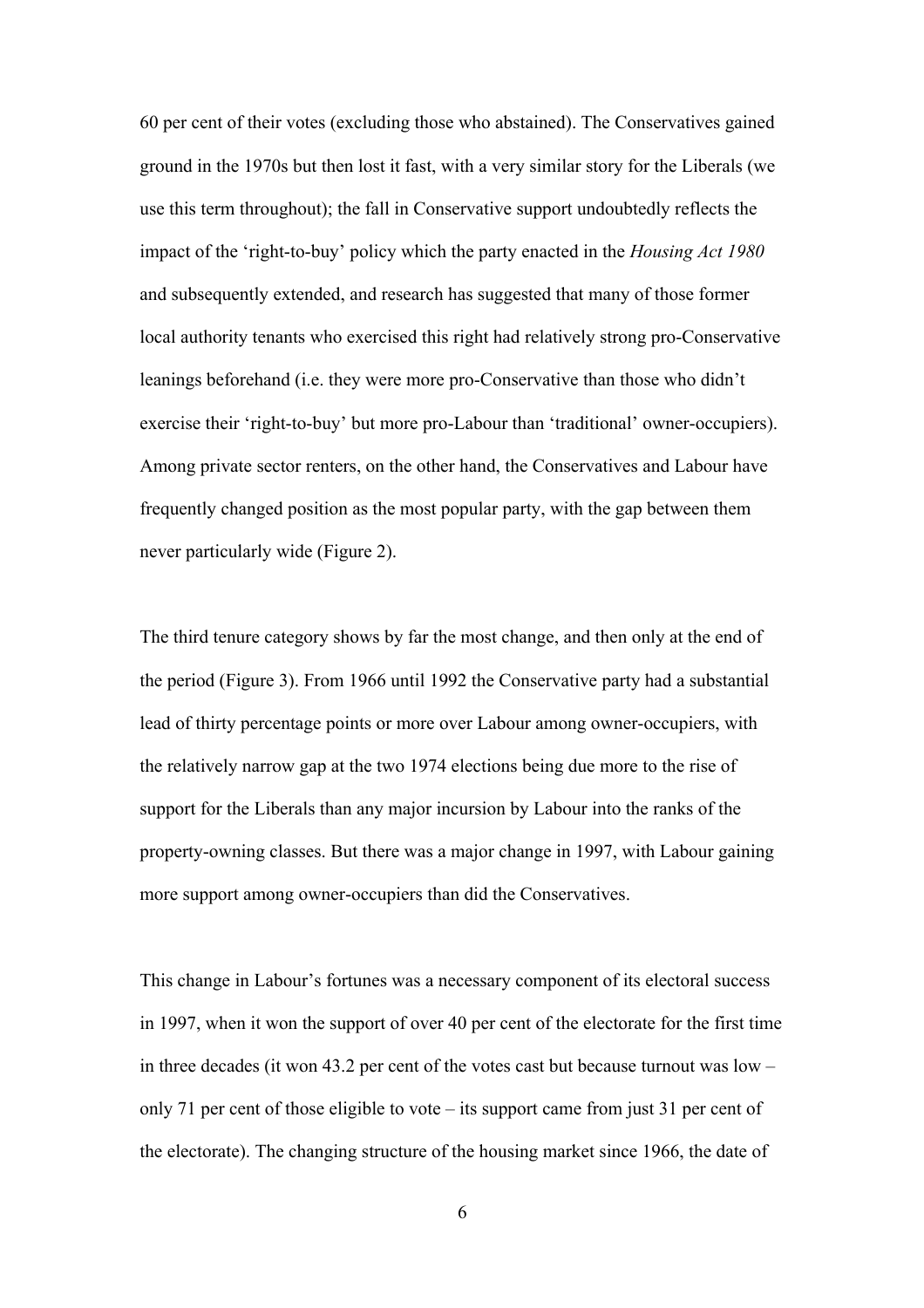60 per cent of their votes (excluding those who abstained). The Conservatives gained ground in the 1970s but then lost it fast, with a very similar story for the Liberals (we use this term throughout); the fall in Conservative support undoubtedly reflects the impact of the 'right-to-buy' policy which the party enacted in the *Housing Act 1980* and subsequently extended, and research has suggested that many of those former local authority tenants who exercised this right had relatively strong pro-Conservative leanings beforehand (i.e. they were more pro-Conservative than those who didn't exercise their 'right-to-buy' but more pro-Labour than 'traditional' owner-occupiers). Among private sector renters, on the other hand, the Conservatives and Labour have frequently changed position as the most popular party, with the gap between them never particularly wide (Figure 2).

The third tenure category shows by far the most change, and then only at the end of the period (Figure 3). From 1966 until 1992 the Conservative party had a substantial lead of thirty percentage points or more over Labour among owner-occupiers, with the relatively narrow gap at the two 1974 elections being due more to the rise of support for the Liberals than any major incursion by Labour into the ranks of the property-owning classes. But there was a major change in 1997, with Labour gaining more support among owner-occupiers than did the Conservatives.

This change in Labour's fortunes was a necessary component of its electoral success in 1997, when it won the support of over 40 per cent of the electorate for the first time in three decades (it won 43.2 per cent of the votes cast but because turnout was low – only 71 per cent of those eligible to vote – its support came from just 31 per cent of the electorate). The changing structure of the housing market since 1966, the date of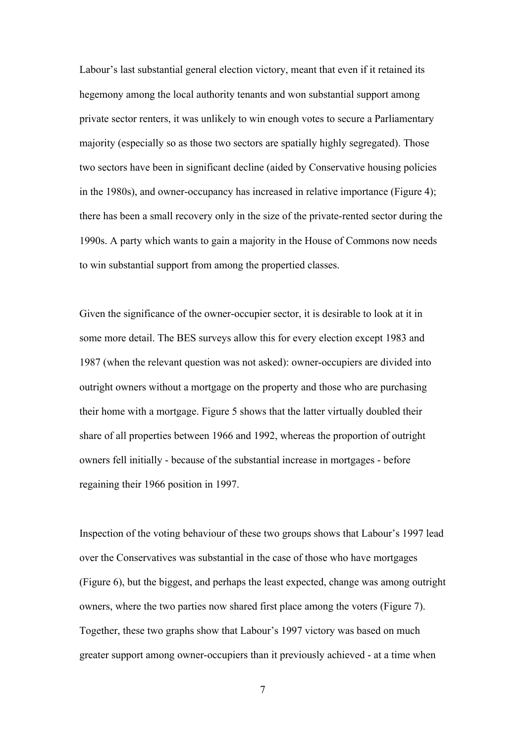Labour's last substantial general election victory, meant that even if it retained its hegemony among the local authority tenants and won substantial support among private sector renters, it was unlikely to win enough votes to secure a Parliamentary majority (especially so as those two sectors are spatially highly segregated). Those two sectors have been in significant decline (aided by Conservative housing policies in the 1980s), and owner-occupancy has increased in relative importance (Figure 4); there has been a small recovery only in the size of the private-rented sector during the 1990s. A party which wants to gain a majority in the House of Commons now needs to win substantial support from among the propertied classes.

Given the significance of the owner-occupier sector, it is desirable to look at it in some more detail. The BES surveys allow this for every election except 1983 and 1987 (when the relevant question was not asked): owner-occupiers are divided into outright owners without a mortgage on the property and those who are purchasing their home with a mortgage. Figure 5 shows that the latter virtually doubled their share of all properties between 1966 and 1992, whereas the proportion of outright owners fell initially - because of the substantial increase in mortgages - before regaining their 1966 position in 1997.

Inspection of the voting behaviour of these two groups shows that Labour's 1997 lead over the Conservatives was substantial in the case of those who have mortgages (Figure 6), but the biggest, and perhaps the least expected, change was among outright owners, where the two parties now shared first place among the voters (Figure 7). Together, these two graphs show that Labour's 1997 victory was based on much greater support among owner-occupiers than it previously achieved - at a time when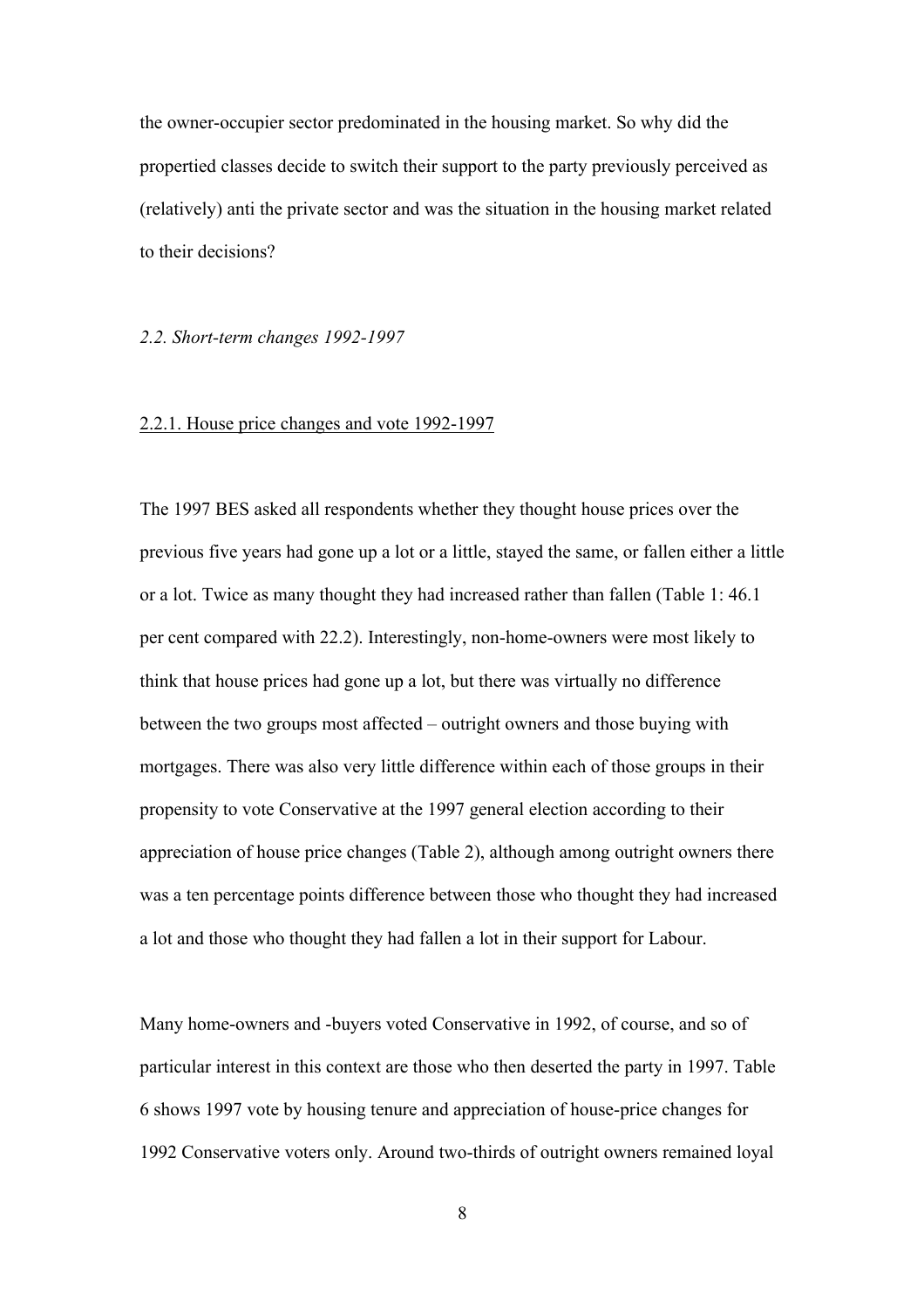the owner-occupier sector predominated in the housing market. So why did the propertied classes decide to switch their support to the party previously perceived as (relatively) anti the private sector and was the situation in the housing market related to their decisions?

### *2.2. Short-term changes 1992-1997*

#### 2.2.1. House price changes and vote 1992-1997

The 1997 BES asked all respondents whether they thought house prices over the previous five years had gone up a lot or a little, stayed the same, or fallen either a little or a lot. Twice as many thought they had increased rather than fallen (Table 1: 46.1 per cent compared with 22.2). Interestingly, non-home-owners were most likely to think that house prices had gone up a lot, but there was virtually no difference between the two groups most affected – outright owners and those buying with mortgages. There was also very little difference within each of those groups in their propensity to vote Conservative at the 1997 general election according to their appreciation of house price changes (Table 2), although among outright owners there was a ten percentage points difference between those who thought they had increased a lot and those who thought they had fallen a lot in their support for Labour.

Many home-owners and -buyers voted Conservative in 1992, of course, and so of particular interest in this context are those who then deserted the party in 1997. Table 6 shows 1997 vote by housing tenure and appreciation of house-price changes for 1992 Conservative voters only. Around two-thirds of outright owners remained loyal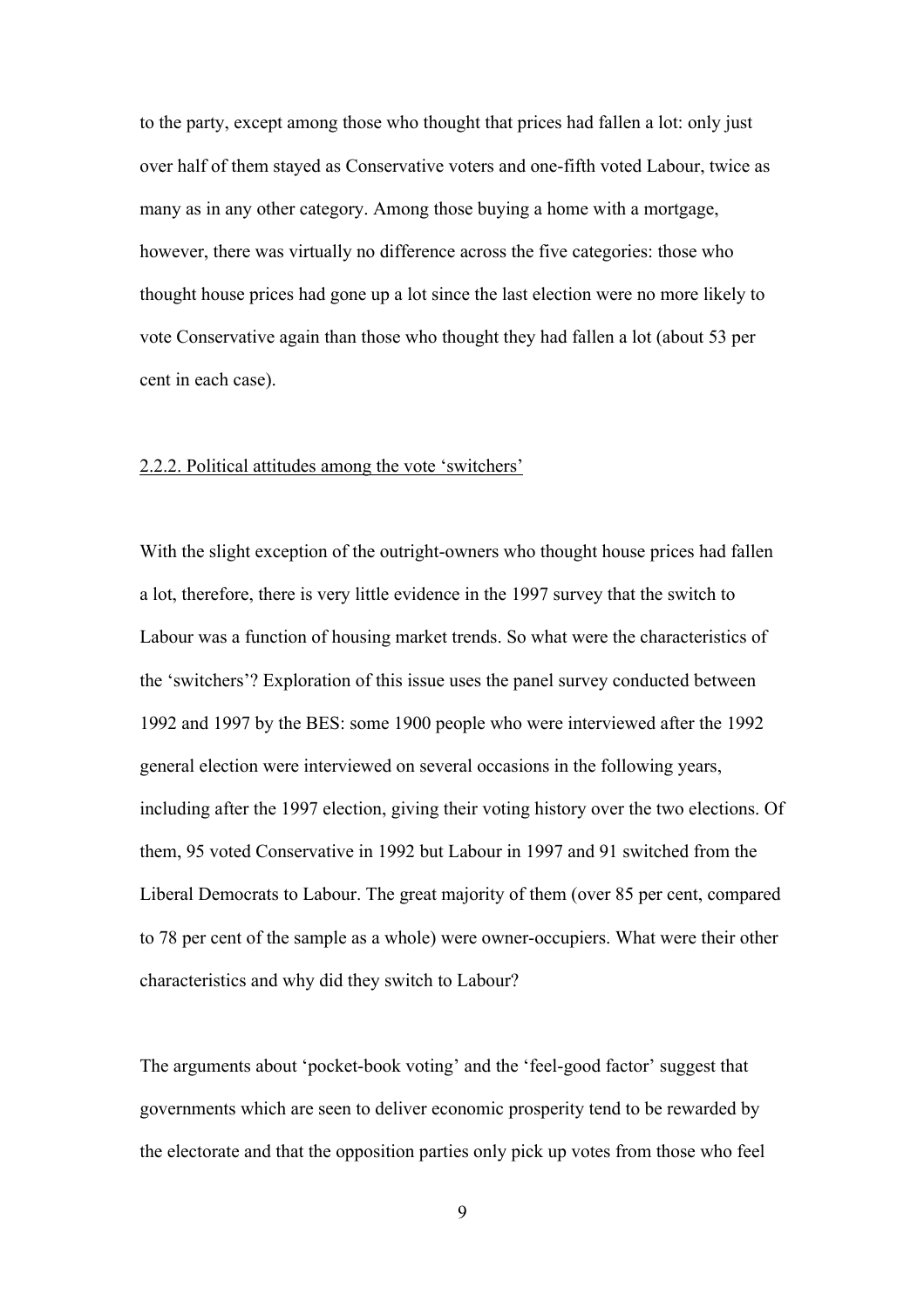to the party, except among those who thought that prices had fallen a lot: only just over half of them stayed as Conservative voters and one-fifth voted Labour, twice as many as in any other category. Among those buying a home with a mortgage, however, there was virtually no difference across the five categories: those who thought house prices had gone up a lot since the last election were no more likely to vote Conservative again than those who thought they had fallen a lot (about 53 per cent in each case).

### 2.2.2. Political attitudes among the vote 'switchers'

With the slight exception of the outright-owners who thought house prices had fallen a lot, therefore, there is very little evidence in the 1997 survey that the switch to Labour was a function of housing market trends. So what were the characteristics of the 'switchers'? Exploration of this issue uses the panel survey conducted between 1992 and 1997 by the BES: some 1900 people who were interviewed after the 1992 general election were interviewed on several occasions in the following years, including after the 1997 election, giving their voting history over the two elections. Of them, 95 voted Conservative in 1992 but Labour in 1997 and 91 switched from the Liberal Democrats to Labour. The great majority of them (over 85 per cent, compared to 78 per cent of the sample as a whole) were owner-occupiers. What were their other characteristics and why did they switch to Labour?

The arguments about 'pocket-book voting' and the 'feel-good factor' suggest that governments which are seen to deliver economic prosperity tend to be rewarded by the electorate and that the opposition parties only pick up votes from those who feel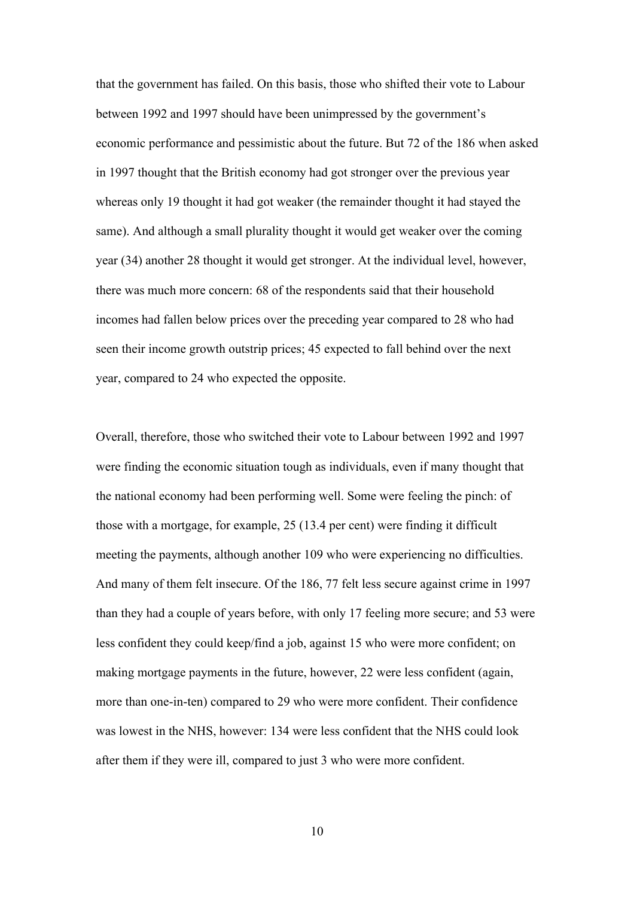that the government has failed. On this basis, those who shifted their vote to Labour between 1992 and 1997 should have been unimpressed by the government's economic performance and pessimistic about the future. But 72 of the 186 when asked in 1997 thought that the British economy had got stronger over the previous year whereas only 19 thought it had got weaker (the remainder thought it had stayed the same). And although a small plurality thought it would get weaker over the coming year (34) another 28 thought it would get stronger. At the individual level, however, there was much more concern: 68 of the respondents said that their household incomes had fallen below prices over the preceding year compared to 28 who had seen their income growth outstrip prices; 45 expected to fall behind over the next year, compared to 24 who expected the opposite.

Overall, therefore, those who switched their vote to Labour between 1992 and 1997 were finding the economic situation tough as individuals, even if many thought that the national economy had been performing well. Some were feeling the pinch: of those with a mortgage, for example, 25 (13.4 per cent) were finding it difficult meeting the payments, although another 109 who were experiencing no difficulties. And many of them felt insecure. Of the 186, 77 felt less secure against crime in 1997 than they had a couple of years before, with only 17 feeling more secure; and 53 were less confident they could keep/find a job, against 15 who were more confident; on making mortgage payments in the future, however, 22 were less confident (again, more than one-in-ten) compared to 29 who were more confident. Their confidence was lowest in the NHS, however: 134 were less confident that the NHS could look after them if they were ill, compared to just 3 who were more confident.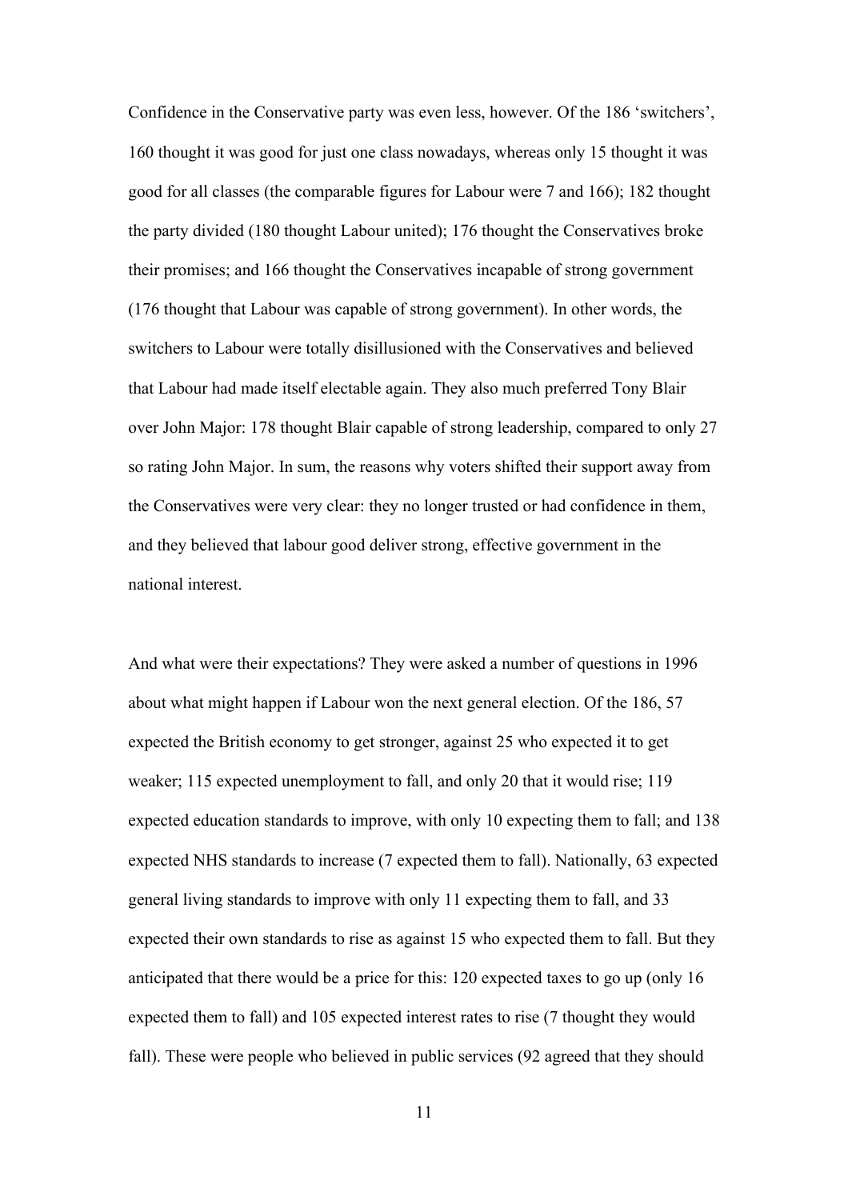Confidence in the Conservative party was even less, however. Of the 186 'switchers', 160 thought it was good for just one class nowadays, whereas only 15 thought it was good for all classes (the comparable figures for Labour were 7 and 166); 182 thought the party divided (180 thought Labour united); 176 thought the Conservatives broke their promises; and 166 thought the Conservatives incapable of strong government (176 thought that Labour was capable of strong government). In other words, the switchers to Labour were totally disillusioned with the Conservatives and believed that Labour had made itself electable again. They also much preferred Tony Blair over John Major: 178 thought Blair capable of strong leadership, compared to only 27 so rating John Major. In sum, the reasons why voters shifted their support away from the Conservatives were very clear: they no longer trusted or had confidence in them, and they believed that labour good deliver strong, effective government in the national interest.

And what were their expectations? They were asked a number of questions in 1996 about what might happen if Labour won the next general election. Of the 186, 57 expected the British economy to get stronger, against 25 who expected it to get weaker; 115 expected unemployment to fall, and only 20 that it would rise; 119 expected education standards to improve, with only 10 expecting them to fall; and 138 expected NHS standards to increase (7 expected them to fall). Nationally, 63 expected general living standards to improve with only 11 expecting them to fall, and 33 expected their own standards to rise as against 15 who expected them to fall. But they anticipated that there would be a price for this: 120 expected taxes to go up (only 16 expected them to fall) and 105 expected interest rates to rise (7 thought they would fall). These were people who believed in public services (92 agreed that they should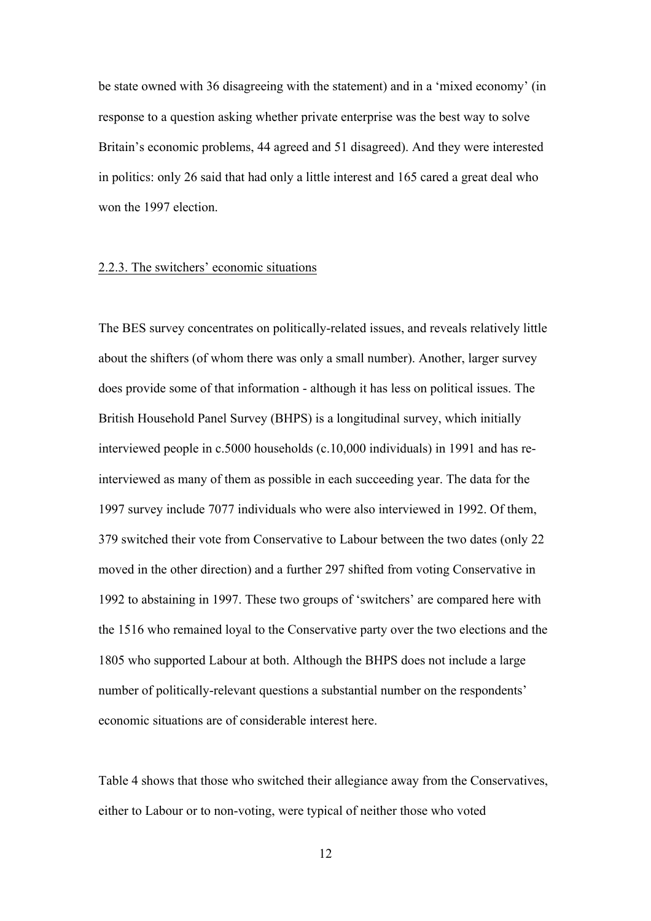be state owned with 36 disagreeing with the statement) and in a 'mixed economy' (in response to a question asking whether private enterprise was the best way to solve Britain's economic problems, 44 agreed and 51 disagreed). And they were interested in politics: only 26 said that had only a little interest and 165 cared a great deal who won the 1997 election.

### 2.2.3. The switchers' economic situations

The BES survey concentrates on politically-related issues, and reveals relatively little about the shifters (of whom there was only a small number). Another, larger survey does provide some of that information - although it has less on political issues. The British Household Panel Survey (BHPS) is a longitudinal survey, which initially interviewed people in c.5000 households (c.10,000 individuals) in 1991 and has re-interviewed as many of them as possible in each succeeding year. The data for the 1997 survey include 7077 individuals who were also interviewed in 1992. Of them, 379 switched their vote from Conservative to Labour between the two dates (only 22 moved in the other direction) and a further 297 shifted from voting Conservative in 1992 to abstaining in 1997. These two groups of 'switchers' are compared here with the 1516 who remained loyal to the Conservative party over the two elections and the 1805 who supported Labour at both. Although the BHPS does not include a large number of politically-relevant questions a substantial number on the respondents' economic situations are of considerable interest here.

Table 4 shows that those who switched their allegiance away from the Conservatives, either to Labour or to non-voting, were typical of neither those who voted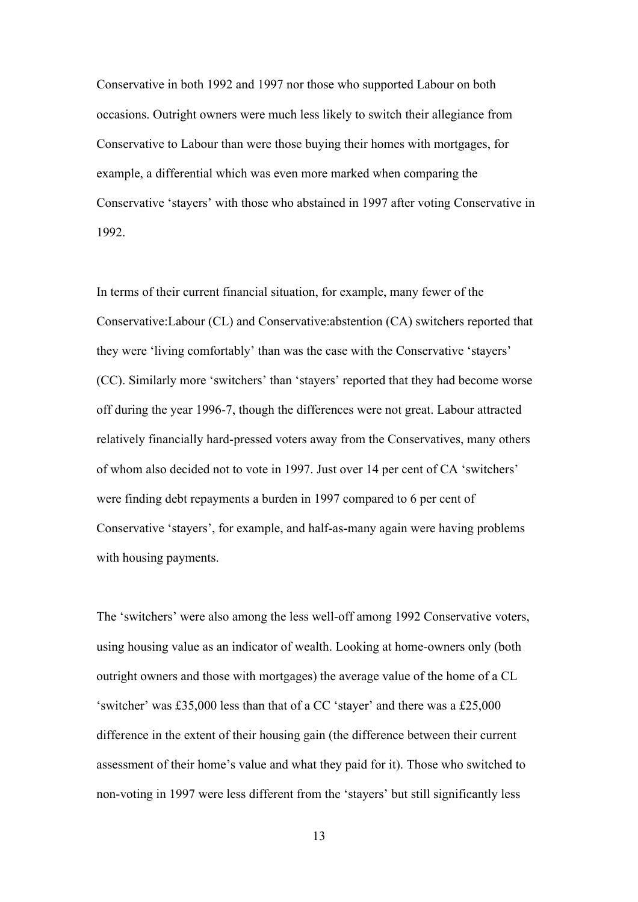Conservative in both 1992 and 1997 nor those who supported Labour on both occasions. Outright owners were much less likely to switch their allegiance from Conservative to Labour than were those buying their homes with mortgages, for example, a differential which was even more marked when comparing the Conservative 'stayers' with those who abstained in 1997 after voting Conservative in 1992.

In terms of their current financial situation, for example, many fewer of the Conservative:Labour (CL) and Conservative:abstention (CA) switchers reported that they were 'living comfortably' than was the case with the Conservative 'stayers' (CC). Similarly more 'switchers' than 'stayers' reported that they had become worse off during the year 1996-7, though the differences were not great. Labour attracted relatively financially hard-pressed voters away from the Conservatives, many others of whom also decided not to vote in 1997. Just over 14 per cent of CA 'switchers' were finding debt repayments a burden in 1997 compared to 6 per cent of Conservative 'stayers', for example, and half-as-many again were having problems with housing payments.

The 'switchers' were also among the less well-off among 1992 Conservative voters, using housing value as an indicator of wealth. Looking at home-owners only (both outright owners and those with mortgages) the average value of the home of a CL 'switcher' was £35,000 less than that of a CC 'stayer' and there was a £25,000 difference in the extent of their housing gain (the difference between their current assessment of their home's value and what they paid for it). Those who switched to non-voting in 1997 were less different from the 'stayers' but still significantly less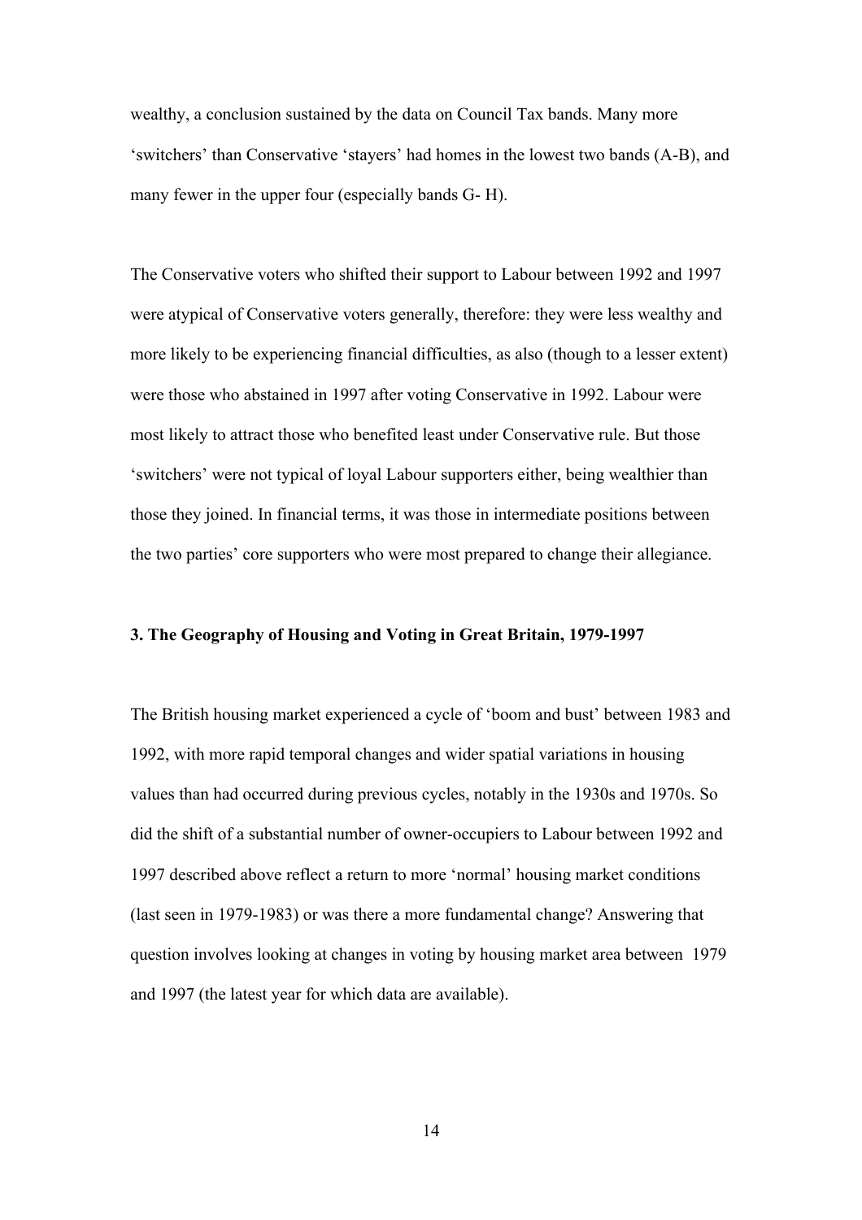wealthy, a conclusion sustained by the data on Council Tax bands. Many more 'switchers' than Conservative 'stayers' had homes in the lowest two bands (A-B), and many fewer in the upper four (especially bands G- H).

The Conservative voters who shifted their support to Labour between 1992 and 1997 were atypical of Conservative voters generally, therefore: they were less wealthy and more likely to be experiencing financial difficulties, as also (though to a lesser extent) were those who abstained in 1997 after voting Conservative in 1992. Labour were most likely to attract those who benefited least under Conservative rule. But those 'switchers' were not typical of loyal Labour supporters either, being wealthier than those they joined. In financial terms, it was those in intermediate positions between the two parties' core supporters who were most prepared to change their allegiance.

### 3. The Geography of Housing and Voting in Great Britain, 1979-1997

The British housing market experienced a cycle of 'boom and bust' between 1983 and 1992, with more rapid temporal changes and wider spatial variations in housing values than had occurred during previous cycles, notably in the 1930s and 1970s. So did the shift of a substantial number of owner-occupiers to Labour between 1992 and 1997 described above reflect a return to more 'normal' housing market conditions (last seen in 1979-1983) or was there a more fundamental change? Answering that question involves looking at changes in voting by housing market area between 1979 and 1997 (the latest year for which data are available).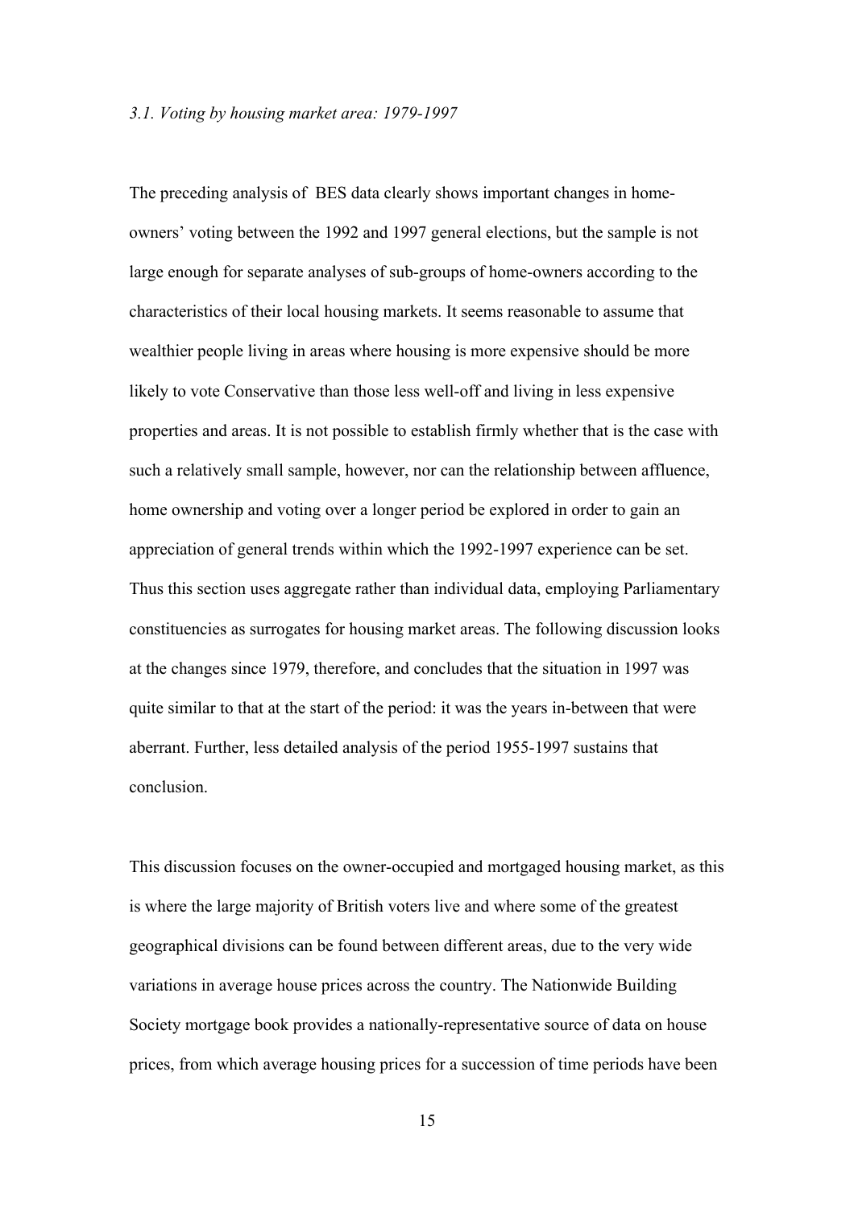### *3.1. Voting by housing market area: 1979-1997*

The preceding analysis of BES data clearly shows important changes in home-owners' voting between the 1992 and 1997 general elections, but the sample is not large enough for separate analyses of sub-groups of home-owners according to the characteristics of their local housing markets. It seems reasonable to assume that wealthier people living in areas where housing is more expensive should be more likely to vote Conservative than those less well-off and living in less expensive properties and areas. It is not possible to establish firmly whether that is the case with such a relatively small sample, however, nor can the relationship between affluence, home ownership and voting over a longer period be explored in order to gain an appreciation of general trends within which the 1992-1997 experience can be set. Thus this section uses aggregate rather than individual data, employing Parliamentary constituencies as surrogates for housing market areas. The following discussion looks at the changes since 1979, therefore, and concludes that the situation in 1997 was quite similar to that at the start of the period: it was the years in-between that were aberrant. Further, less detailed analysis of the period 1955-1997 sustains that conclusion.

This discussion focuses on the owner-occupied and mortgaged housing market, as this is where the large majority of British voters live and where some of the greatest geographical divisions can be found between different areas, due to the very wide variations in average house prices across the country. The Nationwide Building Society mortgage book provides a nationally-representative source of data on house prices, from which average housing prices for a succession of time periods have been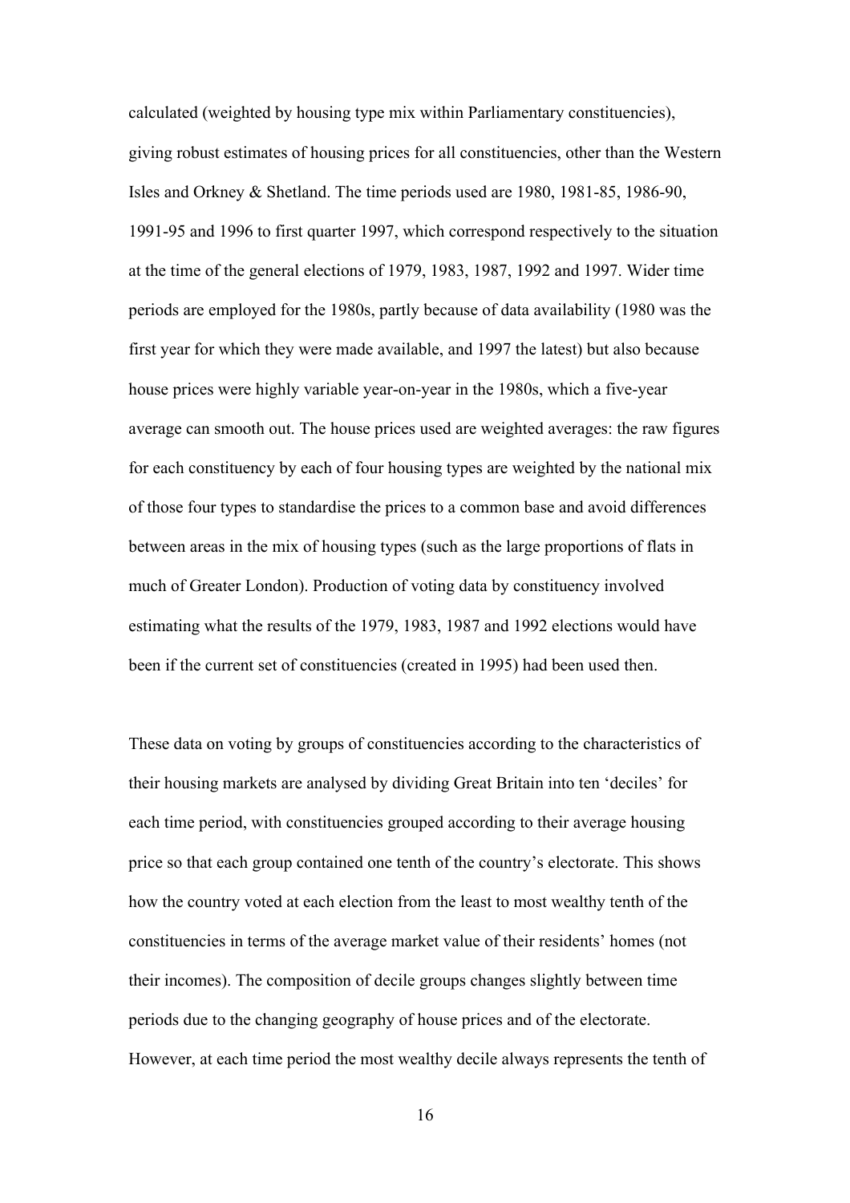calculated (weighted by housing type mix within Parliamentary constituencies), giving robust estimates of housing prices for all constituencies, other than the Western Isles and Orkney & Shetland. The time periods used are 1980, 1981-85, 1986-90, 1991-95 and 1996 to first quarter 1997, which correspond respectively to the situation at the time of the general elections of 1979, 1983, 1987, 1992 and 1997. Wider time periods are employed for the 1980s, partly because of data availability (1980 was the first year for which they were made available, and 1997 the latest) but also because house prices were highly variable year-on-year in the 1980s, which a five-year average can smooth out. The house prices used are weighted averages: the raw figures for each constituency by each of four housing types are weighted by the national mix of those four types to standardise the prices to a common base and avoid differences between areas in the mix of housing types (such as the large proportions of flats in much of Greater London). Production of voting data by constituency involved estimating what the results of the 1979, 1983, 1987 and 1992 elections would have been if the current set of constituencies (created in 1995) had been used then.

These data on voting by groups of constituencies according to the characteristics of their housing markets are analysed by dividing Great Britain into ten 'deciles' for each time period, with constituencies grouped according to their average housing price so that each group contained one tenth of the country's electorate. This shows how the country voted at each election from the least to most wealthy tenth of the constituencies in terms of the average market value of their residents' homes (not their incomes). The composition of decile groups changes slightly between time periods due to the changing geography of house prices and of the electorate. However, at each time period the most wealthy decile always represents the tenth of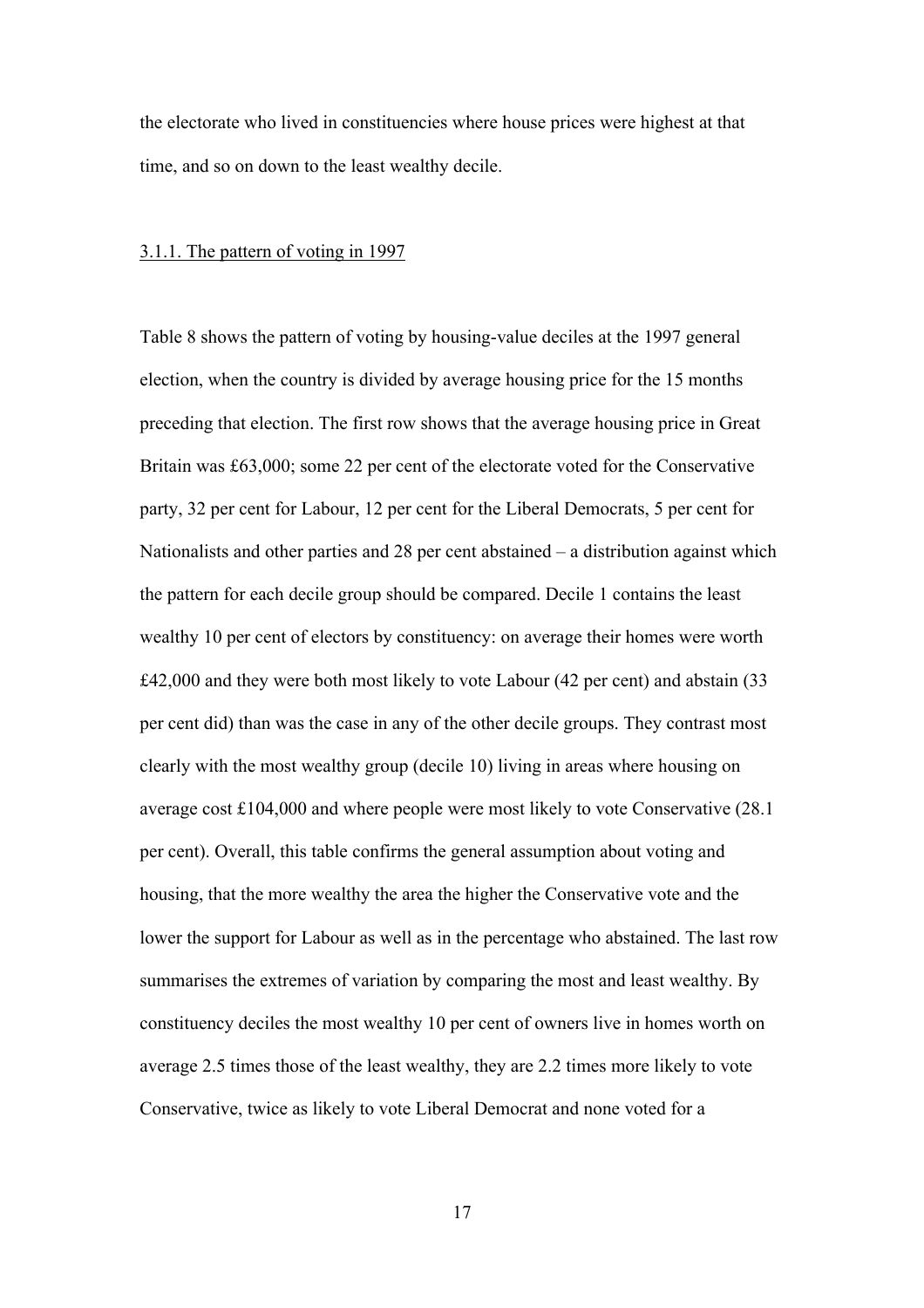the electorate who lived in constituencies where house prices were highest at that time, and so on down to the least wealthy decile.

3.1.1. The pattern of voting in 1997

Table 8 shows the pattern of voting by housing-value deciles at the 1997 general election, when the country is divided by average housing price for the 15 months preceding that election. The first row shows that the average housing price in Great Britain was £63,000; some 22 per cent of the electorate voted for the Conservative party, 32 per cent for Labour, 12 per cent for the Liberal Democrats, 5 per cent for Nationalists and other parties and 28 per cent abstained – a distribution against which the pattern for each decile group should be compared. Decile 1 contains the least wealthy 10 per cent of electors by constituency: on average their homes were worth £42,000 and they were both most likely to vote Labour (42 per cent) and abstain (33 per cent did) than was the case in any of the other decile groups. They contrast most clearly with the most wealthy group (decile 10) living in areas where housing on average cost £104,000 and where people were most likely to vote Conservative (28.1 per cent). Overall, this table confirms the general assumption about voting and housing, that the more wealthy the area the higher the Conservative vote and the lower the support for Labour as well as in the percentage who abstained. The last row summarises the extremes of variation by comparing the most and least wealthy. By constituency deciles the most wealthy 10 per cent of owners live in homes worth on average 2.5 times those of the least wealthy, they are 2.2 times more likely to vote Conservative, twice as likely to vote Liberal Democrat and none voted for a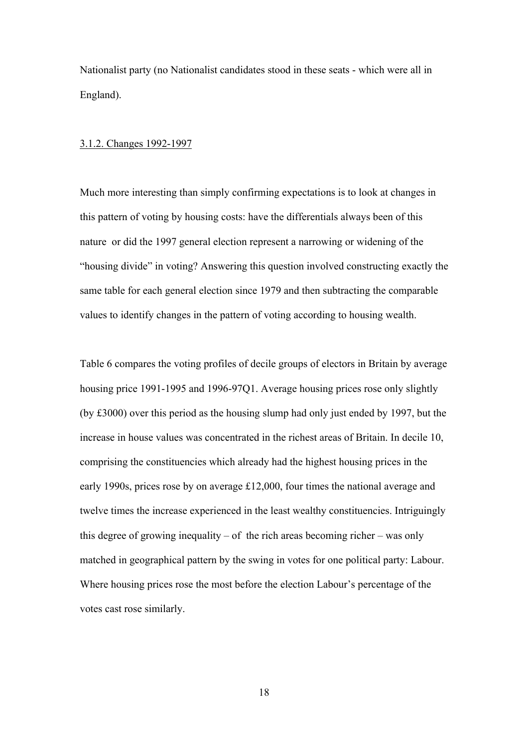Nationalist party (no Nationalist candidates stood in these seats - which were all in England).

### 3.1.2. Changes 1992-1997

Much more interesting than simply confirming expectations is to look at changes in this pattern of voting by housing costs: have the differentials always been of this nature or did the 1997 general election represent a narrowing or widening of the "housing divide" in voting? Answering this question involved constructing exactly the same table for each general election since 1979 and then subtracting the comparable values to identify changes in the pattern of voting according to housing wealth.

Table 6 compares the voting profiles of decile groups of electors in Britain by average housing price 1991-1995 and 1996-97Q1. Average housing prices rose only slightly (by £3000) over this period as the housing slump had only just ended by 1997, but the increase in house values was concentrated in the richest areas of Britain. In decile 10, comprising the constituencies which already had the highest housing prices in the early 1990s, prices rose by on average £12,000, four times the national average and twelve times the increase experienced in the least wealthy constituencies. Intriguingly this degree of growing inequality – of the rich areas becoming richer – was only matched in geographical pattern by the swing in votes for one political party: Labour. Where housing prices rose the most before the election Labour's percentage of the votes cast rose similarly.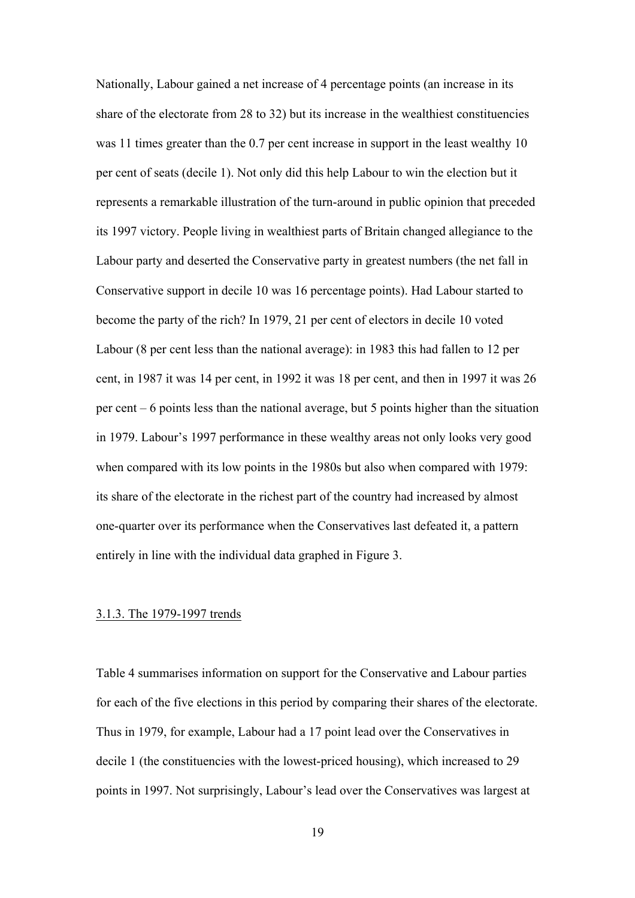Nationally, Labour gained a net increase of 4 percentage points (an increase in its share of the electorate from 28 to 32) but its increase in the wealthiest constituencies was 11 times greater than the 0.7 per cent increase in support in the least wealthy 10 per cent of seats (decile 1). Not only did this help Labour to win the election but it represents a remarkable illustration of the turn-around in public opinion that preceded its 1997 victory. People living in wealthiest parts of Britain changed allegiance to the Labour party and deserted the Conservative party in greatest numbers (the net fall in Conservative support in decile 10 was 16 percentage points). Had Labour started to become the party of the rich? In 1979, 21 per cent of electors in decile 10 voted Labour (8 per cent less than the national average): in 1983 this had fallen to 12 per cent, in 1987 it was 14 per cent, in 1992 it was 18 per cent, and then in 1997 it was 26 per cent – 6 points less than the national average, but 5 points higher than the situation in 1979. Labour's 1997 performance in these wealthy areas not only looks very good when compared with its low points in the 1980s but also when compared with 1979: its share of the electorate in the richest part of the country had increased by almost one-quarter over its performance when the Conservatives last defeated it, a pattern entirely in line with the individual data graphed in Figure 3.

### 3.1.3. The 1979-1997 trends

Table 4 summarises information on support for the Conservative and Labour parties for each of the five elections in this period by comparing their shares of the electorate. Thus in 1979, for example, Labour had a 17 point lead over the Conservatives in decile 1 (the constituencies with the lowest-priced housing), which increased to 29 points in 1997. Not surprisingly, Labour's lead over the Conservatives was largest at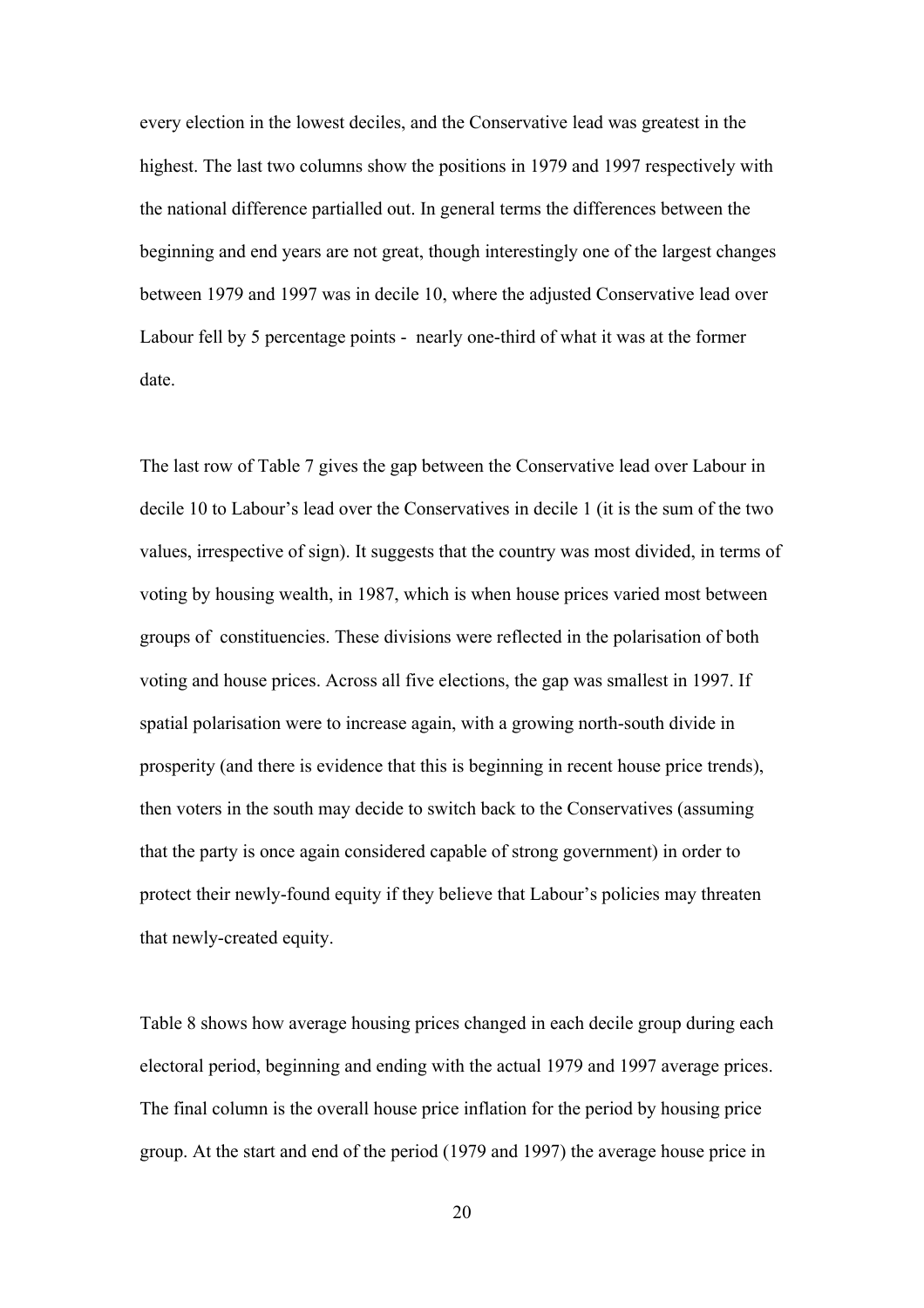every election in the lowest deciles, and the Conservative lead was greatest in the highest. The last two columns show the positions in 1979 and 1997 respectively with the national difference partialled out. In general terms the differences between the beginning and end years are not great, though interestingly one of the largest changes between 1979 and 1997 was in decile 10, where the adjusted Conservative lead over Labour fell by 5 percentage points - nearly one-third of what it was at the former date.

The last row of Table 7 gives the gap between the Conservative lead over Labour in decile 10 to Labour's lead over the Conservatives in decile 1 (it is the sum of the two values, irrespective of sign). It suggests that the country was most divided, in terms of voting by housing wealth, in 1987, which is when house prices varied most between groups of constituencies. These divisions were reflected in the polarisation of both voting and house prices. Across all five elections, the gap was smallest in 1997. If spatial polarisation were to increase again, with a growing north-south divide in prosperity (and there is evidence that this is beginning in recent house price trends), then voters in the south may decide to switch back to the Conservatives (assuming that the party is once again considered capable of strong government) in order to protect their newly-found equity if they believe that Labour's policies may threaten that newly-created equity.

Table 8 shows how average housing prices changed in each decile group during each electoral period, beginning and ending with the actual 1979 and 1997 average prices. The final column is the overall house price inflation for the period by housing price group. At the start and end of the period (1979 and 1997) the average house price in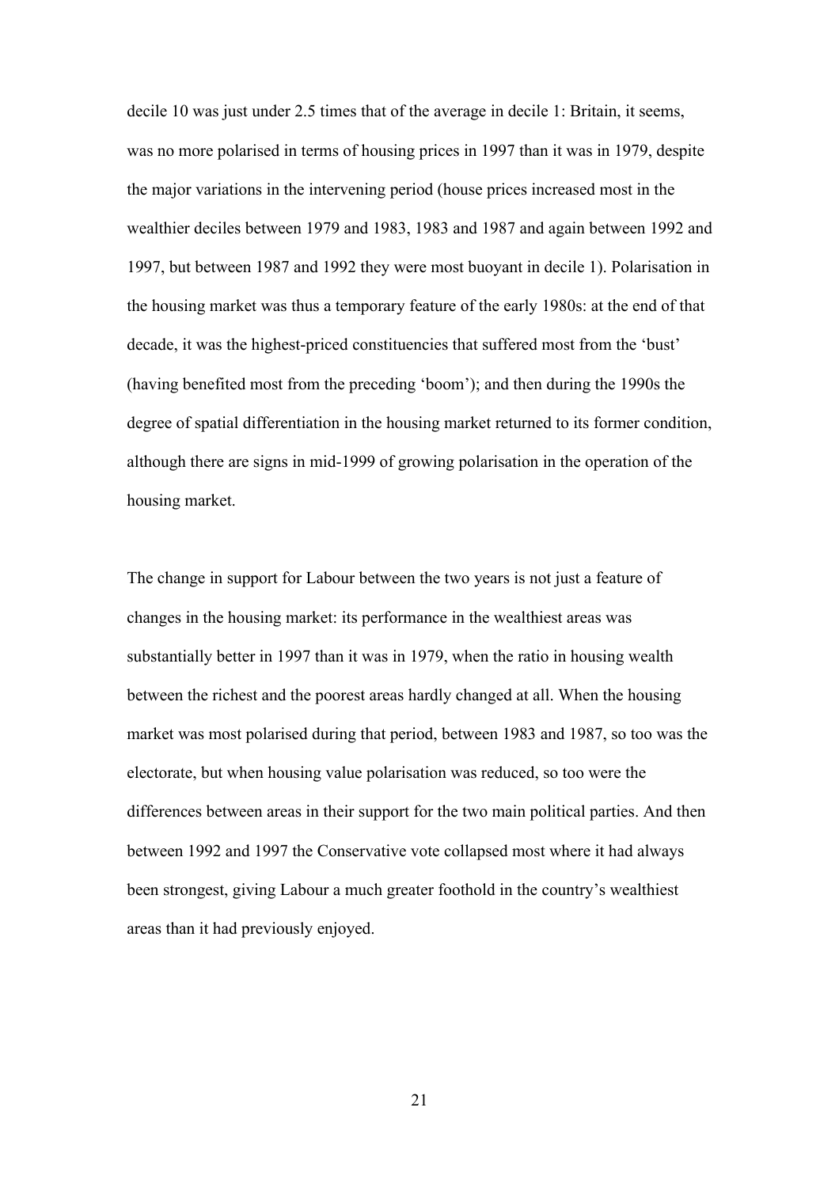decile 10 was just under 2.5 times that of the average in decile 1: Britain, it seems, was no more polarised in terms of housing prices in 1997 than it was in 1979, despite the major variations in the intervening period (house prices increased most in the wealthier deciles between 1979 and 1983, 1983 and 1987 and again between 1992 and 1997, but between 1987 and 1992 they were most buoyant in decile 1). Polarisation in the housing market was thus a temporary feature of the early 1980s: at the end of that decade, it was the highest-priced constituencies that suffered most from the 'bust' (having benefited most from the preceding 'boom'); and then during the 1990s the degree of spatial differentiation in the housing market returned to its former condition, although there are signs in mid-1999 of growing polarisation in the operation of the housing market.

The change in support for Labour between the two years is not just a feature of changes in the housing market: its performance in the wealthiest areas was substantially better in 1997 than it was in 1979, when the ratio in housing wealth between the richest and the poorest areas hardly changed at all. When the housing market was most polarised during that period, between 1983 and 1987, so too was the electorate, but when housing value polarisation was reduced, so too were the differences between areas in their support for the two main political parties. And then between 1992 and 1997 the Conservative vote collapsed most where it had always been strongest, giving Labour a much greater foothold in the country's wealthiest areas than it had previously enjoyed.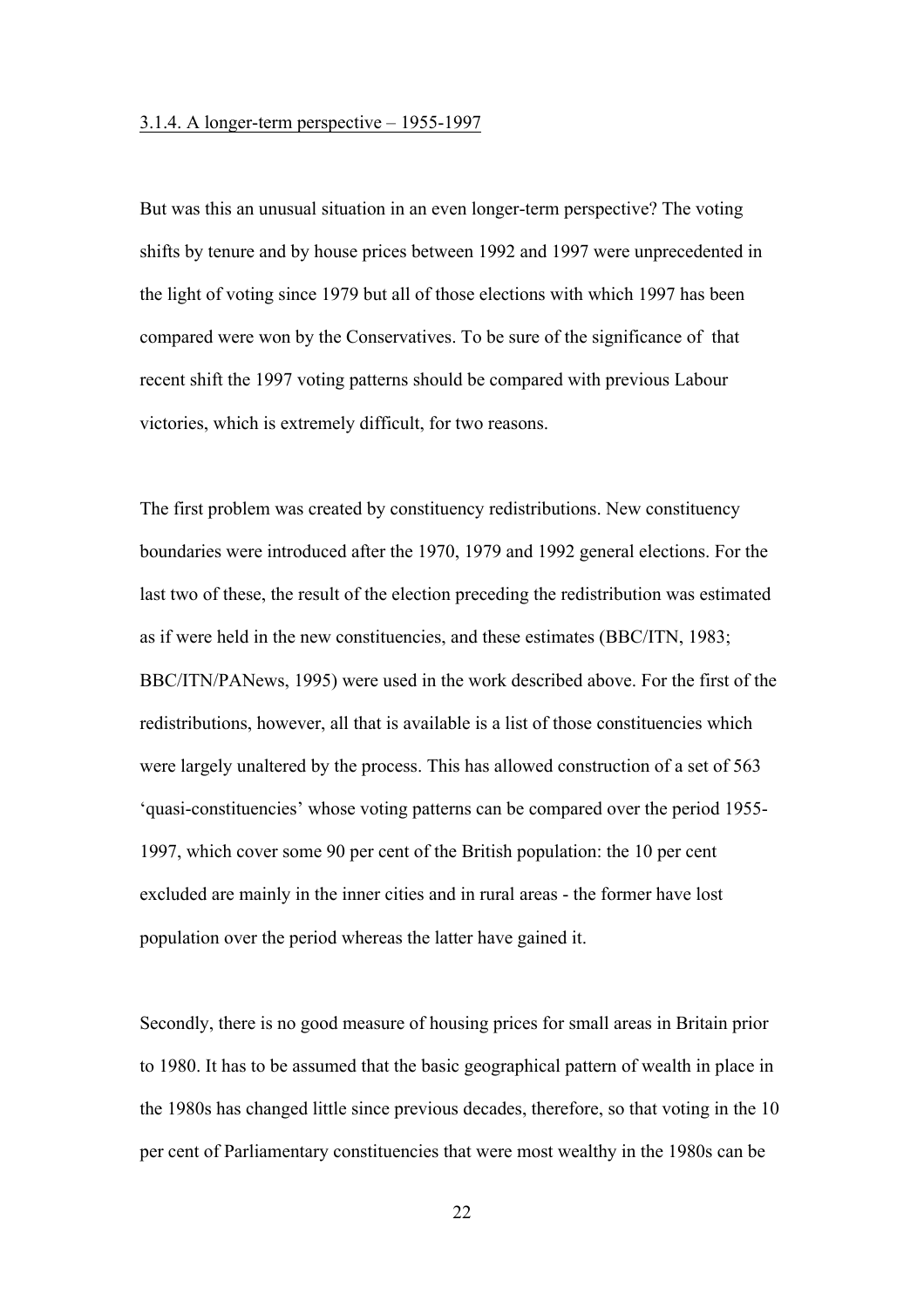3.1.4. A longer-term perspective – 1955-1997

But was this an unusual situation in an even longer-term perspective? The voting shifts by tenure and by house prices between 1992 and 1997 were unprecedented in the light of voting since 1979 but all of those elections with which 1997 has been compared were won by the Conservatives. To be sure of the significance of that recent shift the 1997 voting patterns should be compared with previous Labour victories, which is extremely difficult, for two reasons.

The first problem was created by constituency redistributions. New constituency boundaries were introduced after the 1970, 1979 and 1992 general elections. For the last two of these, the result of the election preceding the redistribution was estimated as if were held in the new constituencies, and these estimates (BBC/ITN, 1983; BBC/ITN/PANews, 1995) were used in the work described above. For the first of the redistributions, however, all that is available is a list of those constituencies which were largely unaltered by the process. This has allowed construction of a set of 563 'quasi-constituencies' whose voting patterns can be compared over the period 1955-1997, which cover some 90 per cent of the British population: the 10 per cent excluded are mainly in the inner cities and in rural areas - the former have lost population over the period whereas the latter have gained it.

Secondly, there is no good measure of housing prices for small areas in Britain prior to 1980. It has to be assumed that the basic geographical pattern of wealth in place in the 1980s has changed little since previous decades, therefore, so that voting in the 10 per cent of Parliamentary constituencies that were most wealthy in the 1980s can be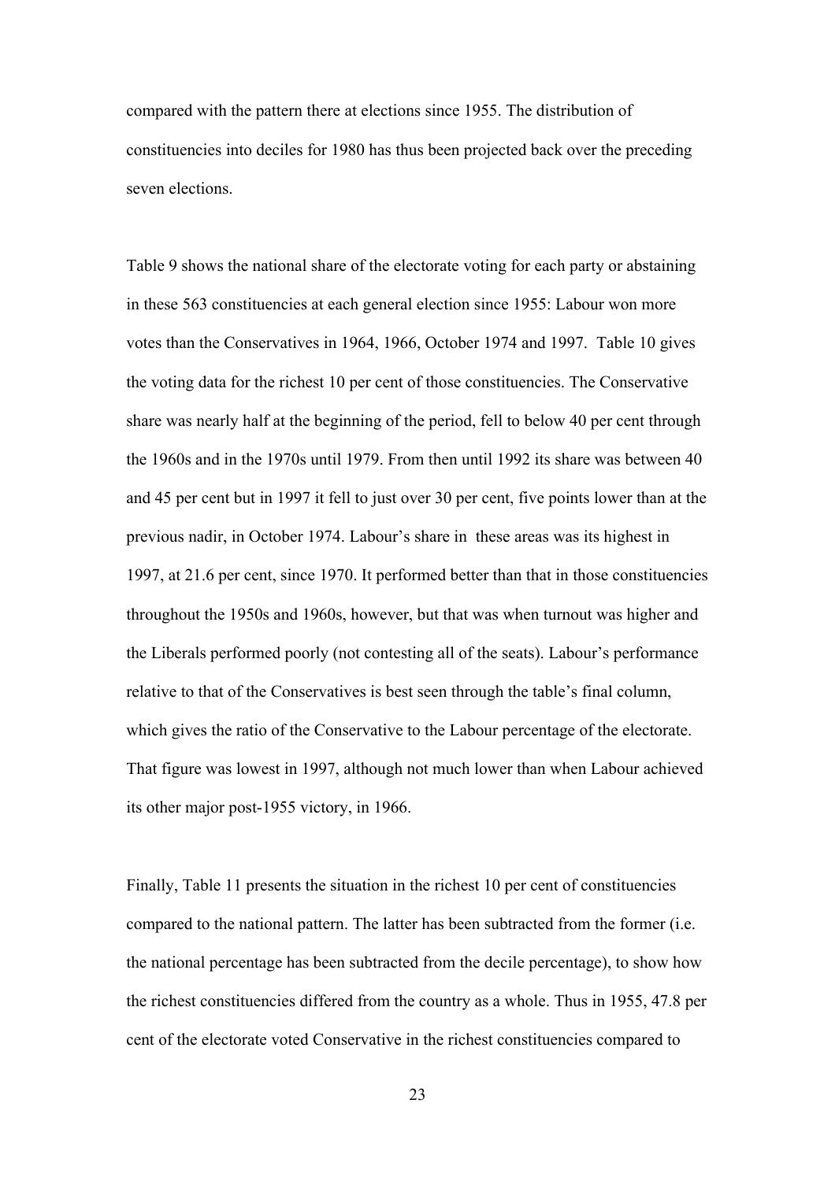compared with the pattern there at elections since 1955. The distribution of constituencies into deciles for 1980 has thus been projected back over the preceding seven elections.

Table 9 shows the national share of the electorate voting for each party or abstaining in these 563 constituencies at each general election since 1955: Labour won more votes than the Conservatives in 1964, 1966, October 1974 and 1997. Table 10 gives the voting data for the richest 10 per cent of those constituencies. The Conservative share was nearly half at the beginning of the period, fell to below 40 per cent through the 1960s and in the 1970s until 1979. From then until 1992 its share was between 40 and 45 per cent but in 1997 it fell to just over 30 per cent, five points lower than at the previous nadir, in October 1974. Labour's share in these areas was its highest in 1997, at 21.6 per cent, since 1970. It performed better than that in those constituencies throughout the 1950s and 1960s, however, but that was when turnout was higher and the Liberals performed poorly (not contesting all of the seats). Labour's performance relative to that of the Conservatives is best seen through the table's final column, which gives the ratio of the Conservative to the Labour percentage of the electorate. That figure was lowest in 1997, although not much lower than when Labour achieved its other major post-1955 victory, in 1966.

Finally, Table 11 presents the situation in the richest 10 per cent of constituencies compared to the national pattern. The latter has been subtracted from the former (i.e. the national percentage has been subtracted from the decile percentage), to show how the richest constituencies differed from the country as a whole. Thus in 1955, 47.8 per cent of the electorate voted Conservative in the richest constituencies compared to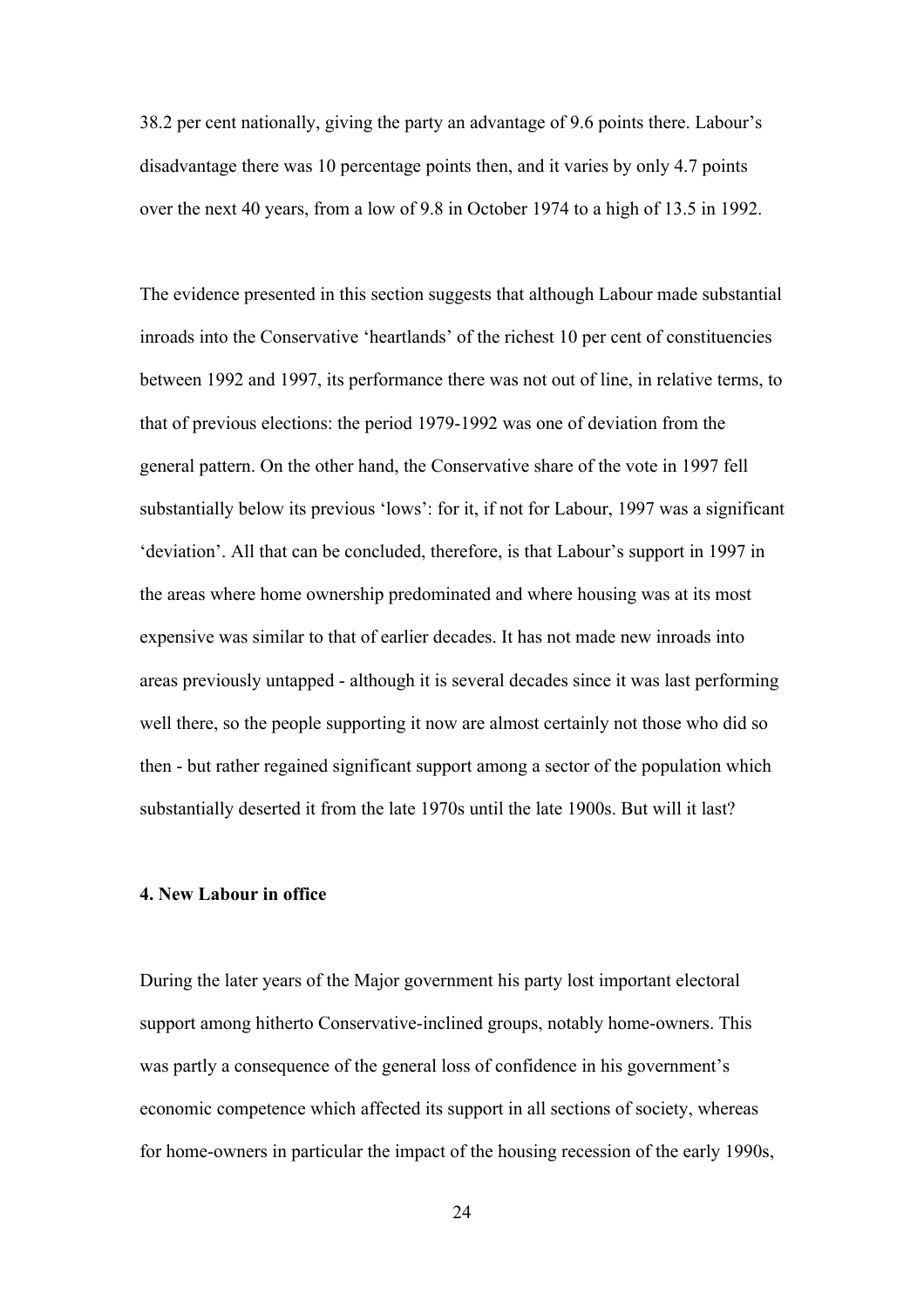38.2 per cent nationally, giving the party an advantage of 9.6 points there. Labour's disadvantage there was 10 percentage points then, and it varies by only 4.7 points over the next 40 years, from a low of 9.8 in October 1974 to a high of 13.5 in 1992.

The evidence presented in this section suggests that although Labour made substantial inroads into the Conservative 'heartlands' of the richest 10 per cent of constituencies between 1992 and 1997, its performance there was not out of line, in relative terms, to that of previous elections: the period 1979-1992 was one of deviation from the general pattern. On the other hand, the Conservative share of the vote in 1997 fell substantially below its previous 'lows': for it, if not for Labour, 1997 was a significant 'deviation'. All that can be concluded, therefore, is that Labour's support in 1997 in the areas where home ownership predominated and where housing was at its most expensive was similar to that of earlier decades. It has not made new inroads into areas previously untapped - although it is several decades since it was last performing well there, so the people supporting it now are almost certainly not those who did so then - but rather regained significant support among a sector of the population which substantially deserted it from the late 1970s until the late 1900s. But will it last?

#### 4. New Labour in office

During the later years of the Major government his party lost important electoral support among hitherto Conservative-inclined groups, notably home-owners. This was partly a consequence of the general loss of confidence in his government's economic competence which affected its support in all sections of society, whereas for home-owners in particular the impact of the housing recession of the early 1990s,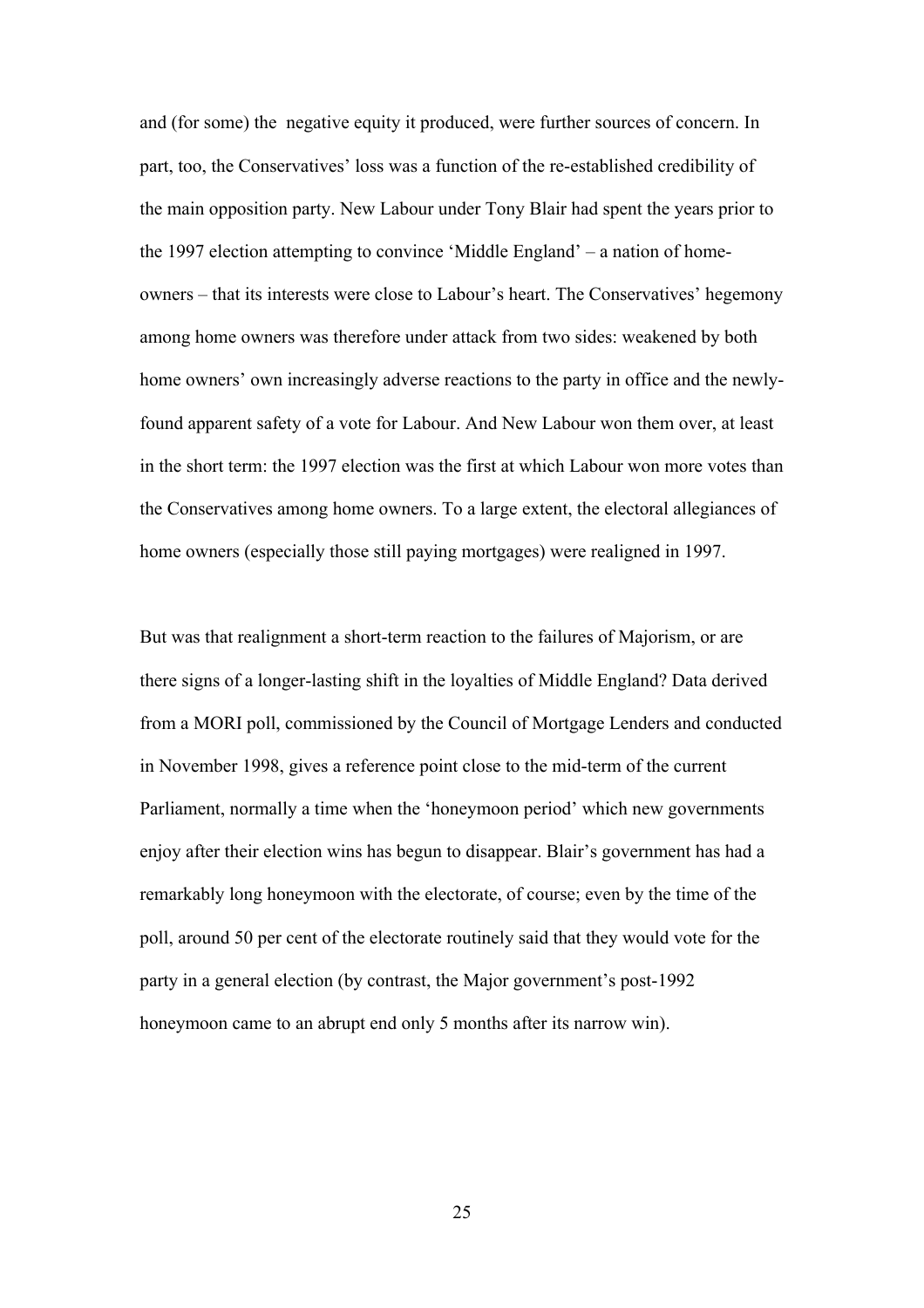and (for some) the negative equity it produced, were further sources of concern. In part, too, the Conservatives' loss was a function of the re-established credibility of the main opposition party. New Labour under Tony Blair had spent the years prior to the 1997 election attempting to convince 'Middle England' – a nation of home-owners – that its interests were close to Labour's heart. The Conservatives' hegemony among home owners was therefore under attack from two sides: weakened by both home owners' own increasingly adverse reactions to the party in office and the newly-found apparent safety of a vote for Labour. And New Labour won them over, at least in the short term: the 1997 election was the first at which Labour won more votes than the Conservatives among home owners. To a large extent, the electoral allegiances of home owners (especially those still paying mortgages) were realigned in 1997.

But was that realignment a short-term reaction to the failures of Majorism, or are there signs of a longer-lasting shift in the loyalties of Middle England? Data derived from a MORI poll, commissioned by the Council of Mortgage Lenders and conducted in November 1998, gives a reference point close to the mid-term of the current Parliament, normally a time when the 'honeymoon period' which new governments enjoy after their election wins has begun to disappear. Blair's government has had a remarkably long honeymoon with the electorate, of course; even by the time of the poll, around 50 per cent of the electorate routinely said that they would vote for the party in a general election (by contrast, the Major government's post-1992 honeymoon came to an abrupt end only 5 months after its narrow win).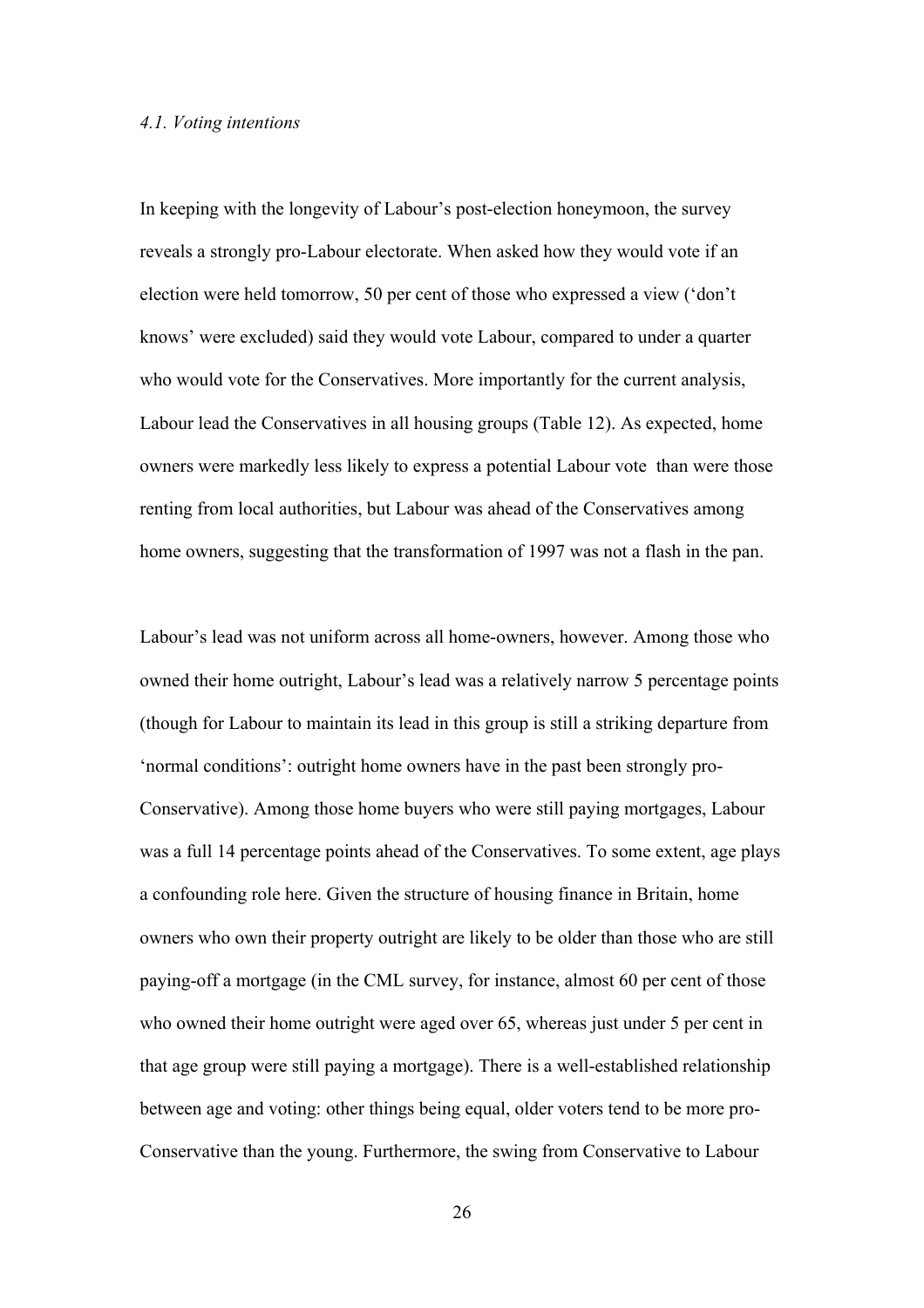*4.1. Voting intentions*

In keeping with the longevity of Labour's post-election honeymoon, the survey reveals a strongly pro-Labour electorate. When asked how they would vote if an election were held tomorrow, 50 per cent of those who expressed a view ('don't knows' were excluded) said they would vote Labour, compared to under a quarter who would vote for the Conservatives. More importantly for the current analysis, Labour lead the Conservatives in all housing groups (Table 12). As expected, home owners were markedly less likely to express a potential Labour vote than were those renting from local authorities, but Labour was ahead of the Conservatives among home owners, suggesting that the transformation of 1997 was not a flash in the pan.

Labour's lead was not uniform across all home-owners, however. Among those who owned their home outright, Labour's lead was a relatively narrow 5 percentage points (though for Labour to maintain its lead in this group is still a striking departure from 'normal conditions': outright home owners have in the past been strongly pro-Conservative). Among those home buyers who were still paying mortgages, Labour was a full 14 percentage points ahead of the Conservatives. To some extent, age plays a confounding role here. Given the structure of housing finance in Britain, home owners who own their property outright are likely to be older than those who are still paying-off a mortgage (in the CML survey, for instance, almost 60 per cent of those who owned their home outright were aged over 65, whereas just under 5 per cent in that age group were still paying a mortgage). There is a well-established relationship between age and voting: other things being equal, older voters tend to be more pro-Conservative than the young. Furthermore, the swing from Conservative to Labour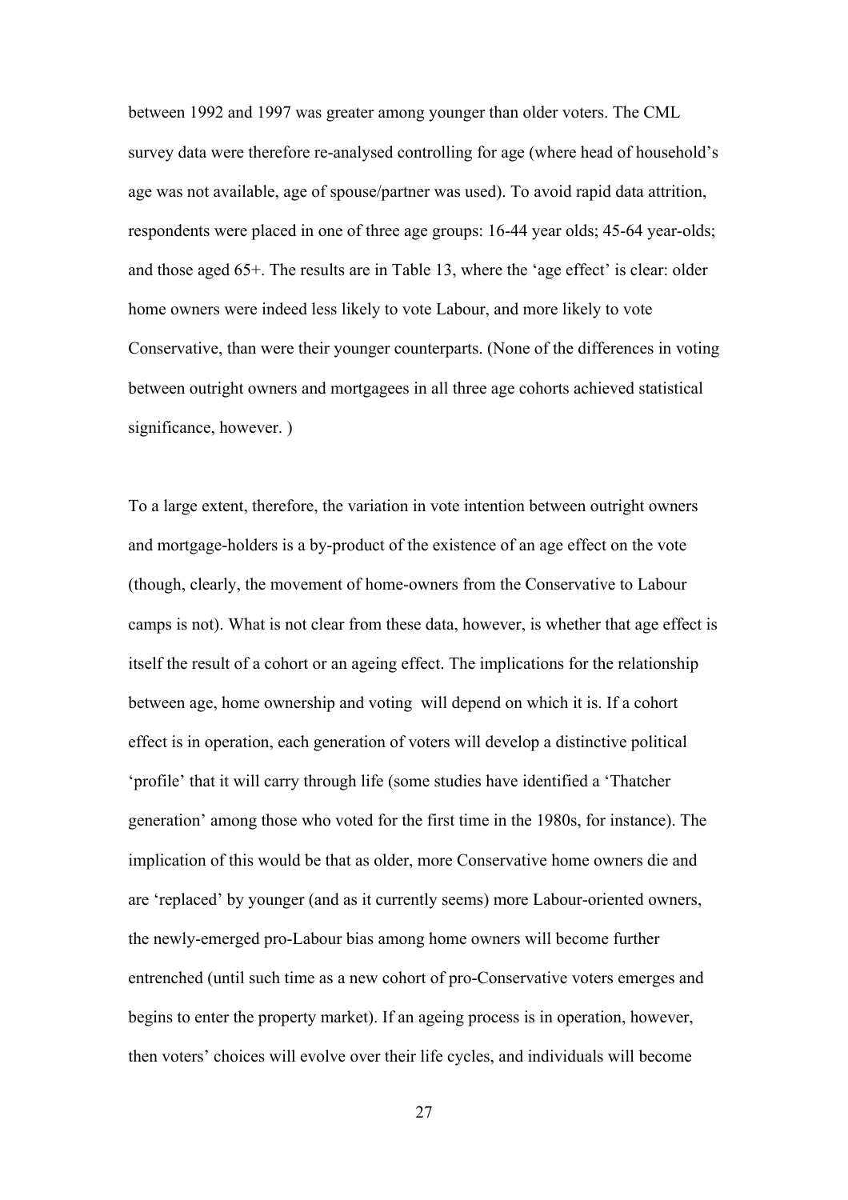between 1992 and 1997 was greater among younger than older voters. The CML survey data were therefore re-analysed controlling for age (where head of household's age was not available, age of spouse/partner was used). To avoid rapid data attrition, respondents were placed in one of three age groups: 16-44 year olds; 45-64 year-olds; and those aged 65+. The results are in Table 13, where the 'age effect' is clear: older home owners were indeed less likely to vote Labour, and more likely to vote Conservative, than were their younger counterparts. (None of the differences in voting between outright owners and mortgagees in all three age cohorts achieved statistical significance, however. )

To a large extent, therefore, the variation in vote intention between outright owners and mortgage-holders is a by-product of the existence of an age effect on the vote (though, clearly, the movement of home-owners from the Conservative to Labour camps is not). What is not clear from these data, however, is whether that age effect is itself the result of a cohort or an ageing effect. The implications for the relationship between age, home ownership and voting  will depend on which it is. If a cohort effect is in operation, each generation of voters will develop a distinctive political 'profile' that it will carry through life (some studies have identified a 'Thatcher generation' among those who voted for the first time in the 1980s, for instance). The implication of this would be that as older, more Conservative home owners die and are 'replaced' by younger (and as it currently seems) more Labour-oriented owners, the newly-emerged pro-Labour bias among home owners will become further entrenched (until such time as a new cohort of pro-Conservative voters emerges and begins to enter the property market). If an ageing process is in operation, however, then voters' choices will evolve over their life cycles, and individuals will become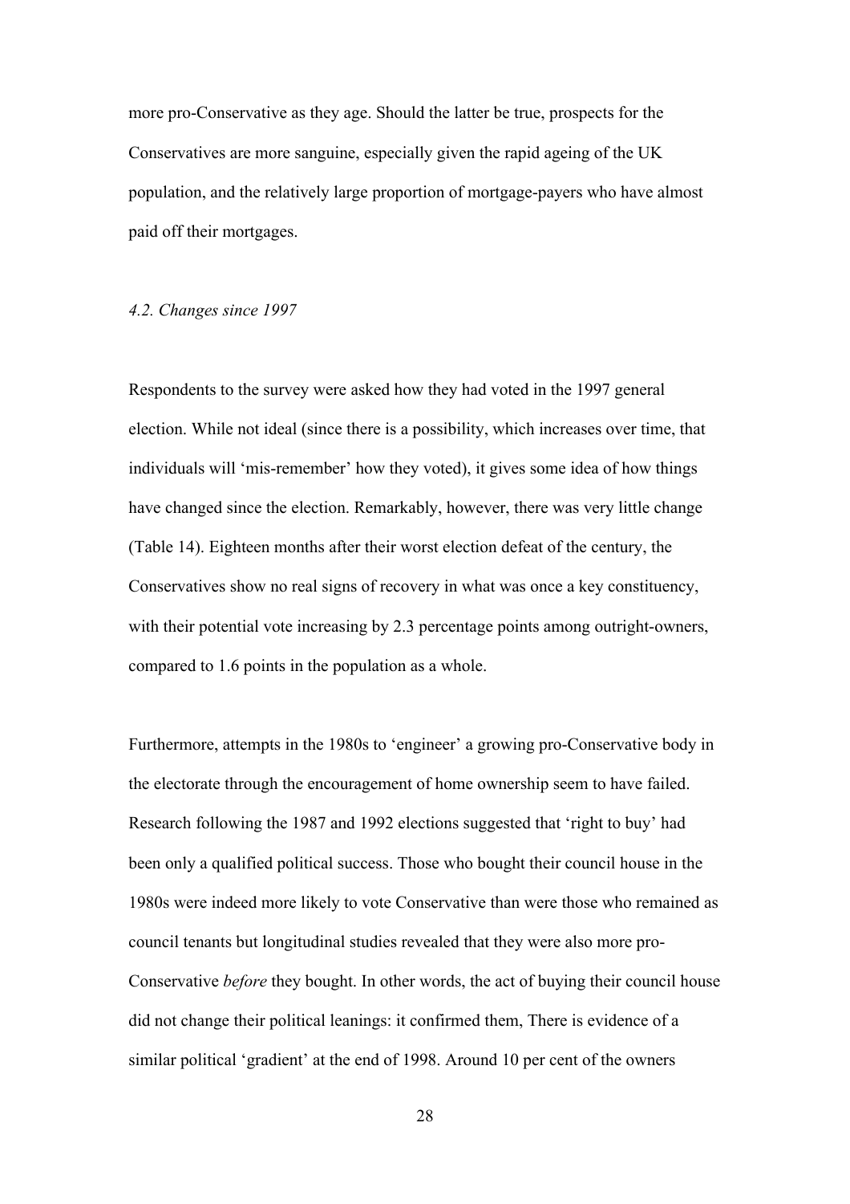more pro-Conservative as they age. Should the latter be true, prospects for the Conservatives are more sanguine, especially given the rapid ageing of the UK population, and the relatively large proportion of mortgage-payers who have almost paid off their mortgages.

### *4.2. Changes since 1997*

Respondents to the survey were asked how they had voted in the 1997 general election. While not ideal (since there is a possibility, which increases over time, that individuals will 'mis-remember' how they voted), it gives some idea of how things have changed since the election. Remarkably, however, there was very little change (Table 14). Eighteen months after their worst election defeat of the century, the Conservatives show no real signs of recovery in what was once a key constituency, with their potential vote increasing by 2.3 percentage points among outright-owners, compared to 1.6 points in the population as a whole.

Furthermore, attempts in the 1980s to 'engineer' a growing pro-Conservative body in the electorate through the encouragement of home ownership seem to have failed. Research following the 1987 and 1992 elections suggested that 'right to buy' had been only a qualified political success. Those who bought their council house in the 1980s were indeed more likely to vote Conservative than were those who remained as council tenants but longitudinal studies revealed that they were also more pro-Conservative *before* they bought. In other words, the act of buying their council house did not change their political leanings: it confirmed them, There is evidence of a similar political 'gradient' at the end of 1998. Around 10 per cent of the owners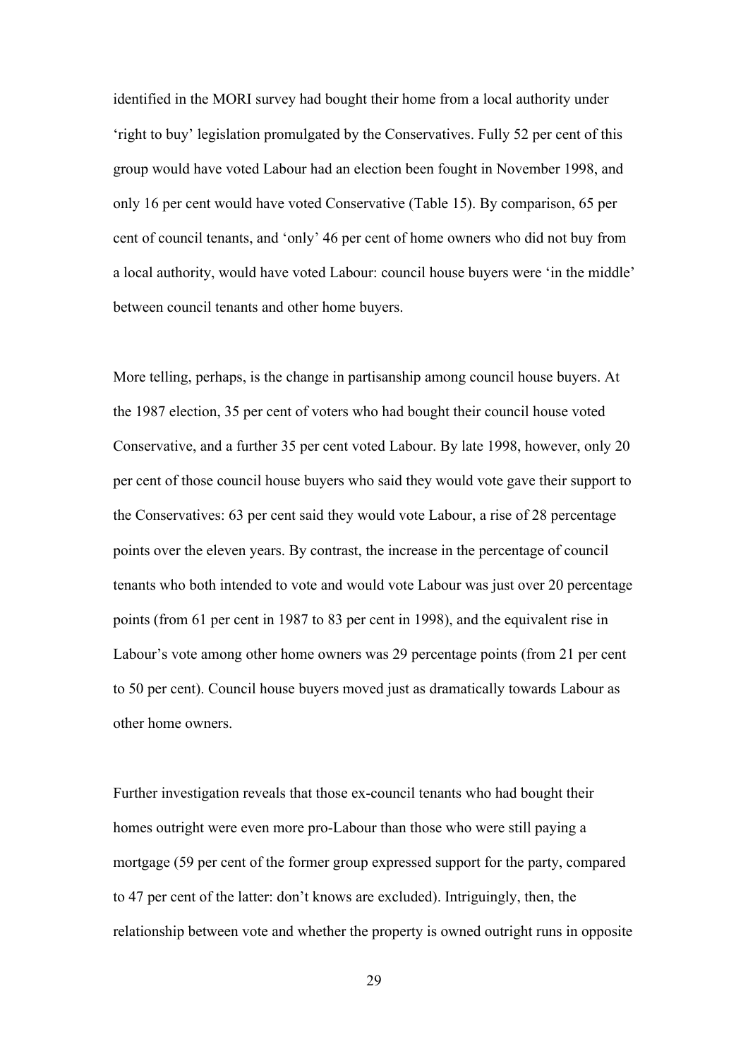identified in the MORI survey had bought their home from a local authority under 'right to buy' legislation promulgated by the Conservatives. Fully 52 per cent of this group would have voted Labour had an election been fought in November 1998, and only 16 per cent would have voted Conservative (Table 15). By comparison, 65 per cent of council tenants, and 'only' 46 per cent of home owners who did not buy from a local authority, would have voted Labour: council house buyers were 'in the middle' between council tenants and other home buyers.

More telling, perhaps, is the change in partisanship among council house buyers. At the 1987 election, 35 per cent of voters who had bought their council house voted Conservative, and a further 35 per cent voted Labour. By late 1998, however, only 20 per cent of those council house buyers who said they would vote gave their support to the Conservatives: 63 per cent said they would vote Labour, a rise of 28 percentage points over the eleven years. By contrast, the increase in the percentage of council tenants who both intended to vote and would vote Labour was just over 20 percentage points (from 61 per cent in 1987 to 83 per cent in 1998), and the equivalent rise in Labour's vote among other home owners was 29 percentage points (from 21 per cent to 50 per cent). Council house buyers moved just as dramatically towards Labour as other home owners.

Further investigation reveals that those ex-council tenants who had bought their homes outright were even more pro-Labour than those who were still paying a mortgage (59 per cent of the former group expressed support for the party, compared to 47 per cent of the latter: don't knows are excluded). Intriguingly, then, the relationship between vote and whether the property is owned outright runs in opposite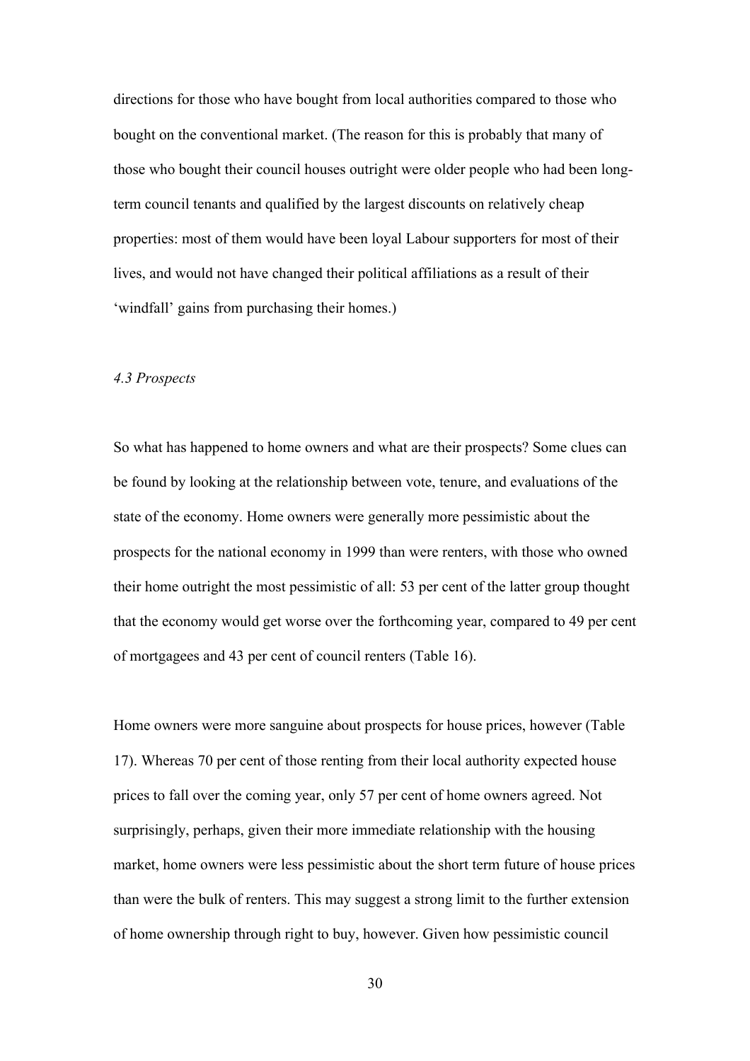directions for those who have bought from local authorities compared to those who bought on the conventional market. (The reason for this is probably that many of those who bought their council houses outright were older people who had been long-term council tenants and qualified by the largest discounts on relatively cheap properties: most of them would have been loyal Labour supporters for most of their lives, and would not have changed their political affiliations as a result of their 'windfall' gains from purchasing their homes.)

### *4.3 Prospects*

So what has happened to home owners and what are their prospects? Some clues can be found by looking at the relationship between vote, tenure, and evaluations of the state of the economy. Home owners were generally more pessimistic about the prospects for the national economy in 1999 than were renters, with those who owned their home outright the most pessimistic of all: 53 per cent of the latter group thought that the economy would get worse over the forthcoming year, compared to 49 per cent of mortgagees and 43 per cent of council renters (Table 16).

Home owners were more sanguine about prospects for house prices, however (Table 17). Whereas 70 per cent of those renting from their local authority expected house prices to fall over the coming year, only 57 per cent of home owners agreed. Not surprisingly, perhaps, given their more immediate relationship with the housing market, home owners were less pessimistic about the short term future of house prices than were the bulk of renters. This may suggest a strong limit to the further extension of home ownership through right to buy, however. Given how pessimistic council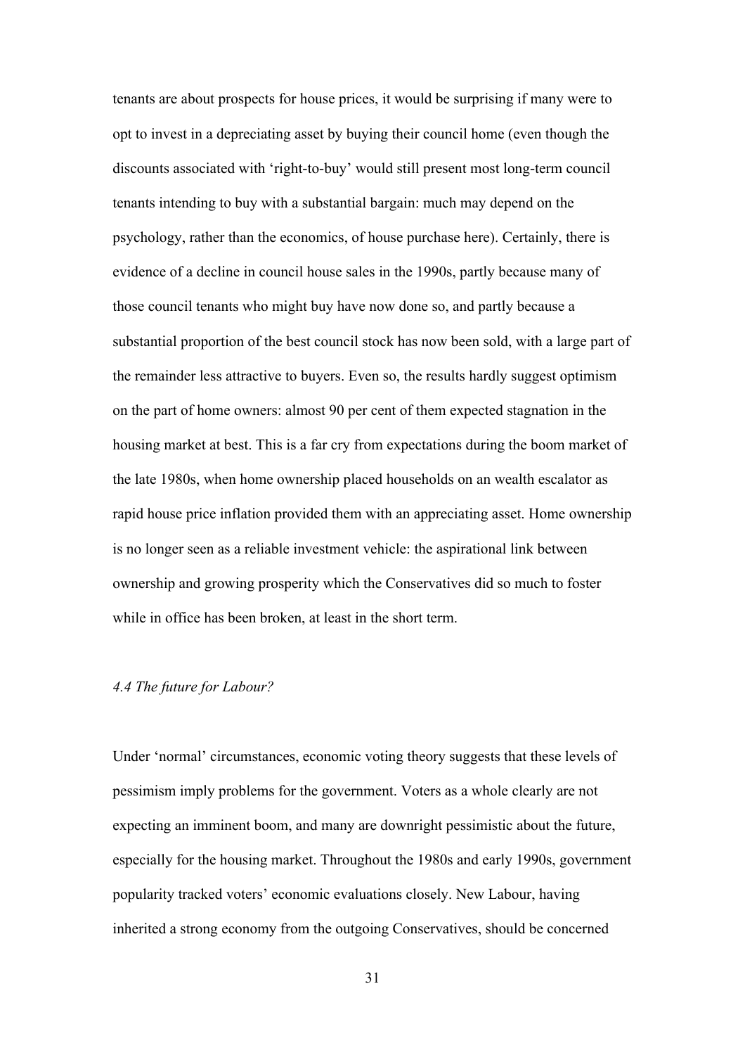tenants are about prospects for house prices, it would be surprising if many were to opt to invest in a depreciating asset by buying their council home (even though the discounts associated with 'right-to-buy' would still present most long-term council tenants intending to buy with a substantial bargain: much may depend on the psychology, rather than the economics, of house purchase here). Certainly, there is evidence of a decline in council house sales in the 1990s, partly because many of those council tenants who might buy have now done so, and partly because a substantial proportion of the best council stock has now been sold, with a large part of the remainder less attractive to buyers. Even so, the results hardly suggest optimism on the part of home owners: almost 90 per cent of them expected stagnation in the housing market at best. This is a far cry from expectations during the boom market of the late 1980s, when home ownership placed households on an wealth escalator as rapid house price inflation provided them with an appreciating asset. Home ownership is no longer seen as a reliable investment vehicle: the aspirational link between ownership and growing prosperity which the Conservatives did so much to foster while in office has been broken, at least in the short term.

### *4.4 The future for Labour?*

Under 'normal' circumstances, economic voting theory suggests that these levels of pessimism imply problems for the government. Voters as a whole clearly are not expecting an imminent boom, and many are downright pessimistic about the future, especially for the housing market. Throughout the 1980s and early 1990s, government popularity tracked voters' economic evaluations closely. New Labour, having inherited a strong economy from the outgoing Conservatives, should be concerned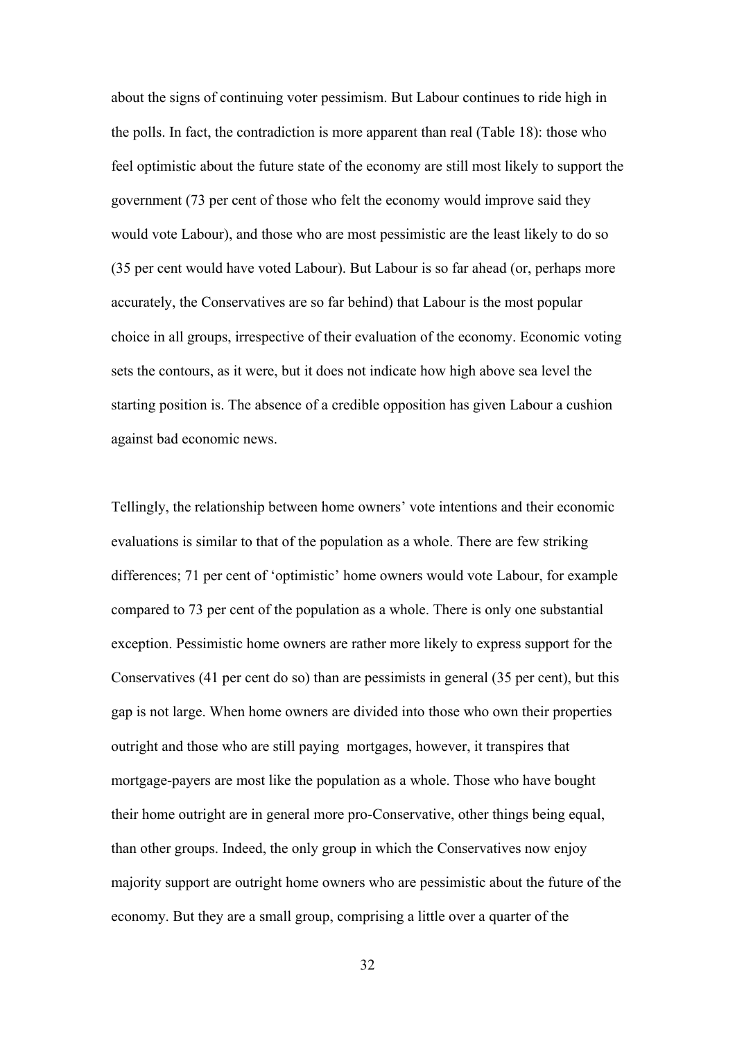about the signs of continuing voter pessimism. But Labour continues to ride high in the polls. In fact, the contradiction is more apparent than real (Table 18): those who feel optimistic about the future state of the economy are still most likely to support the government (73 per cent of those who felt the economy would improve said they would vote Labour), and those who are most pessimistic are the least likely to do so (35 per cent would have voted Labour). But Labour is so far ahead (or, perhaps more accurately, the Conservatives are so far behind) that Labour is the most popular choice in all groups, irrespective of their evaluation of the economy. Economic voting sets the contours, as it were, but it does not indicate how high above sea level the starting position is. The absence of a credible opposition has given Labour a cushion against bad economic news.

Tellingly, the relationship between home owners' vote intentions and their economic evaluations is similar to that of the population as a whole. There are few striking differences; 71 per cent of 'optimistic' home owners would vote Labour, for example compared to 73 per cent of the population as a whole. There is only one substantial exception. Pessimistic home owners are rather more likely to express support for the Conservatives (41 per cent do so) than are pessimists in general (35 per cent), but this gap is not large. When home owners are divided into those who own their properties outright and those who are still paying mortgages, however, it transpires that mortgage-payers are most like the population as a whole. Those who have bought their home outright are in general more pro-Conservative, other things being equal, than other groups. Indeed, the only group in which the Conservatives now enjoy majority support are outright home owners who are pessimistic about the future of the economy. But they are a small group, comprising a little over a quarter of the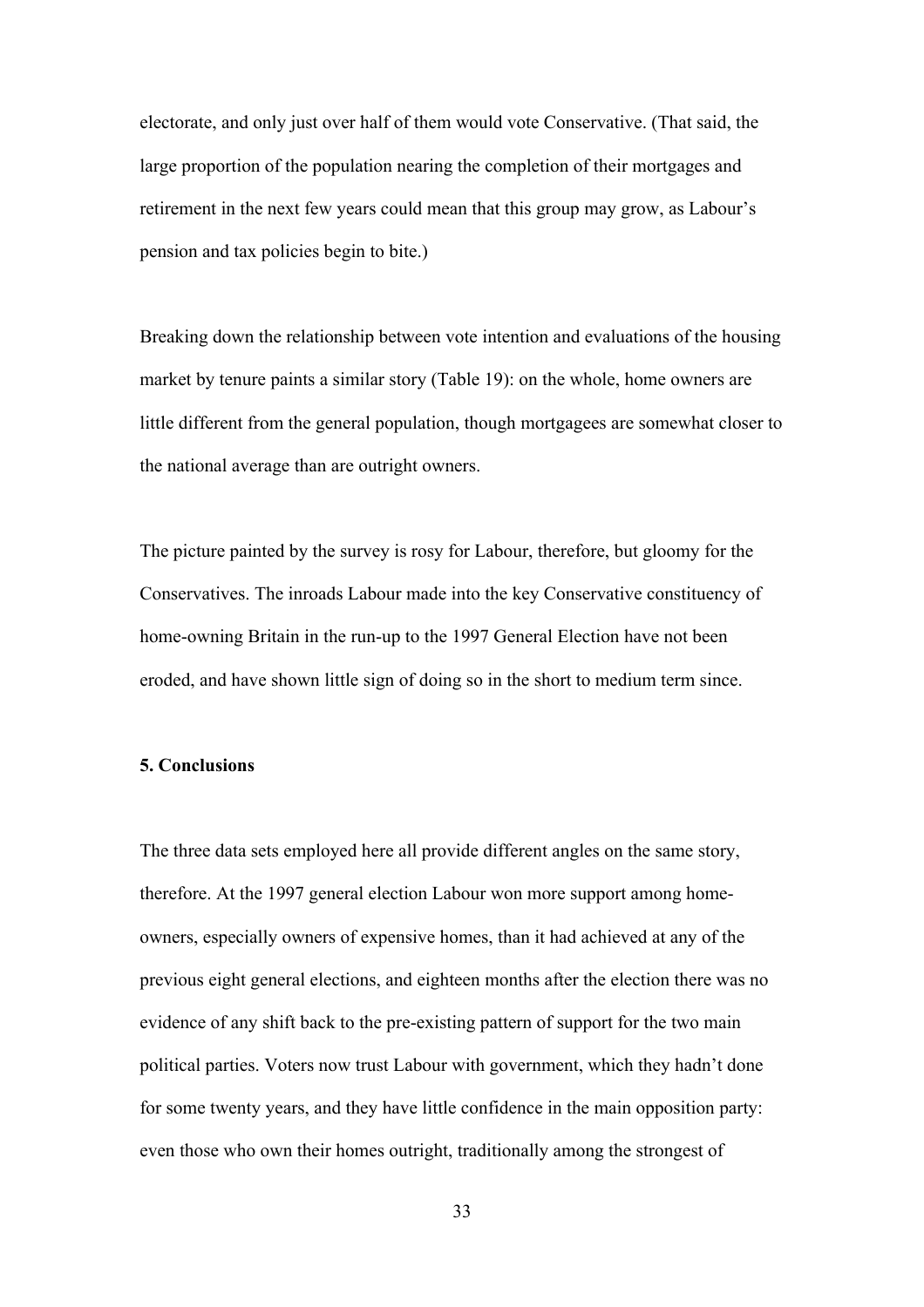electorate, and only just over half of them would vote Conservative. (That said, the large proportion of the population nearing the completion of their mortgages and retirement in the next few years could mean that this group may grow, as Labour's pension and tax policies begin to bite.)

Breaking down the relationship between vote intention and evaluations of the housing market by tenure paints a similar story (Table 19): on the whole, home owners are little different from the general population, though mortgagees are somewhat closer to the national average than are outright owners.

The picture painted by the survey is rosy for Labour, therefore, but gloomy for the Conservatives. The inroads Labour made into the key Conservative constituency of home-owning Britain in the run-up to the 1997 General Election have not been eroded, and have shown little sign of doing so in the short to medium term since.

## 5. Conclusions

The three data sets employed here all provide different angles on the same story, therefore. At the 1997 general election Labour won more support among home-owners, especially owners of expensive homes, than it had achieved at any of the previous eight general elections, and eighteen months after the election there was no evidence of any shift back to the pre-existing pattern of support for the two main political parties. Voters now trust Labour with government, which they hadn't done for some twenty years, and they have little confidence in the main opposition party: even those who own their homes outright, traditionally among the strongest of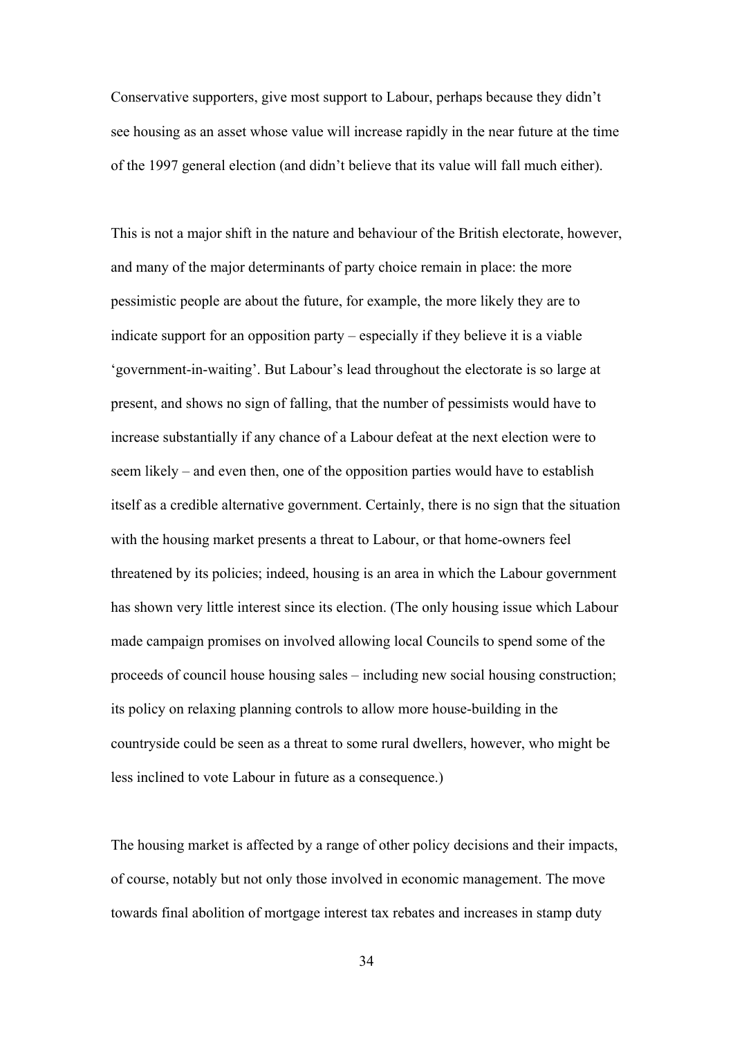Conservative supporters, give most support to Labour, perhaps because they didn't see housing as an asset whose value will increase rapidly in the near future at the time of the 1997 general election (and didn't believe that its value will fall much either).

This is not a major shift in the nature and behaviour of the British electorate, however, and many of the major determinants of party choice remain in place: the more pessimistic people are about the future, for example, the more likely they are to indicate support for an opposition party – especially if they believe it is a viable 'government-in-waiting'. But Labour's lead throughout the electorate is so large at present, and shows no sign of falling, that the number of pessimists would have to increase substantially if any chance of a Labour defeat at the next election were to seem likely – and even then, one of the opposition parties would have to establish itself as a credible alternative government. Certainly, there is no sign that the situation with the housing market presents a threat to Labour, or that home-owners feel threatened by its policies; indeed, housing is an area in which the Labour government has shown very little interest since its election. (The only housing issue which Labour made campaign promises on involved allowing local Councils to spend some of the proceeds of council house housing sales – including new social housing construction; its policy on relaxing planning controls to allow more house-building in the countryside could be seen as a threat to some rural dwellers, however, who might be less inclined to vote Labour in future as a consequence.)

The housing market is affected by a range of other policy decisions and their impacts, of course, notably but not only those involved in economic management. The move towards final abolition of mortgage interest tax rebates and increases in stamp duty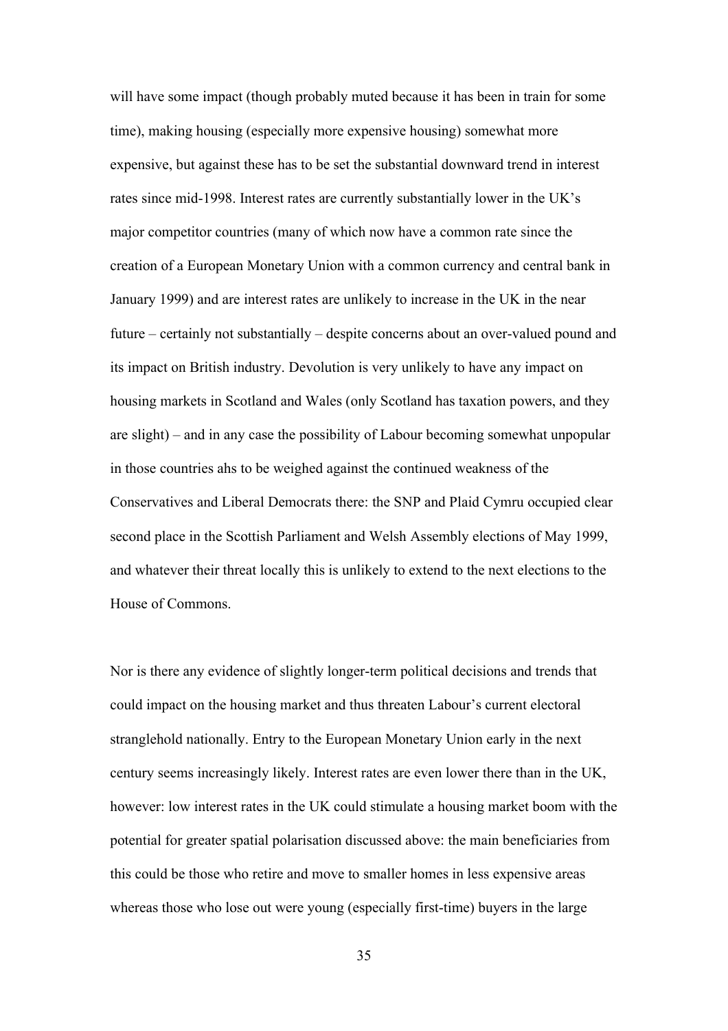will have some impact (though probably muted because it has been in train for some time), making housing (especially more expensive housing) somewhat more expensive, but against these has to be set the substantial downward trend in interest rates since mid-1998. Interest rates are currently substantially lower in the UK's major competitor countries (many of which now have a common rate since the creation of a European Monetary Union with a common currency and central bank in January 1999) and are interest rates are unlikely to increase in the UK in the near future – certainly not substantially – despite concerns about an over-valued pound and its impact on British industry. Devolution is very unlikely to have any impact on housing markets in Scotland and Wales (only Scotland has taxation powers, and they are slight) – and in any case the possibility of Labour becoming somewhat unpopular in those countries ahs to be weighed against the continued weakness of the Conservatives and Liberal Democrats there: the SNP and Plaid Cymru occupied clear second place in the Scottish Parliament and Welsh Assembly elections of May 1999, and whatever their threat locally this is unlikely to extend to the next elections to the House of Commons.

Nor is there any evidence of slightly longer-term political decisions and trends that could impact on the housing market and thus threaten Labour's current electoral stranglehold nationally. Entry to the European Monetary Union early in the next century seems increasingly likely. Interest rates are even lower there than in the UK, however: low interest rates in the UK could stimulate a housing market boom with the potential for greater spatial polarisation discussed above: the main beneficiaries from this could be those who retire and move to smaller homes in less expensive areas whereas those who lose out were young (especially first-time) buyers in the large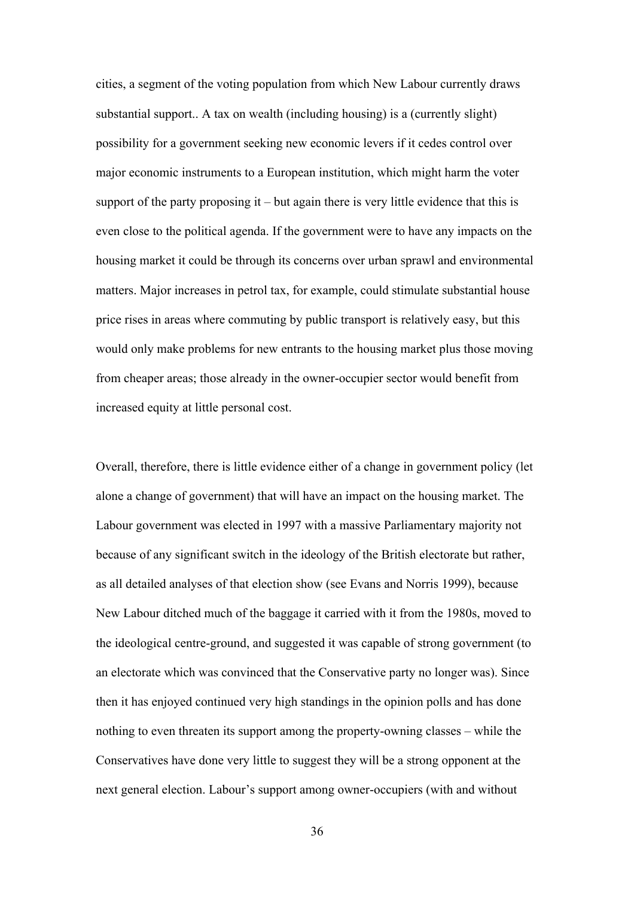cities, a segment of the voting population from which New Labour currently draws substantial support.. A tax on wealth (including housing) is a (currently slight) possibility for a government seeking new economic levers if it cedes control over major economic instruments to a European institution, which might harm the voter support of the party proposing it – but again there is very little evidence that this is even close to the political agenda. If the government were to have any impacts on the housing market it could be through its concerns over urban sprawl and environmental matters. Major increases in petrol tax, for example, could stimulate substantial house price rises in areas where commuting by public transport is relatively easy, but this would only make problems for new entrants to the housing market plus those moving from cheaper areas; those already in the owner-occupier sector would benefit from increased equity at little personal cost.

Overall, therefore, there is little evidence either of a change in government policy (let alone a change of government) that will have an impact on the housing market. The Labour government was elected in 1997 with a massive Parliamentary majority not because of any significant switch in the ideology of the British electorate but rather, as all detailed analyses of that election show (see Evans and Norris 1999), because New Labour ditched much of the baggage it carried with it from the 1980s, moved to the ideological centre-ground, and suggested it was capable of strong government (to an electorate which was convinced that the Conservative party no longer was). Since then it has enjoyed continued very high standings in the opinion polls and has done nothing to even threaten its support among the property-owning classes – while the Conservatives have done very little to suggest they will be a strong opponent at the next general election. Labour's support among owner-occupiers (with and without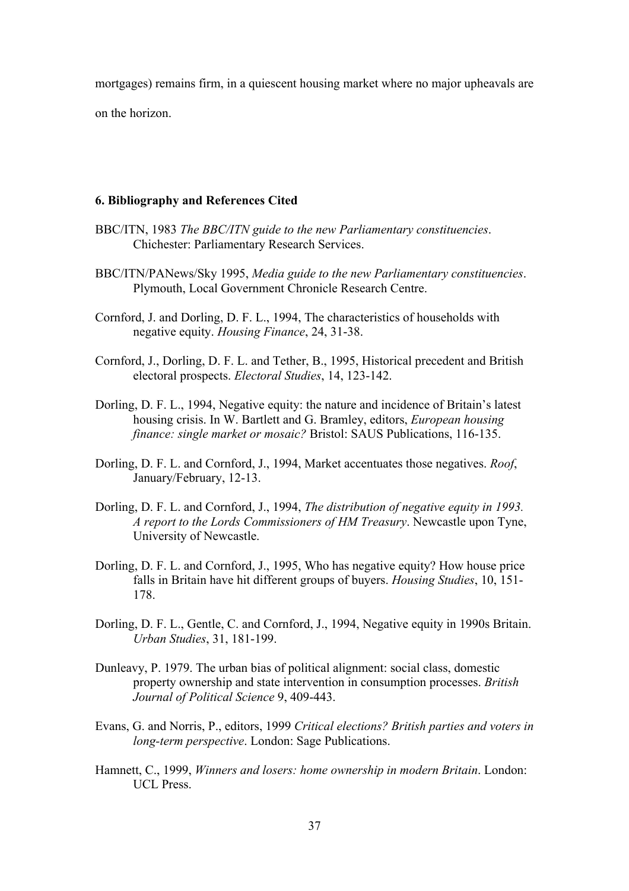mortgages) remains firm, in a quiescent housing market where no major upheavals are on the horizon.

### 6. Bibliography and References Cited

BBC/ITN, 1983 *The BBC/ITN guide to the new Parliamentary constituencies*. Chichester: Parliamentary Research Services.

BBC/ITN/PANews/Sky 1995, *Media guide to the new Parliamentary constituencies*. Plymouth, Local Government Chronicle Research Centre.

Cornford, J. and Dorling, D. F. L., 1994, The characteristics of households with negative equity. *Housing Finance*, 24, 31-38.

Cornford, J., Dorling, D. F. L. and Tether, B., 1995, Historical precedent and British electoral prospects. *Electoral Studies*, 14, 123-142.

Dorling, D. F. L., 1994, Negative equity: the nature and incidence of Britain's latest housing crisis. In W. Bartlett and G. Bramley, editors, *European housing finance: single market or mosaic?* Bristol: SAUS Publications, 116-135.

Dorling, D. F. L. and Cornford, J., 1994, Market accentuates those negatives. *Roof*, January/February, 12-13.

Dorling, D. F. L. and Cornford, J., 1994, *The distribution of negative equity in 1993. A report to the Lords Commissioners of HM Treasury*. Newcastle upon Tyne, University of Newcastle.

Dorling, D. F. L. and Cornford, J., 1995, Who has negative equity? How house price falls in Britain have hit different groups of buyers. *Housing Studies*, 10, 151-178.

Dorling, D. F. L., Gentle, C. and Cornford, J., 1994, Negative equity in 1990s Britain. *Urban Studies*, 31, 181-199.

Dunleavy, P. 1979. The urban bias of political alignment: social class, domestic property ownership and state intervention in consumption processes. *British Journal of Political Science* 9, 409-443.

Evans, G. and Norris, P., editors, 1999 *Critical elections? British parties and voters in long-term perspective*. London: Sage Publications.

Hamnett, C., 1999, *Winners and losers: home ownership in modern Britain*. London: UCL Press.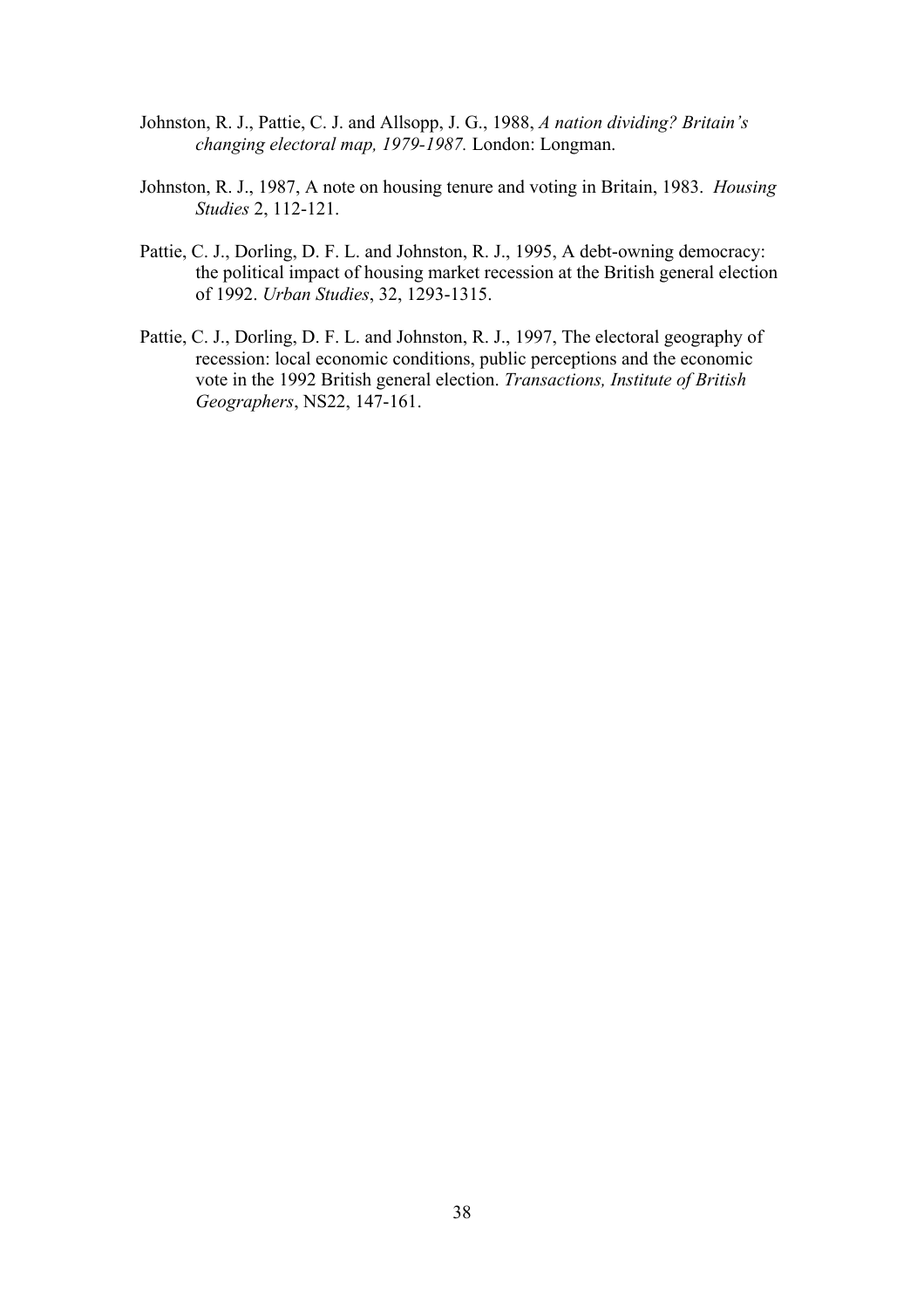Johnston, R. J., Pattie, C. J. and Allsopp, J. G., 1988, *A nation dividing? Britain's changing electoral map, 1979-1987.* London: Longman.

Johnston, R. J., 1987, A note on housing tenure and voting in Britain, 1983. *Housing Studies* 2, 112-121.

Pattie, C. J., Dorling, D. F. L. and Johnston, R. J., 1995, A debt-owning democracy: the political impact of housing market recession at the British general election of 1992. *Urban Studies*, 32, 1293-1315.

Pattie, C. J., Dorling, D. F. L. and Johnston, R. J., 1997, The electoral geography of recession: local economic conditions, public perceptions and the economic vote in the 1992 British general election. *Transactions, Institute of British Geographers*, NS22, 147-161.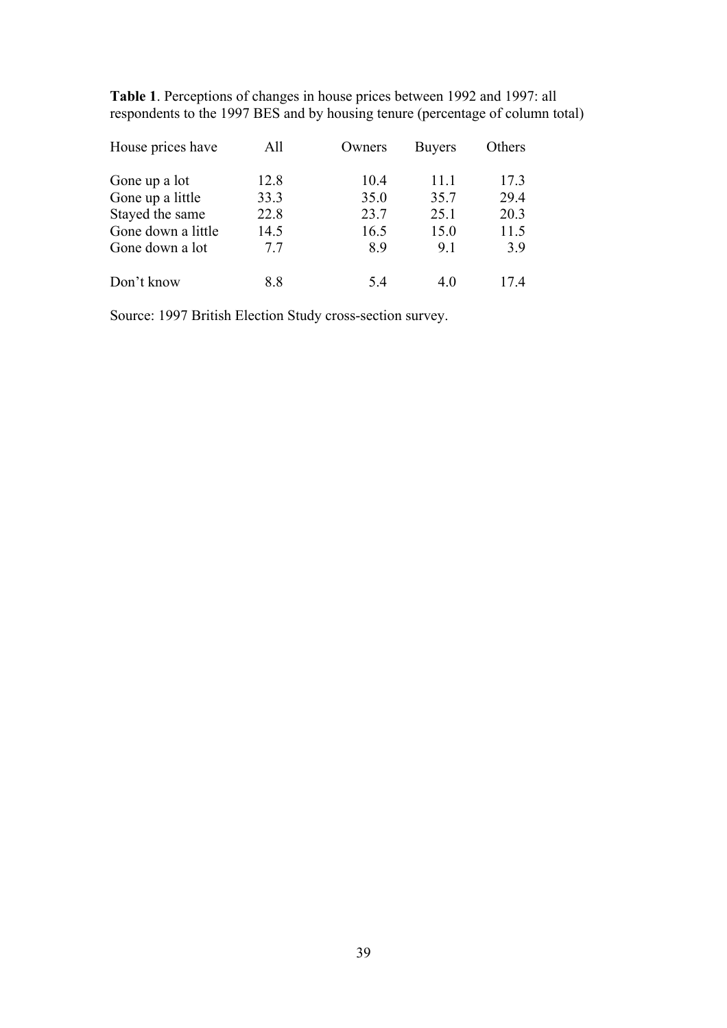**Table 1**. Perceptions of changes in house prices between 1992 and 1997: all respondents to the 1997 BES and by housing tenure (percentage of column total)

| House prices have | All | Owners | Buyers | Others |
|---|---|---|---|---|
| Gone up a lot | 12.8 | 10.4 | 11.1 | 17.3 |
| Gone up a little | 33.3 | 35.0 | 35.7 | 29.4 |
| Stayed the same | 22.8 | 23.7 | 25.1 | 20.3 |
| Gone down a little | 14.5 | 16.5 | 15.0 | 11.5 |
| Gone down a lot | 7.7 | 8.9 | 9.1 | 3.9 |
| Don't know | 8.8 | 5.4 | 4.0 | 17.4 |

Source: 1997 British Election Study cross-section survey.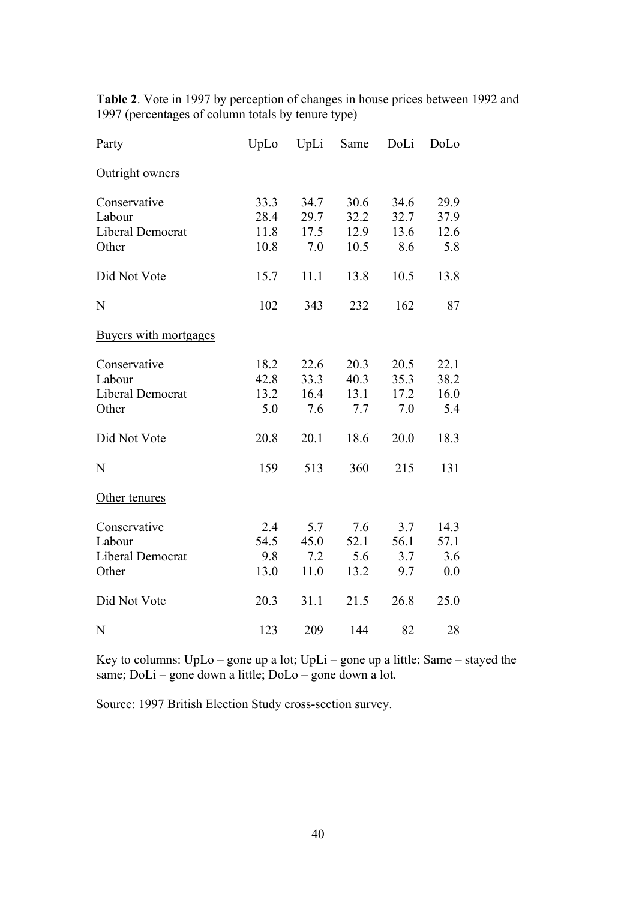**Table 2**. Vote in 1997 by perception of changes in house prices between 1992 and 1997 (percentages of column totals by tenure type)

| Party | UpLo | UpLi | Same | DoLi | DoLo |
|---|---|---|---|---|---|
| <u>Outright owners</u> | | | | | |
| Conservative | 33.3 | 34.7 | 30.6 | 34.6 | 29.9 |
| Labour | 28.4 | 29.7 | 32.2 | 32.7 | 37.9 |
| Liberal Democrat | 11.8 | 17.5 | 12.9 | 13.6 | 12.6 |
| Other | 10.8 | 7.0 | 10.5 | 8.6 | 5.8 |
| Did Not Vote | 15.7 | 11.1 | 13.8 | 10.5 | 13.8 |
| N | 102 | 343 | 232 | 162 | 87 |
| <u>Buyers with mortgages</u> | | | | | |
| Conservative | 18.2 | 22.6 | 20.3 | 20.5 | 22.1 |
| Labour | 42.8 | 33.3 | 40.3 | 35.3 | 38.2 |
| Liberal Democrat | 13.2 | 16.4 | 13.1 | 17.2 | 16.0 |
| Other | 5.0 | 7.6 | 7.7 | 7.0 | 5.4 |
| Did Not Vote | 20.8 | 20.1 | 18.6 | 20.0 | 18.3 |
| N | 159 | 513 | 360 | 215 | 131 |
| <u>Other tenures</u> | | | | | |
| Conservative | 2.4 | 5.7 | 7.6 | 3.7 | 14.3 |
| Labour | 54.5 | 45.0 | 52.1 | 56.1 | 57.1 |
| Liberal Democrat | 9.8 | 7.2 | 5.6 | 3.7 | 3.6 |
| Other | 13.0 | 11.0 | 13.2 | 9.7 | 0.0 |
| Did Not Vote | 20.3 | 31.1 | 21.5 | 26.8 | 25.0 |
| N | 123 | 209 | 144 | 82 | 28 |

Key to columns: UpLo – gone up a lot; UpLi – gone up a little; Same – stayed the same; DoLi – gone down a little; DoLo – gone down a lot.

Source: 1997 British Election Study cross-section survey.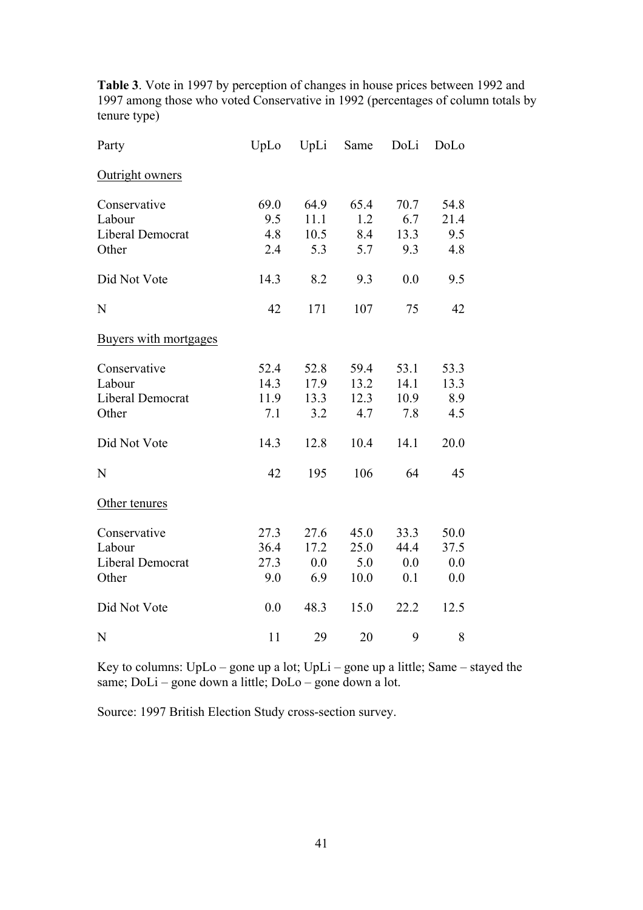**Table 3**. Vote in 1997 by perception of changes in house prices between 1992 and 1997 among those who voted Conservative in 1992 (percentages of column totals by tenure type)

| Party | UpLo | UpLi | Same | DoLi | DoLo |
|---|---|---|---|---|---|
| <u>Outright owners</u> | | | | | |
| Conservative | 69.0 | 64.9 | 65.4 | 70.7 | 54.8 |
| Labour | 9.5 | 11.1 | 1.2 | 6.7 | 21.4 |
| Liberal Democrat | 4.8 | 10.5 | 8.4 | 13.3 | 9.5 |
| Other | 2.4 | 5.3 | 5.7 | 9.3 | 4.8 |
| Did Not Vote | 14.3 | 8.2 | 9.3 | 0.0 | 9.5 |
| N | 42 | 171 | 107 | 75 | 42 |
| <u>Buyers with mortgages</u> | | | | | |
| Conservative | 52.4 | 52.8 | 59.4 | 53.1 | 53.3 |
| Labour | 14.3 | 17.9 | 13.2 | 14.1 | 13.3 |
| Liberal Democrat | 11.9 | 13.3 | 12.3 | 10.9 | 8.9 |
| Other | 7.1 | 3.2 | 4.7 | 7.8 | 4.5 |
| Did Not Vote | 14.3 | 12.8 | 10.4 | 14.1 | 20.0 |
| N | 42 | 195 | 106 | 64 | 45 |
| <u>Other tenures</u> | | | | | |
| Conservative | 27.3 | 27.6 | 45.0 | 33.3 | 50.0 |
| Labour | 36.4 | 17.2 | 25.0 | 44.4 | 37.5 |
| Liberal Democrat | 27.3 | 0.0 | 5.0 | 0.0 | 0.0 |
| Other | 9.0 | 6.9 | 10.0 | 0.1 | 0.0 |
| Did Not Vote | 0.0 | 48.3 | 15.0 | 22.2 | 12.5 |
| N | 11 | 29 | 20 | 9 | 8 |

Key to columns: UpLo – gone up a lot; UpLi – gone up a little; Same – stayed the same; DoLi – gone down a little; DoLo – gone down a lot.

Source: 1997 British Election Study cross-section survey.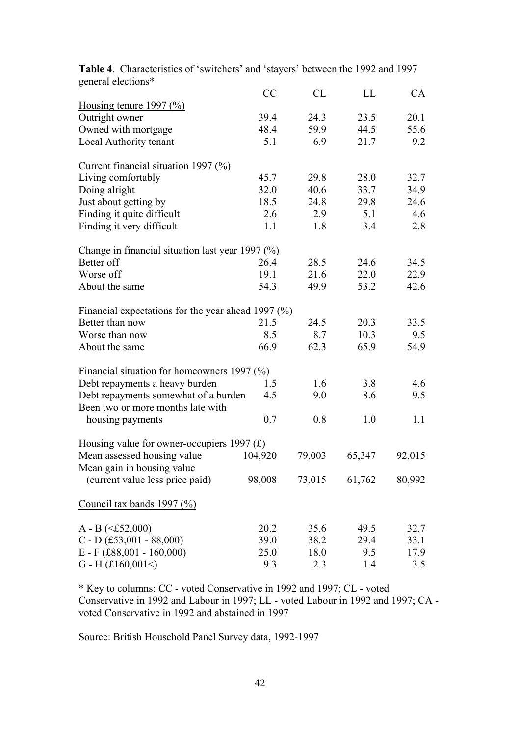**Table 4**. Characteristics of 'switchers' and 'stayers' between the 1992 and 1997 general elections*

| | CC | CL | LL | CA |
|---|---|---|---|---|
| Housing tenure 1997 (%) | | | | |
| Outright owner | 39.4 | 24.3 | 23.5 | 20.1 |
| Owned with mortgage | 48.4 | 59.9 | 44.5 | 55.6 |
| Local Authority tenant | 5.1 | 6.9 | 21.7 | 9.2 |
| Current financial situation 1997 (%) | | | | |
| Living comfortably | 45.7 | 29.8 | 28.0 | 32.7 |
| Doing alright | 32.0 | 40.6 | 33.7 | 34.9 |
| Just about getting by | 18.5 | 24.8 | 29.8 | 24.6 |
| Finding it quite difficult | 2.6 | 2.9 | 5.1 | 4.6 |
| Finding it very difficult | 1.1 | 1.8 | 3.4 | 2.8 |
| Change in financial situation last year 1997 (%) | | | | |
| Better off | 26.4 | 28.5 | 24.6 | 34.5 |
| Worse off | 19.1 | 21.6 | 22.0 | 22.9 |
| About the same | 54.3 | 49.9 | 53.2 | 42.6 |
| Financial expectations for the year ahead 1997 (%) | | | | |
| Better than now | 21.5 | 24.5 | 20.3 | 33.5 |
| Worse than now | 8.5 | 8.7 | 10.3 | 9.5 |
| About the same | 66.9 | 62.3 | 65.9 | 54.9 |
| Financial situation for homeowners 1997 (%) | | | | |
| Debt repayments a heavy burden | 1.5 | 1.6 | 3.8 | 4.6 |
| Debt repayments somewhat of a burden | 4.5 | 9.0 | 8.6 | 9.5 |
| Been two or more months late with housing payments | 0.7 | 0.8 | 1.0 | 1.1 |
| Housing value for owner-occupiers 1997 (£) | | | | |
| Mean assessed housing value | 104,920 | 79,003 | 65,347 | 92,015 |
| Mean gain in housing value (current value less price paid) | 98,008 | 73,015 | 61,762 | 80,992 |
| Council tax bands 1997 (%) | | | | |
| A - B (<£52,000) | 20.2 | 35.6 | 49.5 | 32.7 |
| C - D (£53,001 - 88,000) | 39.0 | 38.2 | 29.4 | 33.1 |
| E - F (£88,001 - 160,000) | 25.0 | 18.0 | 9.5 | 17.9 |
| G - H (£160,001<) | 9.3 | 2.3 | 1.4 | 3.5 |

* Key to columns: CC - voted Conservative in 1992 and 1997; CL - voted Conservative in 1992 and Labour in 1997; LL - voted Labour in 1992 and 1997; CA - voted Conservative in 1992 and abstained in 1997

Source: British Household Panel Survey data, 1992-1997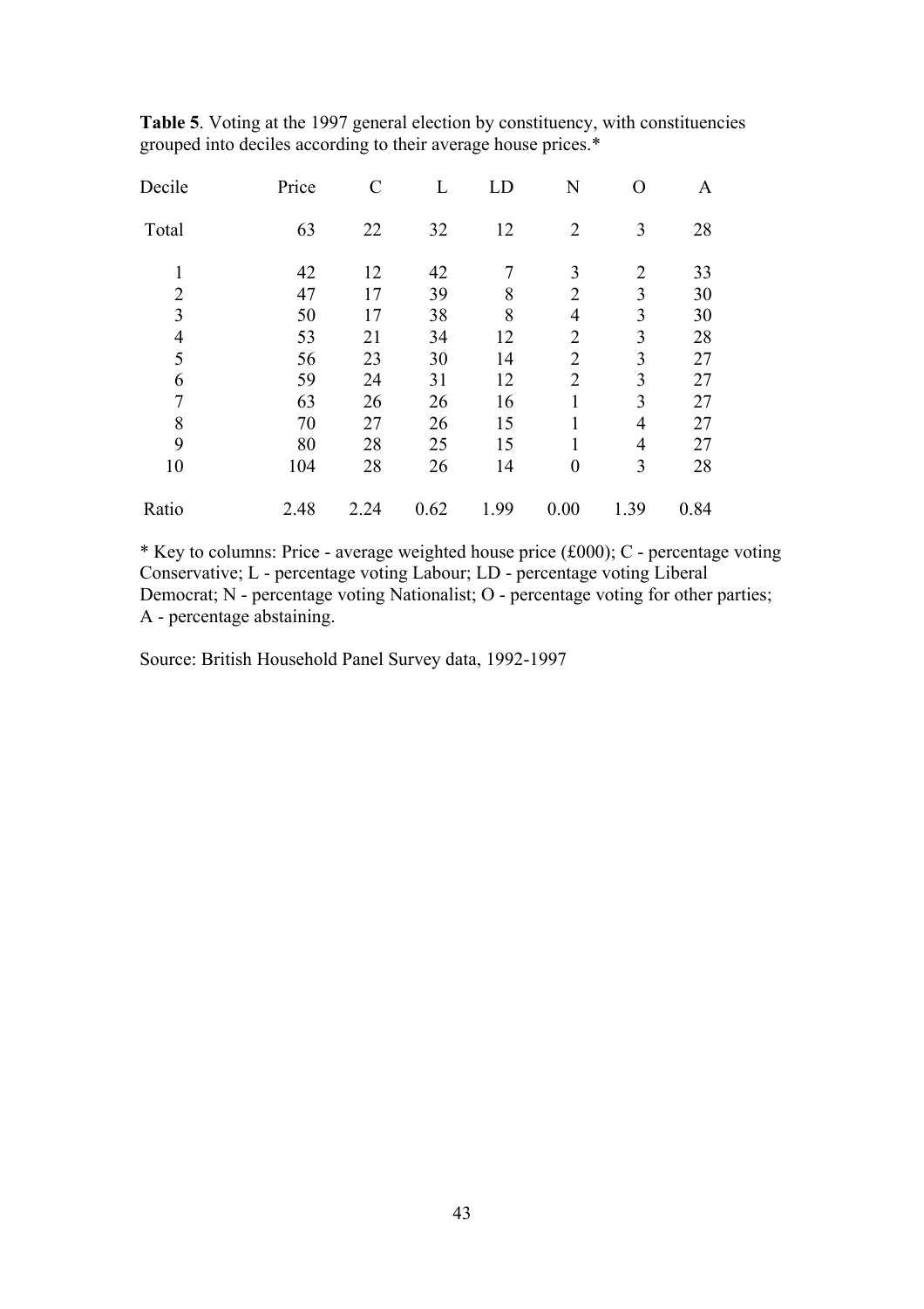**Table 5**. Voting at the 1997 general election by constituency, with constituencies grouped into deciles according to their average house prices.*

| Decile | Price | C | L | LD | N | O | A |
|---|---|---|---|---|---|---|---|
| Total | 63 | 22 | 32 | 12 | 2 | 3 | 28 |
| 1 | 42 | 12 | 42 | 7 | 3 | 2 | 33 |
| 2 | 47 | 17 | 39 | 8 | 2 | 3 | 30 |
| 3 | 50 | 17 | 38 | 8 | 4 | 3 | 30 |
| 4 | 53 | 21 | 34 | 12 | 2 | 3 | 28 |
| 5 | 56 | 23 | 30 | 14 | 2 | 3 | 27 |
| 6 | 59 | 24 | 31 | 12 | 2 | 3 | 27 |
| 7 | 63 | 26 | 26 | 16 | 1 | 3 | 27 |
| 8 | 70 | 27 | 26 | 15 | 1 | 4 | 27 |
| 9 | 80 | 28 | 25 | 15 | 1 | 4 | 27 |
| 10 | 104 | 28 | 26 | 14 | 0 | 3 | 28 |
| Ratio | 2.48 | 2.24 | 0.62 | 1.99 | 0.00 | 1.39 | 0.84 |

* Key to columns: Price - average weighted house price (£000); C - percentage voting Conservative; L - percentage voting Labour; LD - percentage voting Liberal Democrat; N - percentage voting Nationalist; O - percentage voting for other parties; A - percentage abstaining.

Source: British Household Panel Survey data, 1992-1997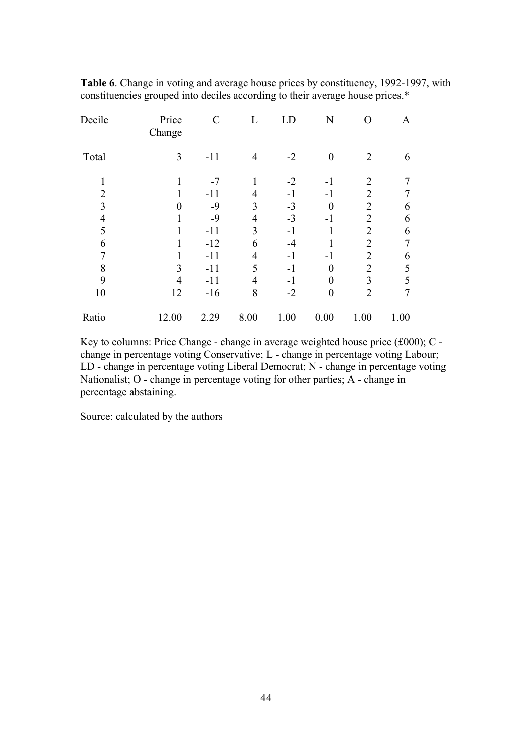**Table 6**. Change in voting and average house prices by constituency, 1992-1997, with constituencies grouped into deciles according to their average house prices.*

| Decile | Price Change | C | L | LD | N | O | A |
|---|---|---|---|---|---|---|---|
| Total | 3 | -11 | 4 | -2 | 0 | 2 | 6 |
| 1 | 1 | -7 | 1 | -2 | -1 | 2 | 7 |
| 2 | 1 | -11 | 4 | -1 | -1 | 2 | 7 |
| 3 | 0 | -9 | 3 | -3 | 0 | 2 | 6 |
| 4 | 1 | -9 | 4 | -3 | -1 | 2 | 6 |
| 5 | 1 | -11 | 3 | -1 | 1 | 2 | 6 |
| 6 | 1 | -12 | 6 | -4 | 1 | 2 | 7 |
| 7 | 1 | -11 | 4 | -1 | -1 | 2 | 6 |
| 8 | 3 | -11 | 5 | -1 | 0 | 2 | 5 |
| 9 | 4 | -11 | 4 | -1 | 0 | 3 | 5 |
| 10 | 12 | -16 | 8 | -2 | 0 | 2 | 7 |
| Ratio | 12.00 | 2.29 | 8.00 | 1.00 | 0.00 | 1.00 | 1.00 |

Key to columns: Price Change - change in average weighted house price (£000); C - change in percentage voting Conservative; L - change in percentage voting Labour; LD - change in percentage voting Liberal Democrat; N - change in percentage voting Nationalist; O - change in percentage voting for other parties; A - change in percentage abstaining.

Source: calculated by the authors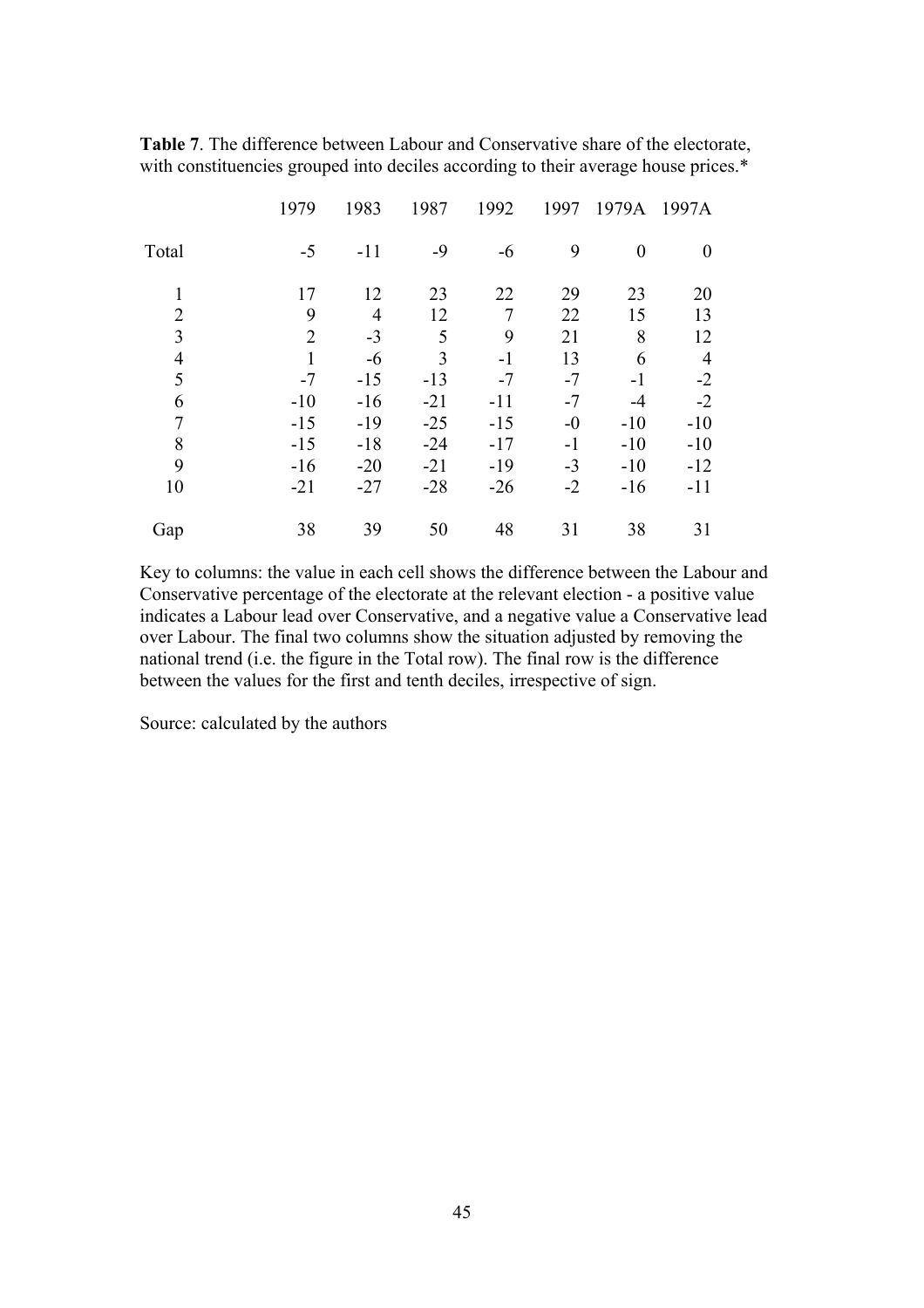**Table 7**. The difference between Labour and Conservative share of the electorate, with constituencies grouped into deciles according to their average house prices.*

|  | 1979 | 1983 | 1987 | 1992 | 1997 | 1979A | 1997A |
|---|---|---|---|---|---|---|---|
| Total | -5 | -11 | -9 | -6 | 9 | 0 | 0 |
| 1 | 17 | 12 | 23 | 22 | 29 | 23 | 20 |
| 2 | 9 | 4 | 12 | 7 | 22 | 15 | 13 |
| 3 | 2 | -3 | 5 | 9 | 21 | 8 | 12 |
| 4 | 1 | -6 | 3 | -1 | 13 | 6 | 4 |
| 5 | -7 | -15 | -13 | -7 | -7 | -1 | -2 |
| 6 | -10 | -16 | -21 | -11 | -7 | -4 | -2 |
| 7 | -15 | -19 | -25 | -15 | -0 | -10 | -10 |
| 8 | -15 | -18 | -24 | -17 | -1 | -10 | -10 |
| 9 | -16 | -20 | -21 | -19 | -3 | -10 | -12 |
| 10 | -21 | -27 | -28 | -26 | -2 | -16 | -11 |
| Gap | 38 | 39 | 50 | 48 | 31 | 38 | 31 |

Key to columns: the value in each cell shows the difference between the Labour and Conservative percentage of the electorate at the relevant election - a positive value indicates a Labour lead over Conservative, and a negative value a Conservative lead over Labour. The final two columns show the situation adjusted by removing the national trend (i.e. the figure in the Total row). The final row is the difference between the values for the first and tenth deciles, irrespective of sign.

Source: calculated by the authors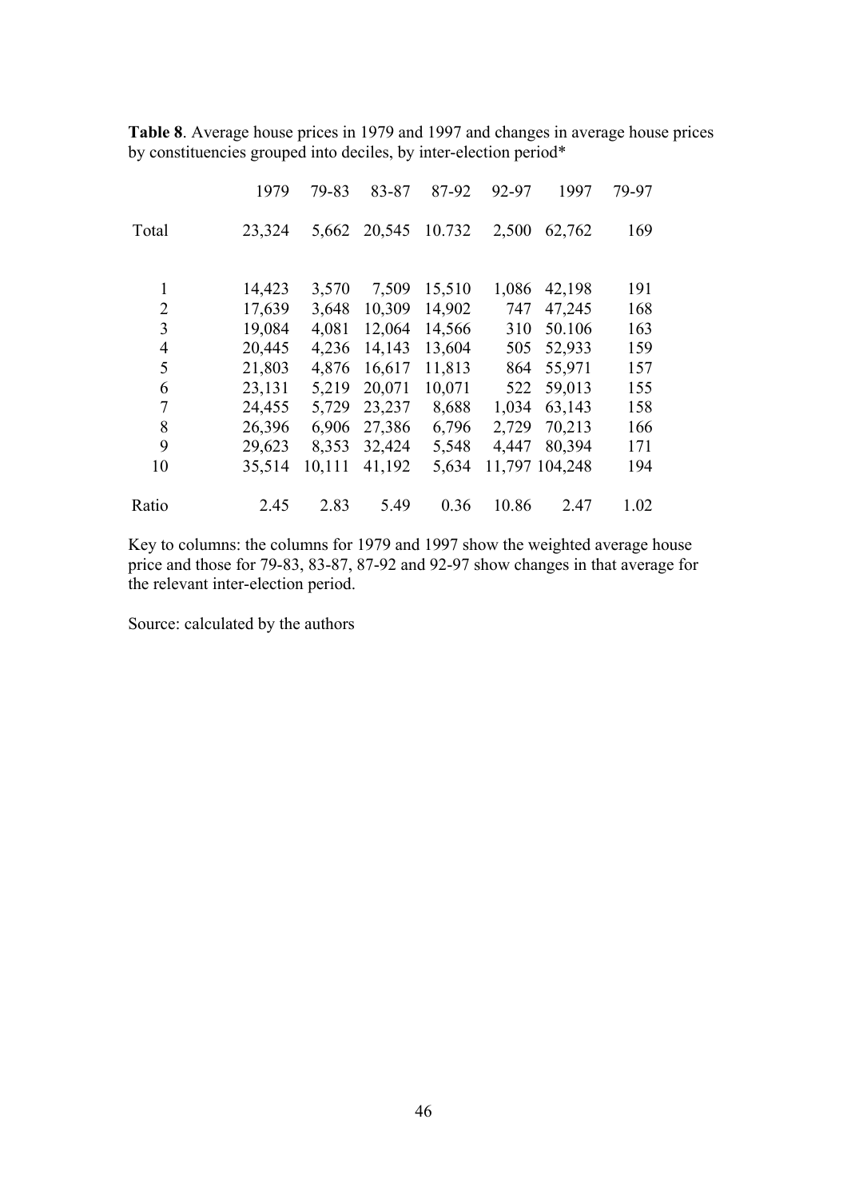**Table 8**. Average house prices in 1979 and 1997 and changes in average house prices by constituencies grouped into deciles, by inter-election period*

| | 1979 | 79-83 | 83-87 | 87-92 | 92-97 | 1997 | 79-97 |
|---|---|---|---|---|---|---|---|
| Total | 23,324 | 5,662 | 20,545 | 10.732 | 2,500 | 62,762 | 169 |
| | | | | | | | |
| 1 | 14,423 | 3,570 | 7,509 | 15,510 | 1,086 | 42,198 | 191 |
| 2 | 17,639 | 3,648 | 10,309 | 14,902 | 747 | 47,245 | 168 |
| 3 | 19,084 | 4,081 | 12,064 | 14,566 | 310 | 50.106 | 163 |
| 4 | 20,445 | 4,236 | 14,143 | 13,604 | 505 | 52,933 | 159 |
| 5 | 21,803 | 4,876 | 16,617 | 11,813 | 864 | 55,971 | 157 |
| 6 | 23,131 | 5,219 | 20,071 | 10,071 | 522 | 59,013 | 155 |
| 7 | 24,455 | 5,729 | 23,237 | 8,688 | 1,034 | 63,143 | 158 |
| 8 | 26,396 | 6,906 | 27,386 | 6,796 | 2,729 | 70,213 | 166 |
| 9 | 29,623 | 8,353 | 32,424 | 5,548 | 4,447 | 80,394 | 171 |
| 10 | 35,514 | 10,111 | 41,192 | 5,634 | 11,797 | 104,248 | 194 |
| | | | | | | | |
| Ratio | 2.45 | 2.83 | 5.49 | 0.36 | 10.86 | 2.47 | 1.02 |

Key to columns: the columns for 1979 and 1997 show the weighted average house price and those for 79-83, 83-87, 87-92 and 92-97 show changes in that average for the relevant inter-election period.

Source: calculated by the authors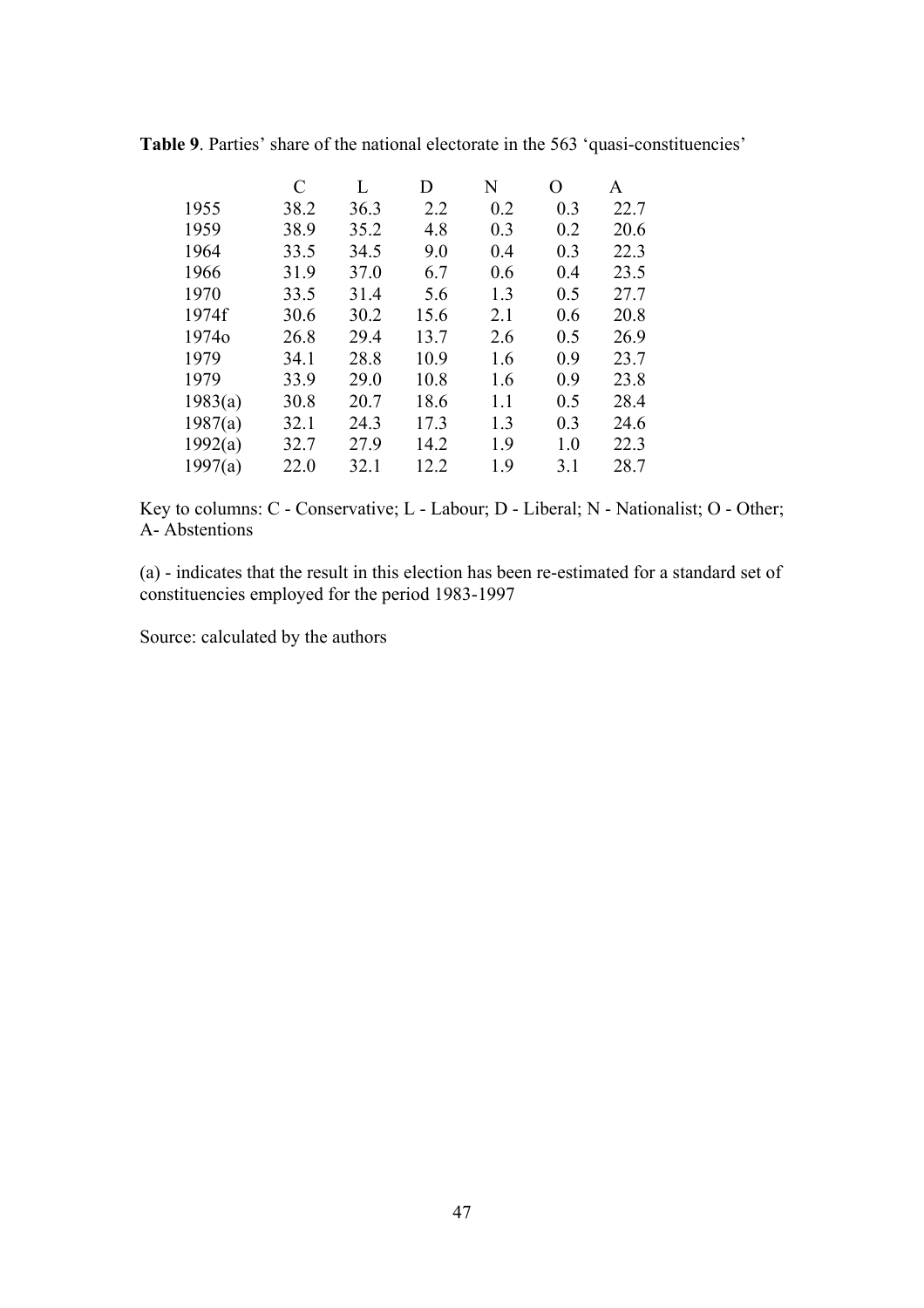**Table 9**. Parties' share of the national electorate in the 563 'quasi-constituencies'

| | C | L | D | N | O | A |
|---|---|---|---|---|---|---|
| 1955 | 38.2 | 36.3 | 2.2 | 0.2 | 0.3 | 22.7 |
| 1959 | 38.9 | 35.2 | 4.8 | 0.3 | 0.2 | 20.6 |
| 1964 | 33.5 | 34.5 | 9.0 | 0.4 | 0.3 | 22.3 |
| 1966 | 31.9 | 37.0 | 6.7 | 0.6 | 0.4 | 23.5 |
| 1970 | 33.5 | 31.4 | 5.6 | 1.3 | 0.5 | 27.7 |
| 1974f | 30.6 | 30.2 | 15.6 | 2.1 | 0.6 | 20.8 |
| 1974o | 26.8 | 29.4 | 13.7 | 2.6 | 0.5 | 26.9 |
| 1979 | 34.1 | 28.8 | 10.9 | 1.6 | 0.9 | 23.7 |
| 1979 | 33.9 | 29.0 | 10.8 | 1.6 | 0.9 | 23.8 |
| 1983(a) | 30.8 | 20.7 | 18.6 | 1.1 | 0.5 | 28.4 |
| 1987(a) | 32.1 | 24.3 | 17.3 | 1.3 | 0.3 | 24.6 |
| 1992(a) | 32.7 | 27.9 | 14.2 | 1.9 | 1.0 | 22.3 |
| 1997(a) | 22.0 | 32.1 | 12.2 | 1.9 | 3.1 | 28.7 |

Key to columns: C - Conservative; L - Labour; D - Liberal; N - Nationalist; O - Other; A- Abstentions

(a) - indicates that the result in this election has been re-estimated for a standard set of constituencies employed for the period 1983-1997

Source: calculated by the authors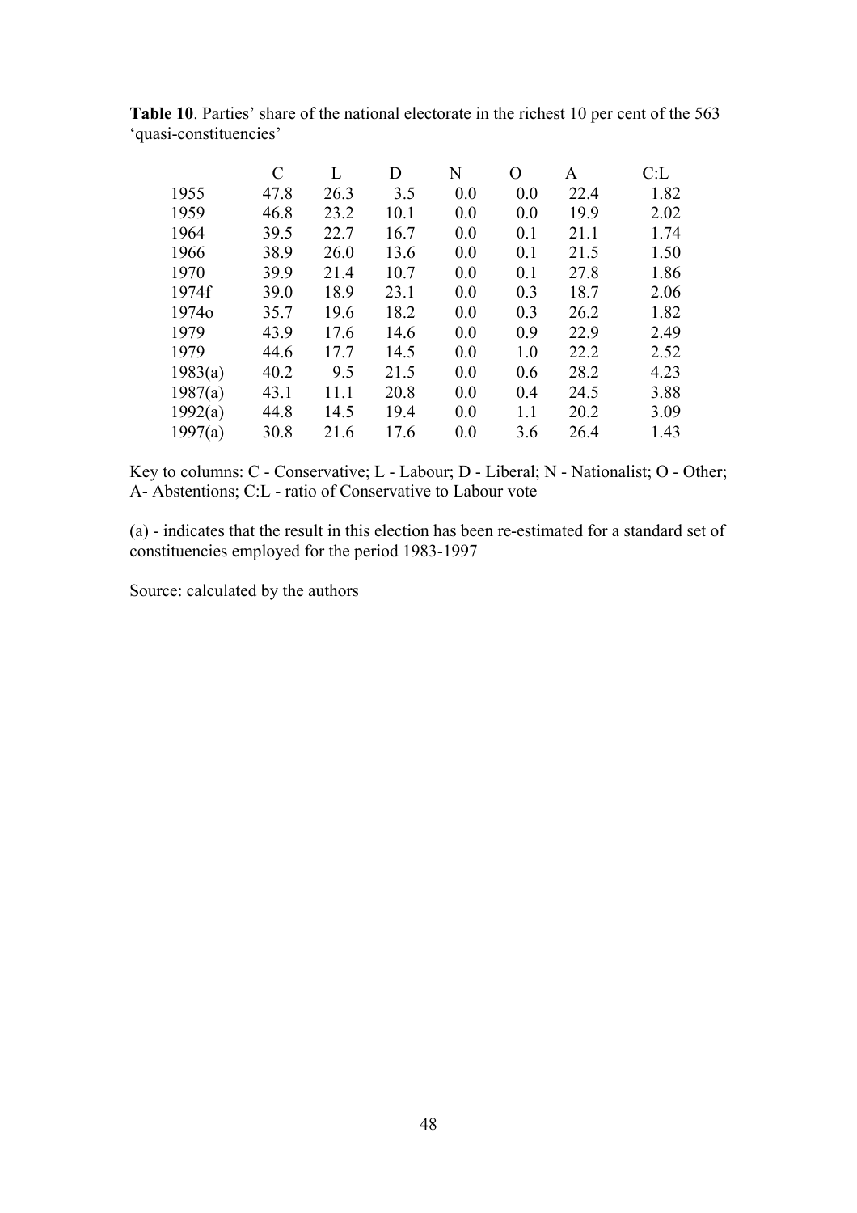**Table 10**. Parties' share of the national electorate in the richest 10 per cent of the 563 'quasi-constituencies'

| | C | L | D | N | O | A | C:L |
|---|---|---|---|---|---|---|---|
| 1955 | 47.8 | 26.3 | 3.5 | 0.0 | 0.0 | 22.4 | 1.82 |
| 1959 | 46.8 | 23.2 | 10.1 | 0.0 | 0.0 | 19.9 | 2.02 |
| 1964 | 39.5 | 22.7 | 16.7 | 0.0 | 0.1 | 21.1 | 1.74 |
| 1966 | 38.9 | 26.0 | 13.6 | 0.0 | 0.1 | 21.5 | 1.50 |
| 1970 | 39.9 | 21.4 | 10.7 | 0.0 | 0.1 | 27.8 | 1.86 |
| 1974f | 39.0 | 18.9 | 23.1 | 0.0 | 0.3 | 18.7 | 2.06 |
| 1974o | 35.7 | 19.6 | 18.2 | 0.0 | 0.3 | 26.2 | 1.82 |
| 1979 | 43.9 | 17.6 | 14.6 | 0.0 | 0.9 | 22.9 | 2.49 |
| 1979 | 44.6 | 17.7 | 14.5 | 0.0 | 1.0 | 22.2 | 2.52 |
| 1983(a) | 40.2 | 9.5 | 21.5 | 0.0 | 0.6 | 28.2 | 4.23 |
| 1987(a) | 43.1 | 11.1 | 20.8 | 0.0 | 0.4 | 24.5 | 3.88 |
| 1992(a) | 44.8 | 14.5 | 19.4 | 0.0 | 1.1 | 20.2 | 3.09 |
| 1997(a) | 30.8 | 21.6 | 17.6 | 0.0 | 3.6 | 26.4 | 1.43 |

Key to columns: C - Conservative; L - Labour; D - Liberal; N - Nationalist; O - Other; A- Abstentions; C:L - ratio of Conservative to Labour vote

(a) - indicates that the result in this election has been re-estimated for a standard set of constituencies employed for the period 1983-1997

Source: calculated by the authors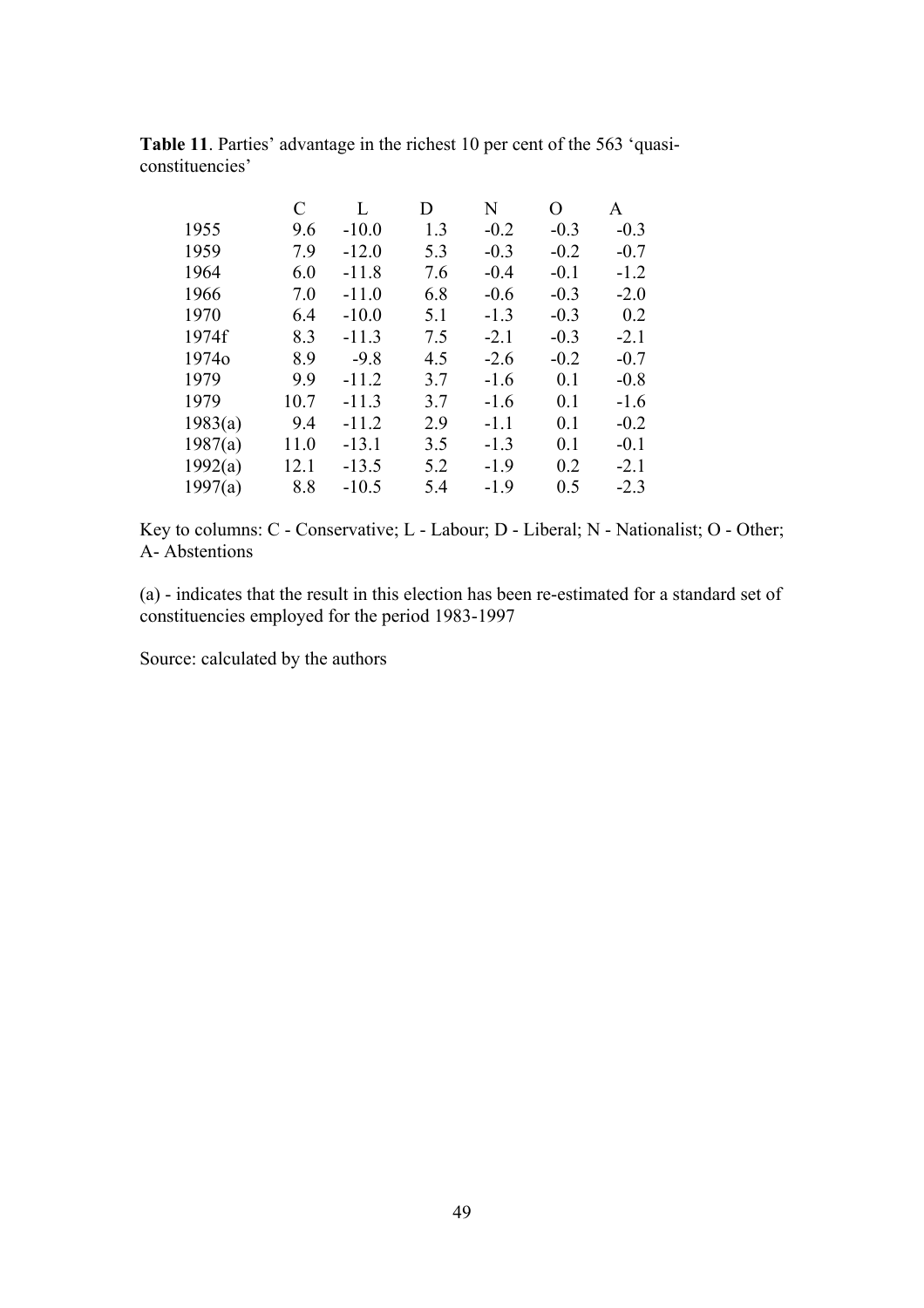**Table 11**. Parties' advantage in the richest 10 per cent of the 563 'quasi-constituencies'

| | C | L | D | N | O | A |
|---|---|---|---|---|---|---|
| 1955 | 9.6 | -10.0 | 1.3 | -0.2 | -0.3 | -0.3 |
| 1959 | 7.9 | -12.0 | 5.3 | -0.3 | -0.2 | -0.7 |
| 1964 | 6.0 | -11.8 | 7.6 | -0.4 | -0.1 | -1.2 |
| 1966 | 7.0 | -11.0 | 6.8 | -0.6 | -0.3 | -2.0 |
| 1970 | 6.4 | -10.0 | 5.1 | -1.3 | -0.3 | 0.2 |
| 1974f | 8.3 | -11.3 | 7.5 | -2.1 | -0.3 | -2.1 |
| 1974o | 8.9 | -9.8 | 4.5 | -2.6 | -0.2 | -0.7 |
| 1979 | 9.9 | -11.2 | 3.7 | -1.6 | 0.1 | -0.8 |
| 1979 | 10.7 | -11.3 | 3.7 | -1.6 | 0.1 | -1.6 |
| 1983(a) | 9.4 | -11.2 | 2.9 | -1.1 | 0.1 | -0.2 |
| 1987(a) | 11.0 | -13.1 | 3.5 | -1.3 | 0.1 | -0.1 |
| 1992(a) | 12.1 | -13.5 | 5.2 | -1.9 | 0.2 | -2.1 |
| 1997(a) | 8.8 | -10.5 | 5.4 | -1.9 | 0.5 | -2.3 |

Key to columns: C - Conservative; L - Labour; D - Liberal; N - Nationalist; O - Other; A- Abstentions

(a) - indicates that the result in this election has been re-estimated for a standard set of constituencies employed for the period 1983-1997

Source: calculated by the authors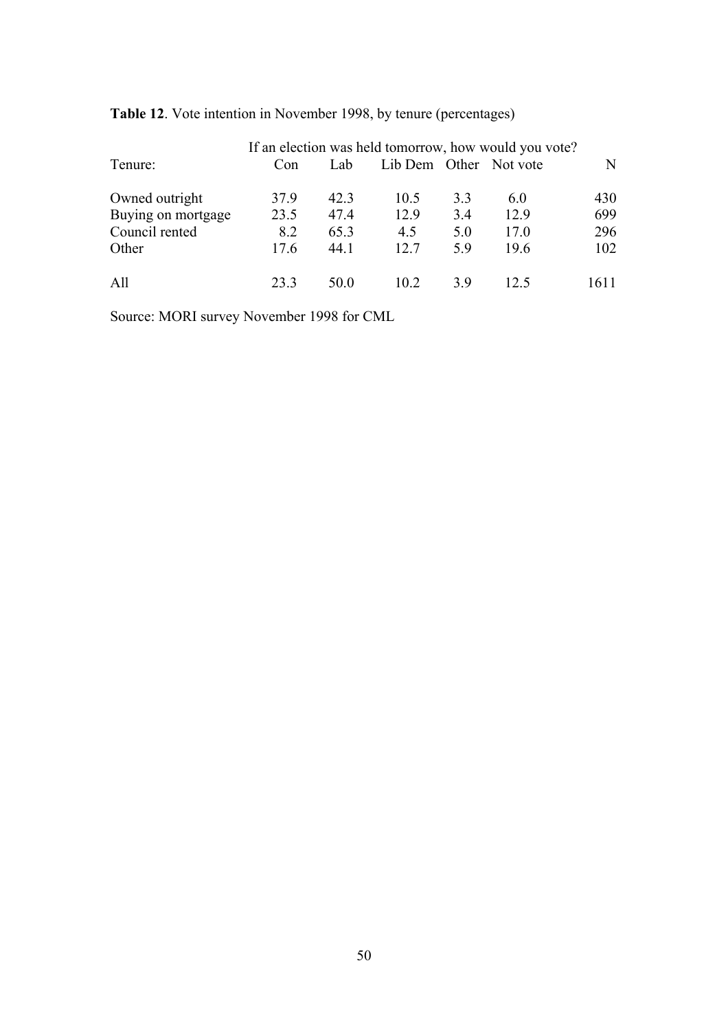**Table 12**. Vote intention in November 1998, by tenure (percentages)

| | If an election was held tomorrow, how would you vote? | | | | | |
|---|---|---|---|---|---|---|
| Tenure: | Con | Lab | Lib Dem | Other | Not vote | N |
| Owned outright | 37.9 | 42.3 | 10.5 | 3.3 | 6.0 | 430 |
| Buying on mortgage | 23.5 | 47.4 | 12.9 | 3.4 | 12.9 | 699 |
| Council rented | 8.2 | 65.3 | 4.5 | 5.0 | 17.0 | 296 |
| Other | 17.6 | 44.1 | 12.7 | 5.9 | 19.6 | 102 |
| All | 23.3 | 50.0 | 10.2 | 3.9 | 12.5 | 1611 |

Source: MORI survey November 1998 for CML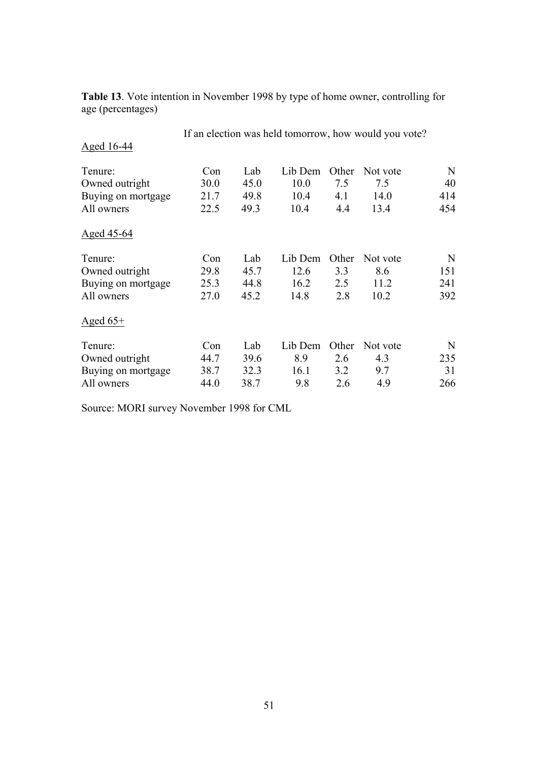**Table 13**. Vote intention in November 1998 by type of home owner, controlling for age (percentages)

If an election was held tomorrow, how would you vote?

| | Con | Lab | Lib Dem | Other | Not vote | N |
|---|---|---|---|---|---|---|
| Aged 16-44 | | | | | | |
| Tenure: | | | | | | |
| Owned outright | 30.0 | 45.0 | 10.0 | 7.5 | 7.5 | 40 |
| Buying on mortgage | 21.7 | 49.8 | 10.4 | 4.1 | 14.0 | 414 |
| All owners | 22.5 | 49.3 | 10.4 | 4.4 | 13.4 | 454 |
| Aged 45-64 | | | | | | |
| Tenure: | | | | | | |
| Owned outright | 29.8 | 45.7 | 12.6 | 3.3 | 8.6 | 151 |
| Buying on mortgage | 25.3 | 44.8 | 16.2 | 2.5 | 11.2 | 241 |
| All owners | 27.0 | 45.2 | 14.8 | 2.8 | 10.2 | 392 |
| Aged 65+ | | | | | | |
| Tenure: | | | | | | |
| Owned outright | 44.7 | 39.6 | 8.9 | 2.6 | 4.3 | 235 |
| Buying on mortgage | 38.7 | 32.3 | 16.1 | 3.2 | 9.7 | 31 |
| All owners | 44.0 | 38.7 | 9.8 | 2.6 | 4.9 | 266 |

Source: MORI survey November 1998 for CML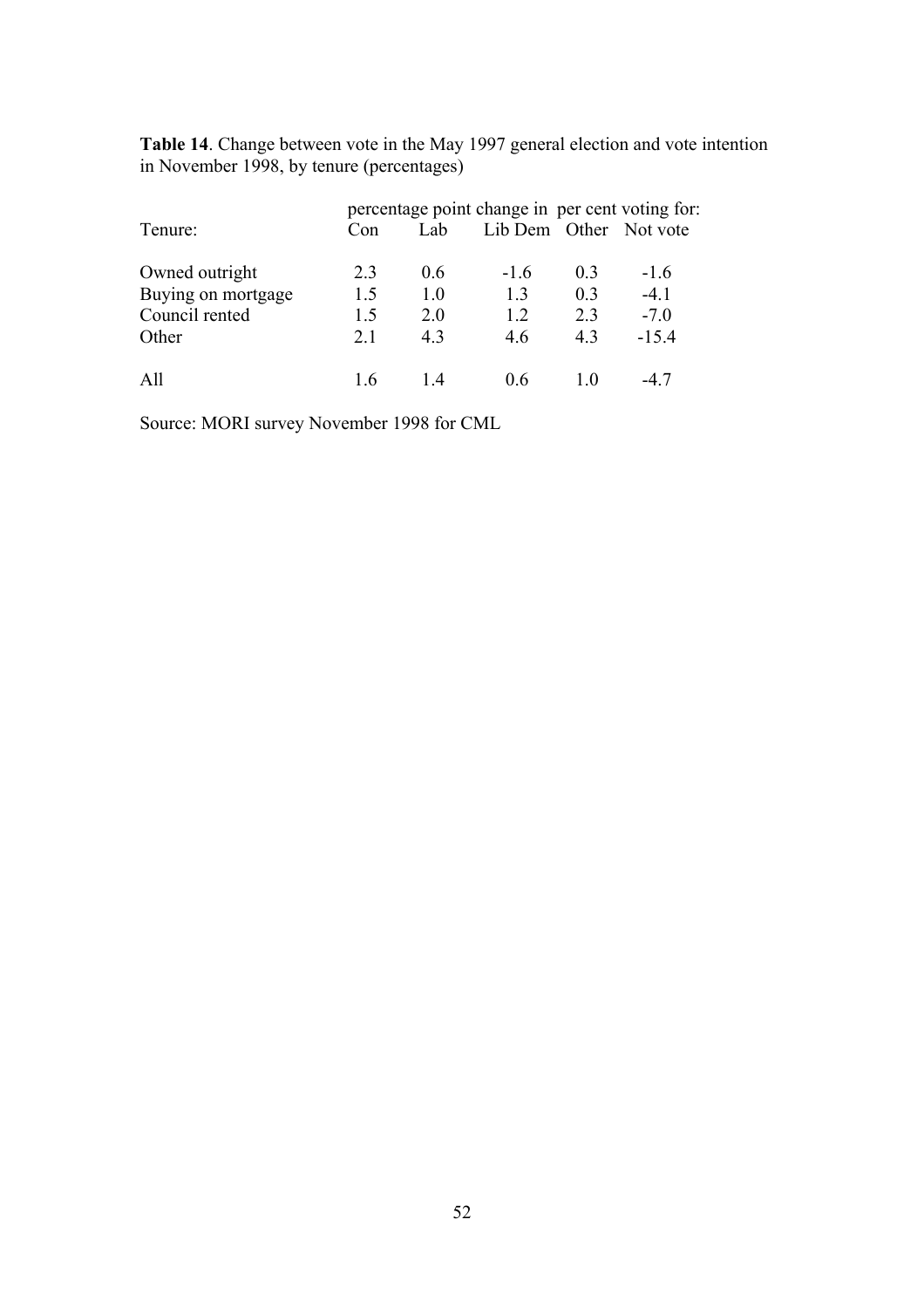**Table 14**. Change between vote in the May 1997 general election and vote intention in November 1998, by tenure (percentages)

| | percentage point change in per cent voting for: | | | | |
|---|---|---|---|---|---|
| Tenure: | Con | Lab | Lib Dem | Other | Not vote |
| Owned outright | 2.3 | 0.6 | -1.6 | 0.3 | -1.6 |
| Buying on mortgage | 1.5 | 1.0 | 1.3 | 0.3 | -4.1 |
| Council rented | 1.5 | 2.0 | 1.2 | 2.3 | -7.0 |
| Other | 2.1 | 4.3 | 4.6 | 4.3 | -15.4 |
| All | 1.6 | 1.4 | 0.6 | 1.0 | -4.7 |

Source: MORI survey November 1998 for CML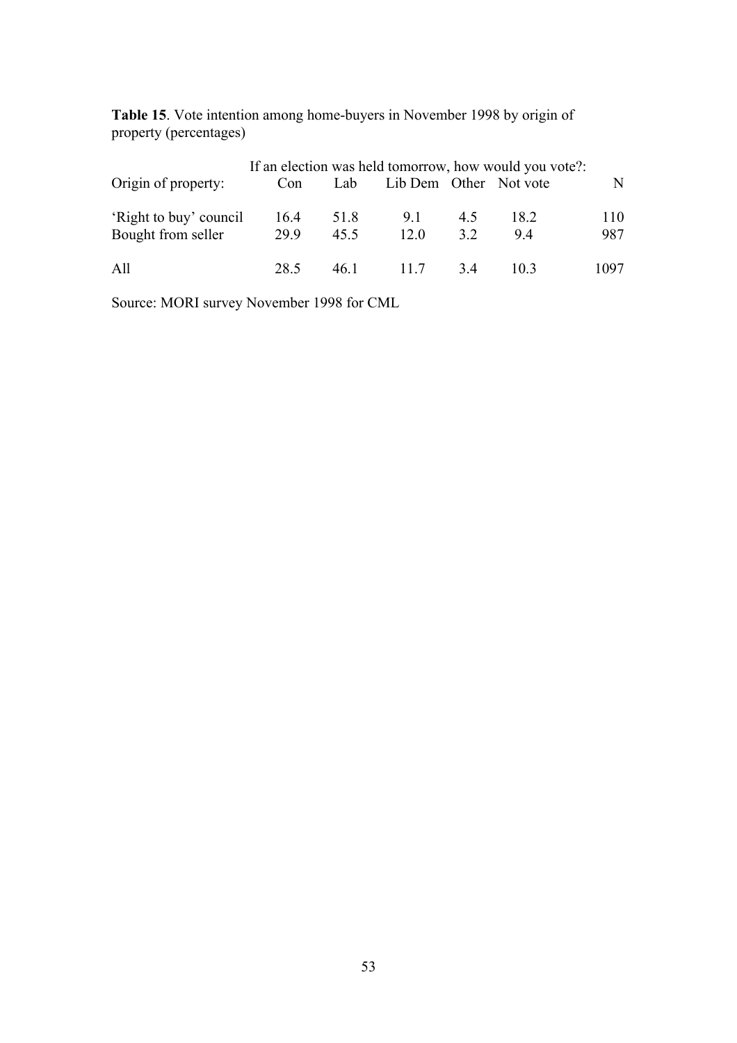**Table 15**. Vote intention among home-buyers in November 1998 by origin of property (percentages)

| | If an election was held tomorrow, how would you vote?: | | | | | |
|---|---|---|---|---|---|---|
| Origin of property: | Con | Lab | Lib Dem | Other | Not vote | N |
| 'Right to buy' council | 16.4 | 51.8 | 9.1 | 4.5 | 18.2 | 110 |
| Bought from seller | 29.9 | 45.5 | 12.0 | 3.2 | 9.4 | 987 |
| All | 28.5 | 46.1 | 11.7 | 3.4 | 10.3 | 1097 |

Source: MORI survey November 1998 for CML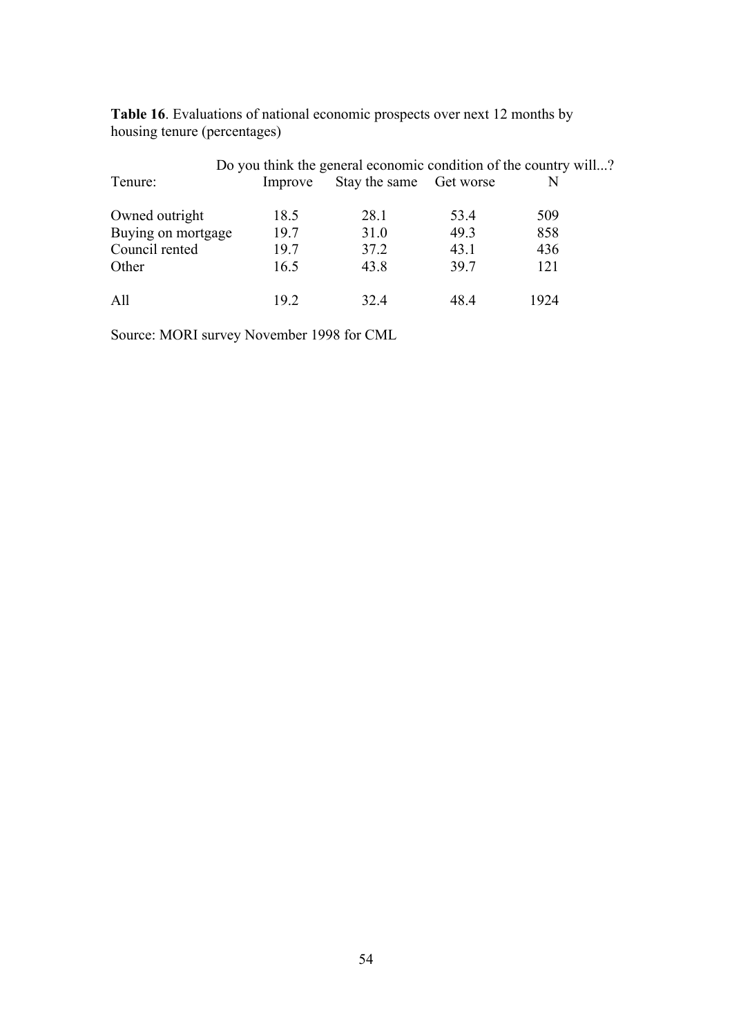**Table 16**. Evaluations of national economic prospects over next 12 months by housing tenure (percentages)

| | Do you think the general economic condition of the country will...? | | | |
|---|---|---|---|---|
| Tenure: | Improve | Stay the same | Get worse | N |
| Owned outright | 18.5 | 28.1 | 53.4 | 509 |
| Buying on mortgage | 19.7 | 31.0 | 49.3 | 858 |
| Council rented | 19.7 | 37.2 | 43.1 | 436 |
| Other | 16.5 | 43.8 | 39.7 | 121 |
| All | 19.2 | 32.4 | 48.4 | 1924 |

Source: MORI survey November 1998 for CML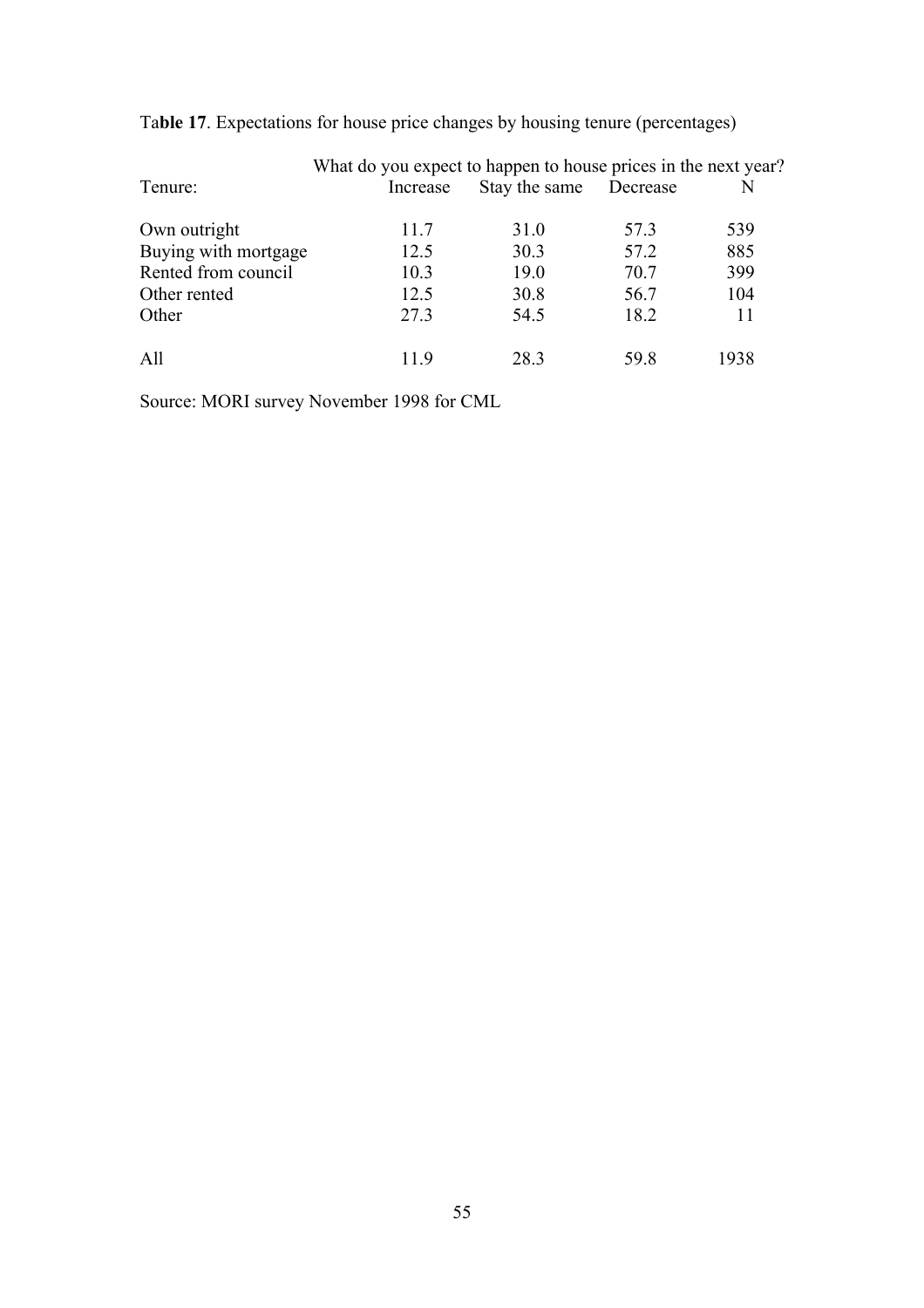**Table 17**. Expectations for house price changes by housing tenure (percentages)

| | What do you expect to happen to house prices in the next year? | | | |
|---|---|---|---|---|
| Tenure: | Increase | Stay the same | Decrease | N |
| Own outright | 11.7 | 31.0 | 57.3 | 539 |
| Buying with mortgage | 12.5 | 30.3 | 57.2 | 885 |
| Rented from council | 10.3 | 19.0 | 70.7 | 399 |
| Other rented | 12.5 | 30.8 | 56.7 | 104 |
| Other | 27.3 | 54.5 | 18.2 | 11 |
| All | 11.9 | 28.3 | 59.8 | 1938 |

Source: MORI survey November 1998 for CML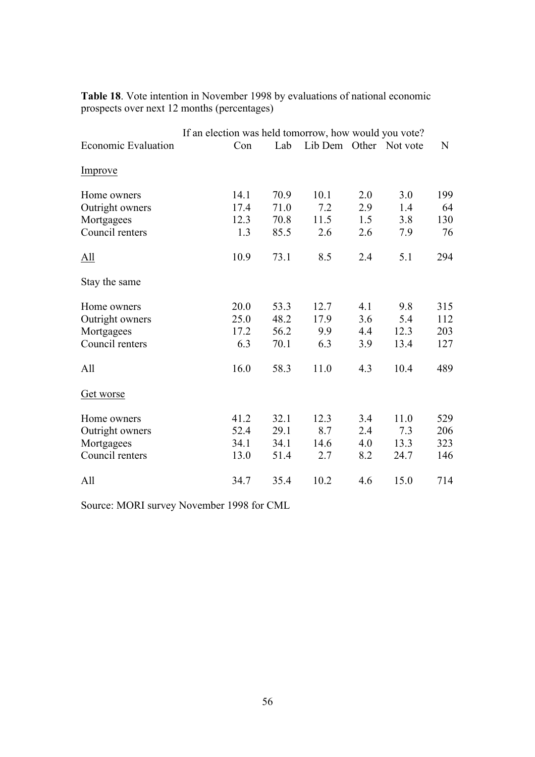**Table 18**. Vote intention in November 1998 by evaluations of national economic prospects over next 12 months (percentages)

| | If an election was held tomorrow, how would you vote? | | | | | |
|---|---|---|---|---|---|---|
| Economic Evaluation | Con | Lab | Lib Dem | Other | Not vote | N |
| Improve | | | | | | |
| Home owners | 14.1 | 70.9 | 10.1 | 2.0 | 3.0 | 199 |
| Outright owners | 17.4 | 71.0 | 7.2 | 2.9 | 1.4 | 64 |
| Mortgagees | 12.3 | 70.8 | 11.5 | 1.5 | 3.8 | 130 |
| Council renters | 1.3 | 85.5 | 2.6 | 2.6 | 7.9 | 76 |
| All | 10.9 | 73.1 | 8.5 | 2.4 | 5.1 | 294 |
| Stay the same | | | | | | |
| Home owners | 20.0 | 53.3 | 12.7 | 4.1 | 9.8 | 315 |
| Outright owners | 25.0 | 48.2 | 17.9 | 3.6 | 5.4 | 112 |
| Mortgagees | 17.2 | 56.2 | 9.9 | 4.4 | 12.3 | 203 |
| Council renters | 6.3 | 70.1 | 6.3 | 3.9 | 13.4 | 127 |
| All | 16.0 | 58.3 | 11.0 | 4.3 | 10.4 | 489 |
| Get worse | | | | | | |
| Home owners | 41.2 | 32.1 | 12.3 | 3.4 | 11.0 | 529 |
| Outright owners | 52.4 | 29.1 | 8.7 | 2.4 | 7.3 | 206 |
| Mortgagees | 34.1 | 34.1 | 14.6 | 4.0 | 13.3 | 323 |
| Council renters | 13.0 | 51.4 | 2.7 | 8.2 | 24.7 | 146 |
| All | 34.7 | 35.4 | 10.2 | 4.6 | 15.0 | 714 |

Source: MORI survey November 1998 for CML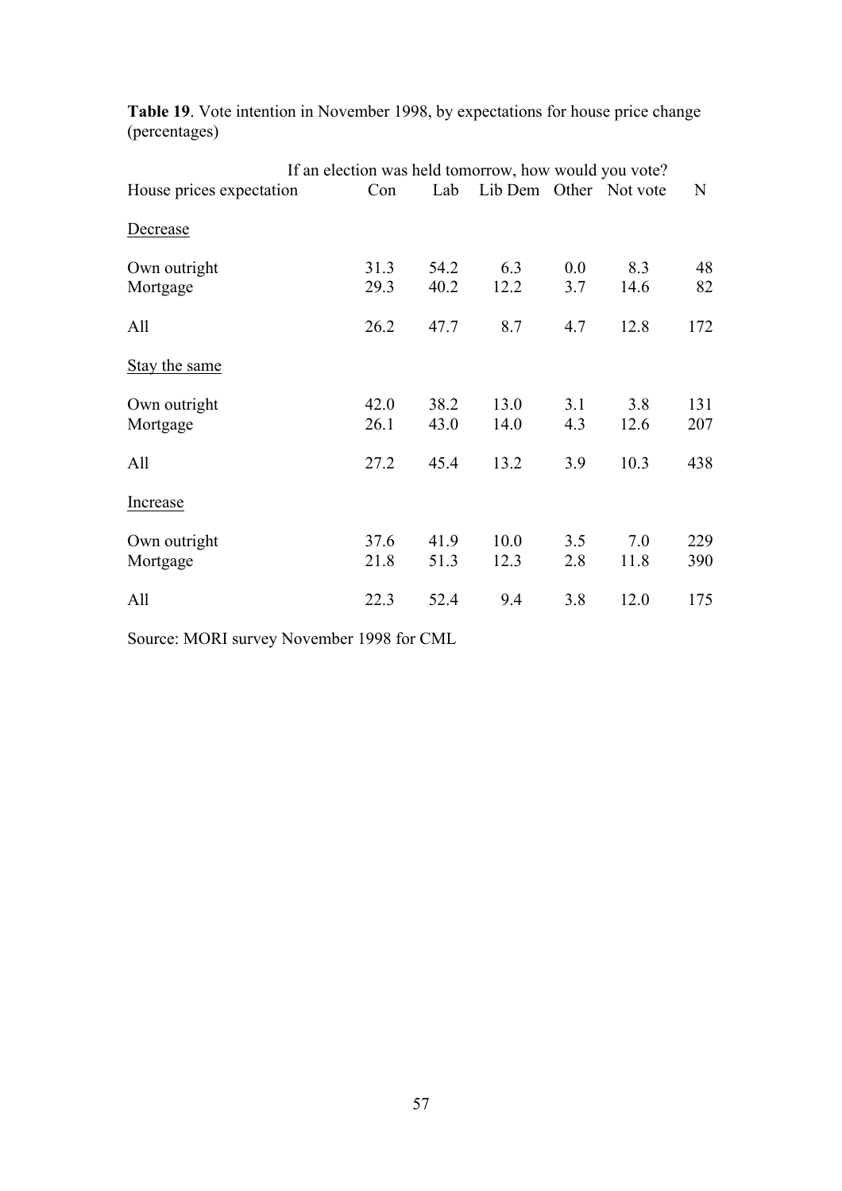**Table 19**. Vote intention in November 1998, by expectations for house price change (percentages)

| | If an election was held tomorrow, how would you vote? | | | | | |
|---|---|---|---|---|---|---|
| House prices expectation | Con | Lab | Lib Dem | Other | Not vote | N |
| <u>Decrease</u> | | | | | | |
| Own outright | 31.3 | 54.2 | 6.3 | 0.0 | 8.3 | 48 |
| Mortgage | 29.3 | 40.2 | 12.2 | 3.7 | 14.6 | 82 |
| All | 26.2 | 47.7 | 8.7 | 4.7 | 12.8 | 172 |
| <u>Stay the same</u> | | | | | | |
| Own outright | 42.0 | 38.2 | 13.0 | 3.1 | 3.8 | 131 |
| Mortgage | 26.1 | 43.0 | 14.0 | 4.3 | 12.6 | 207 |
| All | 27.2 | 45.4 | 13.2 | 3.9 | 10.3 | 438 |
| <u>Increase</u> | | | | | | |
| Own outright | 37.6 | 41.9 | 10.0 | 3.5 | 7.0 | 229 |
| Mortgage | 21.8 | 51.3 | 12.3 | 2.8 | 11.8 | 390 |
| All | 22.3 | 52.4 | 9.4 | 3.8 | 12.0 | 175 |

Source: MORI survey November 1998 for CML